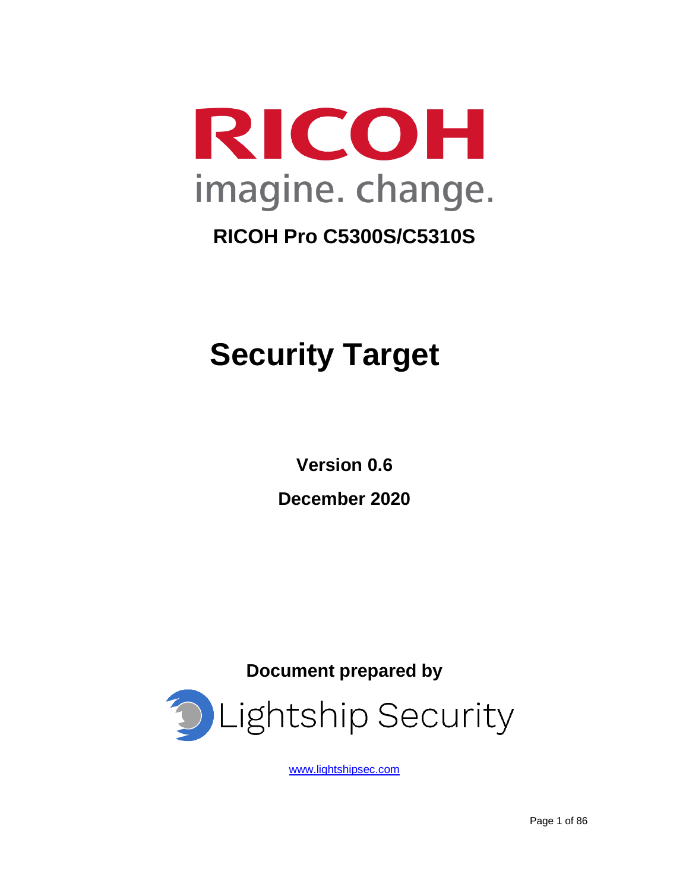RICOH

imagine. change.

**RICOH Pro C5300S/C5310S**

# Security Target

**Version 0.6**

**December 2020**

**Document prepared by**

Lightship Security

www.lightshipsec.com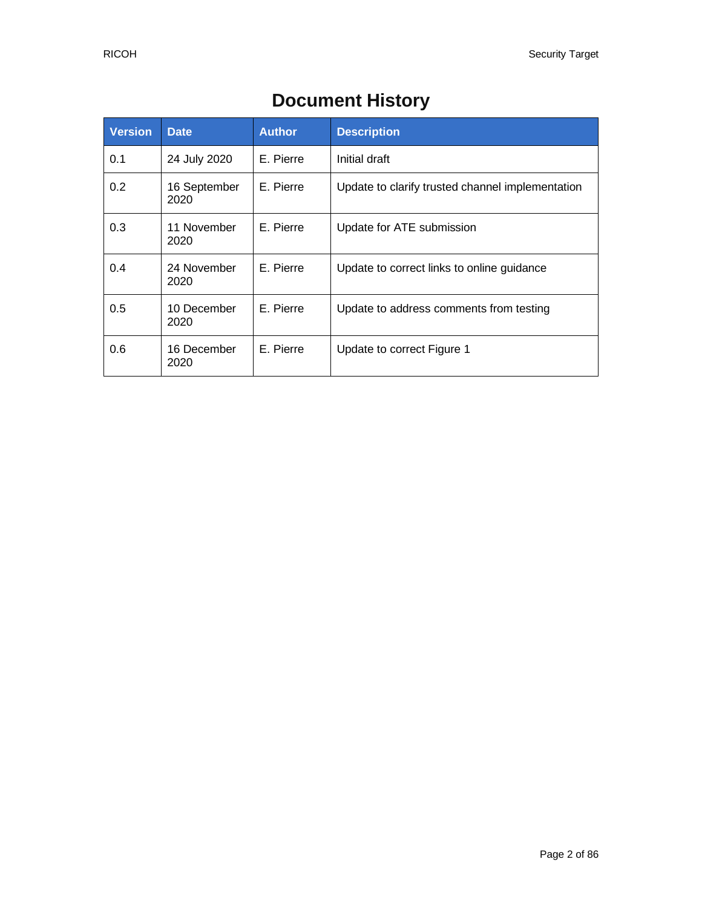# Document History

| Version | Date | Author | Description |
|---|---|---|---|
| 0.1 | 24 July 2020 | E. Pierre | Initial draft |
| 0.2 | 16 September 2020 | E. Pierre | Update to clarify trusted channel implementation |
| 0.3 | 11 November 2020 | E. Pierre | Update for ATE submission |
| 0.4 | 24 November 2020 | E. Pierre | Update to correct links to online guidance |
| 0.5 | 10 December 2020 | E. Pierre | Update to address comments from testing |
| 0.6 | 16 December 2020 | E. Pierre | Update to correct Figure 1 |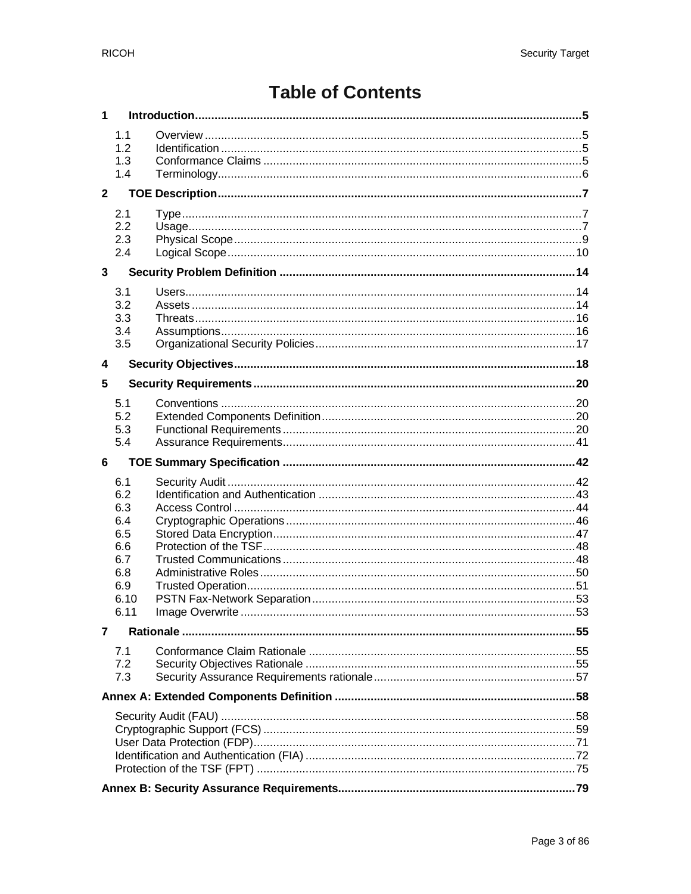# Table of Contents

**1 Introduction** ..... 5

- 1.1 Overview ..... 5
- 1.2 Identification ..... 5
- 1.3 Conformance Claims ..... 5
- 1.4 Terminology ..... 6

**2 TOE Description** ..... 7

- 2.1 Type ..... 7
- 2.2 Usage ..... 7
- 2.3 Physical Scope ..... 9
- 2.4 Logical Scope ..... 10

**3 Security Problem Definition** ..... 14

- 3.1 Users ..... 14
- 3.2 Assets ..... 14
- 3.3 Threats ..... 16
- 3.4 Assumptions ..... 16
- 3.5 Organizational Security Policies ..... 17

**4 Security Objectives** ..... 18

**5 Security Requirements** ..... 20

- 5.1 Conventions ..... 20
- 5.2 Extended Components Definition ..... 20
- 5.3 Functional Requirements ..... 20
- 5.4 Assurance Requirements ..... 41

**6 TOE Summary Specification** ..... 42

- 6.1 Security Audit ..... 42
- 6.2 Identification and Authentication ..... 43
- 6.3 Access Control ..... 44
- 6.4 Cryptographic Operations ..... 46
- 6.5 Stored Data Encryption ..... 47
- 6.6 Protection of the TSF ..... 48
- 6.7 Trusted Communications ..... 48
- 6.8 Administrative Roles ..... 50
- 6.9 Trusted Operation ..... 51
- 6.10 PSTN Fax-Network Separation ..... 53
- 6.11 Image Overwrite ..... 53

**7 Rationale** ..... 55

- 7.1 Conformance Claim Rationale ..... 55
- 7.2 Security Objectives Rationale ..... 55
- 7.3 Security Assurance Requirements rationale ..... 57

**Annex A: Extended Components Definition** ..... 58

- Security Audit (FAU) ..... 58
- Cryptographic Support (FCS) ..... 59
- User Data Protection (FDP) ..... 71
- Identification and Authentication (FIA) ..... 72
- Protection of the TSF (FPT) ..... 75

**Annex B: Security Assurance Requirements** ..... 79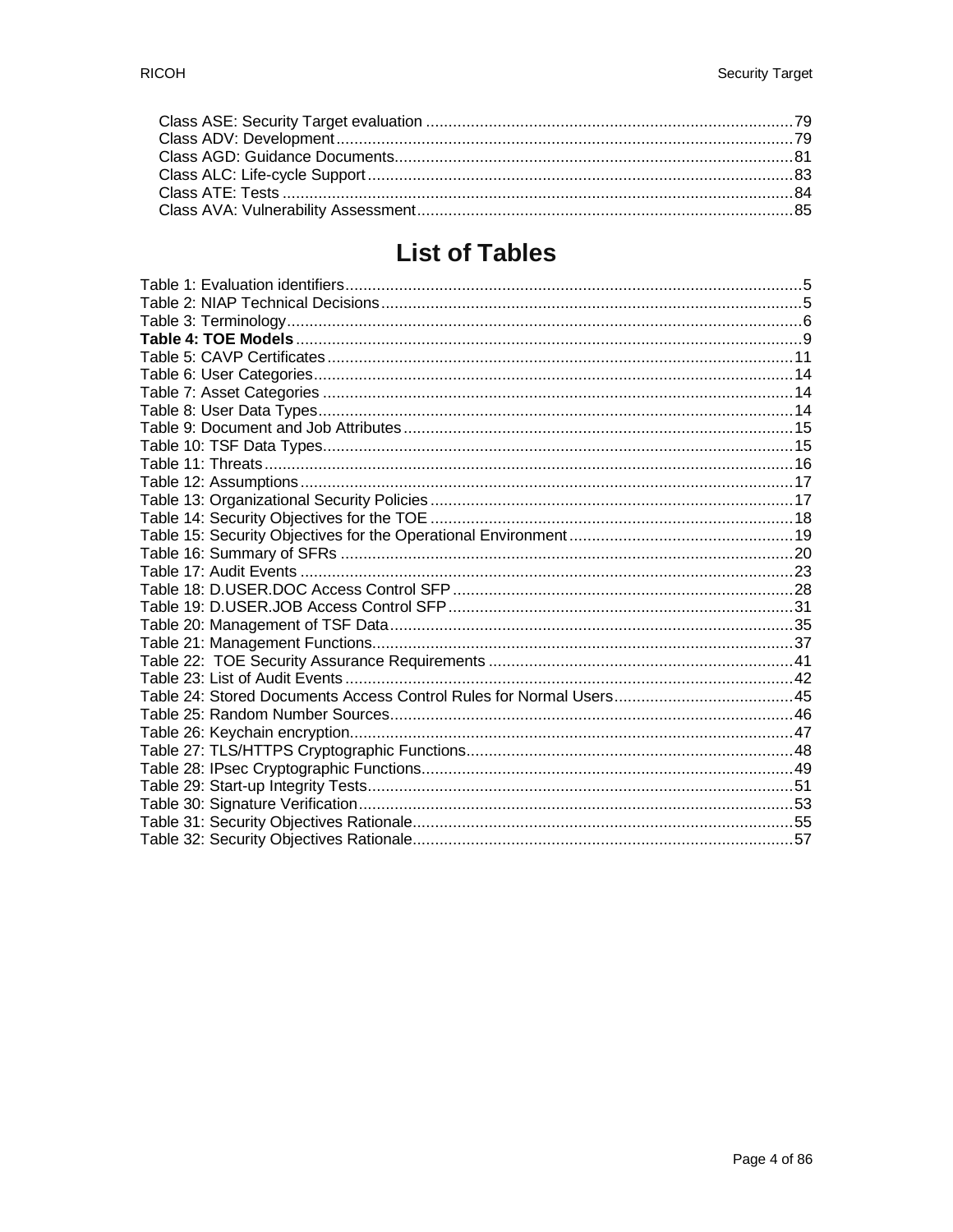Class ASE: Security Target evaluation ..................................................................................79
Class ADV: Development.....................................................................................................79
Class AGD: Guidance Documents.........................................................................................81
Class ALC: Life-cycle Support...............................................................................................83
Class ATE: Tests ..................................................................................................................84
Class AVA: Vulnerability Assessment....................................................................................85

# List of Tables

Table 1: Evaluation identifiers.....................................................................................................5
Table 2: NIAP Technical Decisions.............................................................................................5
Table 3: Terminology..................................................................................................................6
**Table 4: TOE Models**................................................................................................................9
Table 5: CAVP Certificates........................................................................................................11
Table 6: User Categories...........................................................................................................14
Table 7: Asset Categories .........................................................................................................14
Table 8: User Data Types..........................................................................................................14
Table 9: Document and Job Attributes.......................................................................................15
Table 10: TSF Data Types.........................................................................................................15
Table 11: Threats......................................................................................................................16
Table 12: Assumptions..............................................................................................................17
Table 13: Organizational Security Policies.................................................................................17
Table 14: Security Objectives for the TOE.................................................................................18
Table 15: Security Objectives for the Operational Environment..................................................19
Table 16: Summary of SFRs .....................................................................................................20
Table 17: Audit Events ..............................................................................................................23
Table 18: D.USER.DOC Access Control SFP............................................................................28
Table 19: D.USER.JOB Access Control SFP.............................................................................31
Table 20: Management of TSF Data..........................................................................................35
Table 21: Management Functions..............................................................................................37
Table 22: TOE Security Assurance Requirements ....................................................................41
Table 23: List of Audit Events....................................................................................................42
Table 24: Stored Documents Access Control Rules for Normal Users........................................45
Table 25: Random Number Sources..........................................................................................46
Table 26: Keychain encryption...................................................................................................47
Table 27: TLS/HTTPS Cryptographic Functions.........................................................................48
Table 28: IPsec Cryptographic Functions...................................................................................49
Table 29: Start-up Integrity Tests...............................................................................................51
Table 30: Signature Verification.................................................................................................53
Table 31: Security Objectives Rationale.....................................................................................55
Table 32: Security Objectives Rationale.....................................................................................57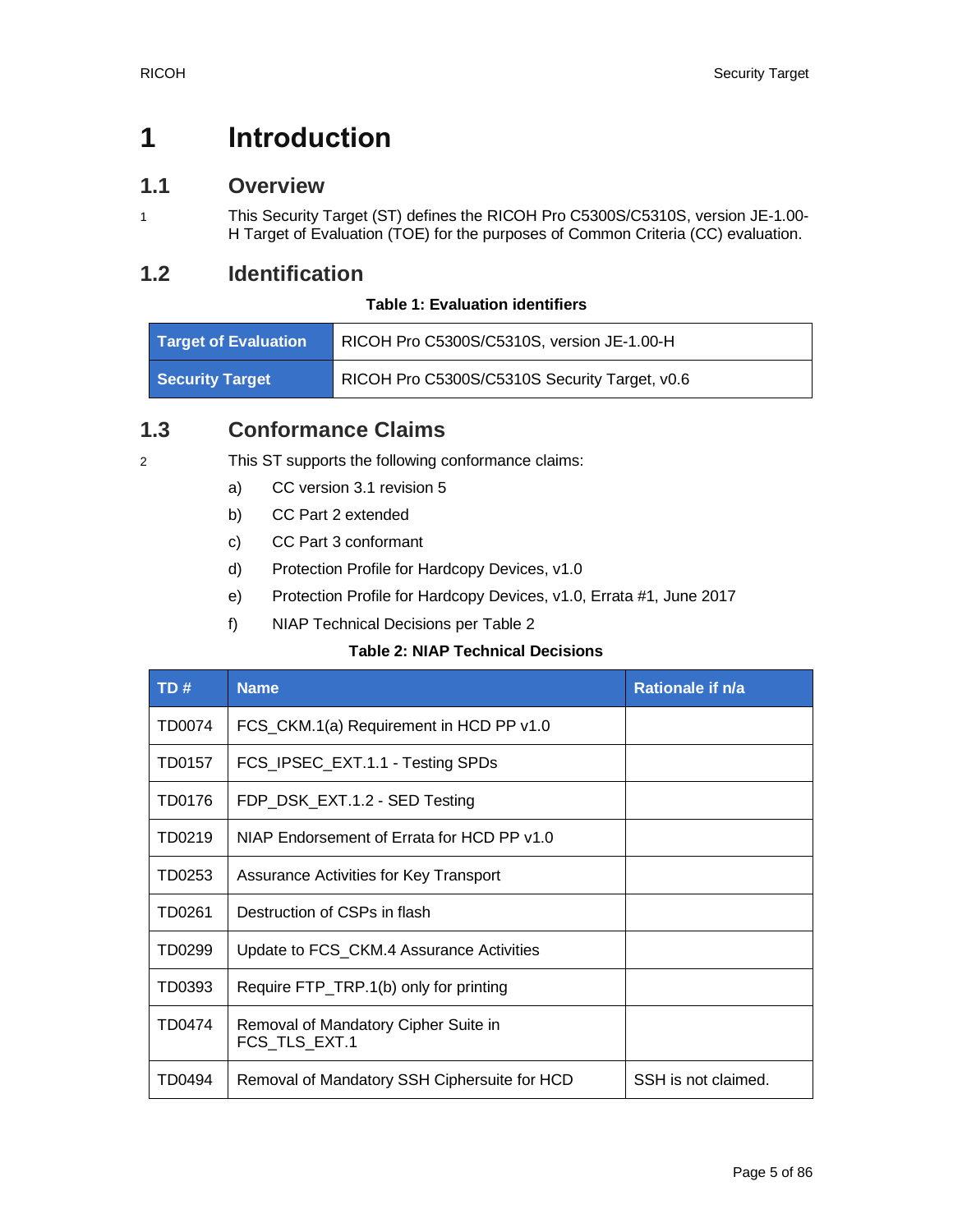# 1 Introduction

## 1.1 Overview

1 This Security Target (ST) defines the RICOH Pro C5300S/C5310S, version JE-1.00-H Target of Evaluation (TOE) for the purposes of Common Criteria (CC) evaluation.

## 1.2 Identification

**Table 1: Evaluation identifiers**

| | |
|---|---|
| **Target of Evaluation** | RICOH Pro C5300S/C5310S, version JE-1.00-H |
| **Security Target** | RICOH Pro C5300S/C5310S Security Target, v0.6 |

## 1.3 Conformance Claims

2 This ST supports the following conformance claims:

a) CC version 3.1 revision 5

b) CC Part 2 extended

c) CC Part 3 conformant

d) Protection Profile for Hardcopy Devices, v1.0

e) Protection Profile for Hardcopy Devices, v1.0, Errata #1, June 2017

f) NIAP Technical Decisions per Table 2

**Table 2: NIAP Technical Decisions**

| TD # | Name | Rationale if n/a |
|---|---|---|
| TD0074 | FCS_CKM.1(a) Requirement in HCD PP v1.0 | |
| TD0157 | FCS_IPSEC_EXT.1.1 - Testing SPDs | |
| TD0176 | FDP_DSK_EXT.1.2 - SED Testing | |
| TD0219 | NIAP Endorsement of Errata for HCD PP v1.0 | |
| TD0253 | Assurance Activities for Key Transport | |
| TD0261 | Destruction of CSPs in flash | |
| TD0299 | Update to FCS_CKM.4 Assurance Activities | |
| TD0393 | Require FTP_TRP.1(b) only for printing | |
| TD0474 | Removal of Mandatory Cipher Suite in FCS_TLS_EXT.1 | |
| TD0494 | Removal of Mandatory SSH Ciphersuite for HCD | SSH is not claimed. |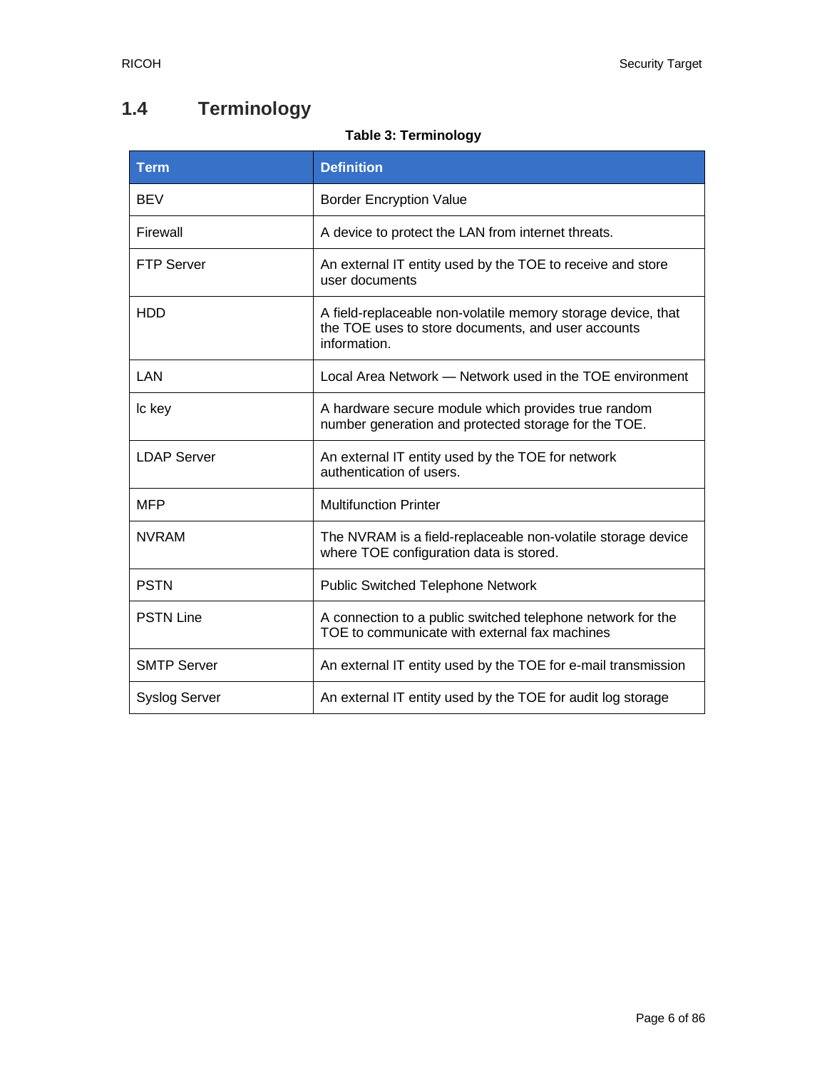## 1.4 Terminology

**Table 3: Terminology**

| Term | Definition |
|---|---|
| BEV | Border Encryption Value |
| Firewall | A device to protect the LAN from internet threats. |
| FTP Server | An external IT entity used by the TOE to receive and store user documents |
| HDD | A field-replaceable non-volatile memory storage device, that the TOE uses to store documents, and user accounts information. |
| LAN | Local Area Network — Network used in the TOE environment |
| Ic key | A hardware secure module which provides true random number generation and protected storage for the TOE. |
| LDAP Server | An external IT entity used by the TOE for network authentication of users. |
| MFP | Multifunction Printer |
| NVRAM | The NVRAM is a field-replaceable non-volatile storage device where TOE configuration data is stored. |
| PSTN | Public Switched Telephone Network |
| PSTN Line | A connection to a public switched telephone network for the TOE to communicate with external fax machines |
| SMTP Server | An external IT entity used by the TOE for e-mail transmission |
| Syslog Server | An external IT entity used by the TOE for audit log storage |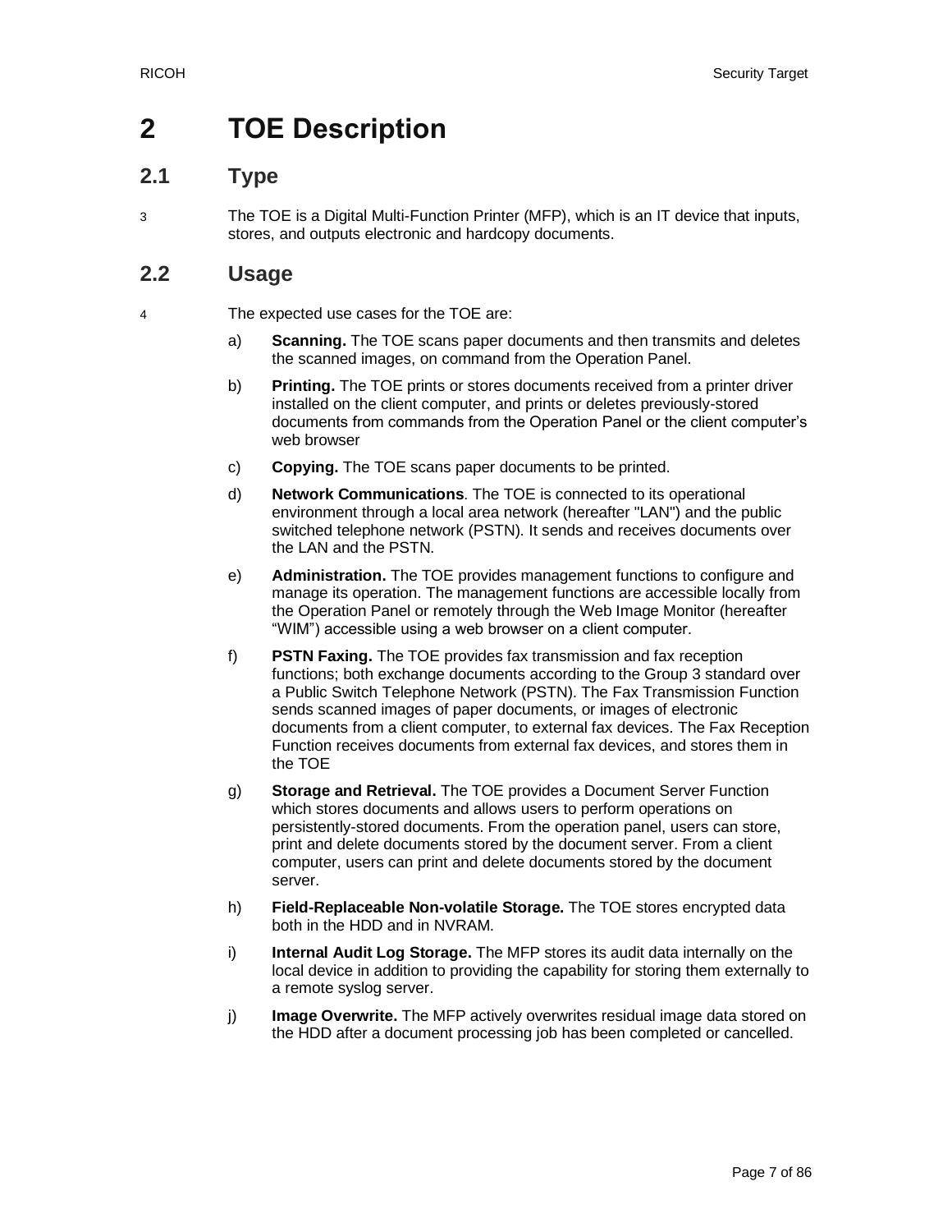# 2 TOE Description

## 2.1 Type

3 The TOE is a Digital Multi-Function Printer (MFP), which is an IT device that inputs, stores, and outputs electronic and hardcopy documents.

## 2.2 Usage

4 The expected use cases for the TOE are:

a) **Scanning.** The TOE scans paper documents and then transmits and deletes the scanned images, on command from the Operation Panel.

b) **Printing.** The TOE prints or stores documents received from a printer driver installed on the client computer, and prints or deletes previously-stored documents from commands from the Operation Panel or the client computer's web browser

c) **Copying.** The TOE scans paper documents to be printed.

d) **Network Communications**. The TOE is connected to its operational environment through a local area network (hereafter "LAN") and the public switched telephone network (PSTN). It sends and receives documents over the LAN and the PSTN.

e) **Administration.** The TOE provides management functions to configure and manage its operation. The management functions are accessible locally from the Operation Panel or remotely through the Web Image Monitor (hereafter "WIM") accessible using a web browser on a client computer.

f) **PSTN Faxing.** The TOE provides fax transmission and fax reception functions; both exchange documents according to the Group 3 standard over a Public Switch Telephone Network (PSTN). The Fax Transmission Function sends scanned images of paper documents, or images of electronic documents from a client computer, to external fax devices. The Fax Reception Function receives documents from external fax devices, and stores them in the TOE

g) **Storage and Retrieval.** The TOE provides a Document Server Function which stores documents and allows users to perform operations on persistently-stored documents. From the operation panel, users can store, print and delete documents stored by the document server. From a client computer, users can print and delete documents stored by the document server.

h) **Field-Replaceable Non-volatile Storage.** The TOE stores encrypted data both in the HDD and in NVRAM.

i) **Internal Audit Log Storage.** The MFP stores its audit data internally on the local device in addition to providing the capability for storing them externally to a remote syslog server.

j) **Image Overwrite.** The MFP actively overwrites residual image data stored on the HDD after a document processing job has been completed or cancelled.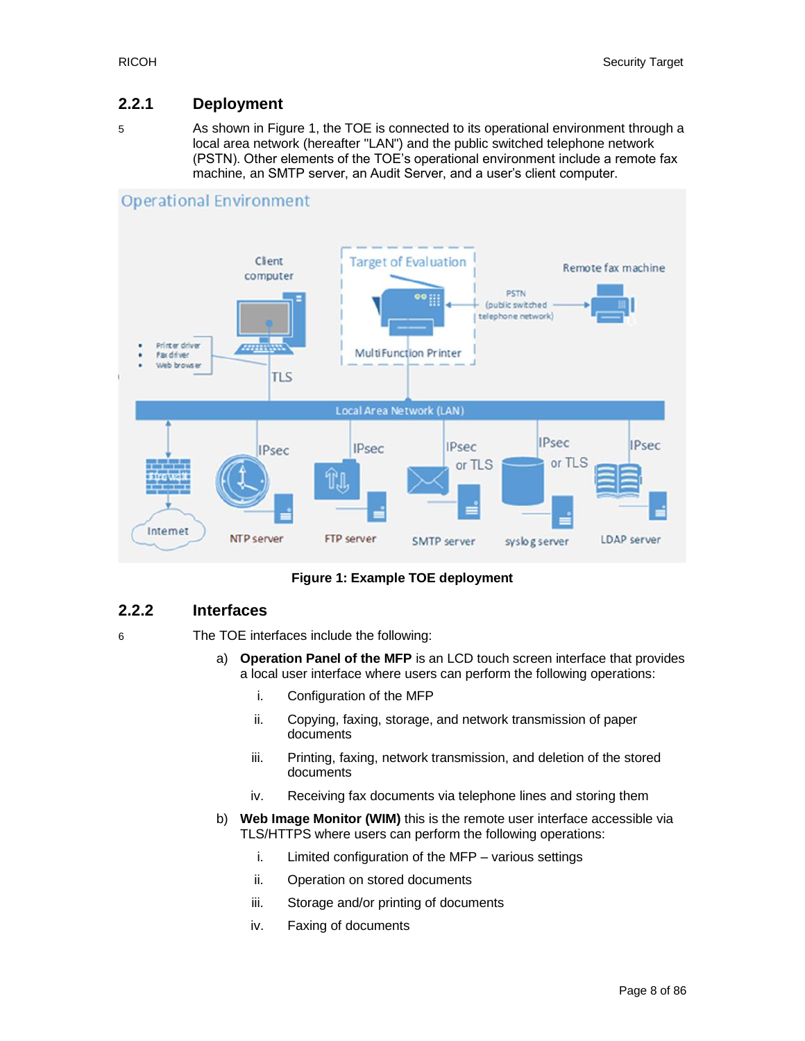### 2.2.1 Deployment

5 As shown in Figure 1, the TOE is connected to its operational environment through a local area network (hereafter "LAN") and the public switched telephone network (PSTN). Other elements of the TOE's operational environment include a remote fax machine, an SMTP server, an Audit Server, and a user's client computer.

**Figure 1: Example TOE deployment**

### 2.2.2 Interfaces

6 The TOE interfaces include the following:

a) **Operation Panel of the MFP** is an LCD touch screen interface that provides a local user interface where users can perform the following operations:

   i. Configuration of the MFP

   ii. Copying, faxing, storage, and network transmission of paper documents

   iii. Printing, faxing, network transmission, and deletion of the stored documents

   iv. Receiving fax documents via telephone lines and storing them

b) **Web Image Monitor (WIM)** this is the remote user interface accessible via TLS/HTTPS where users can perform the following operations:

   i. Limited configuration of the MFP – various settings

   ii. Operation on stored documents

   iii. Storage and/or printing of documents

   iv. Faxing of documents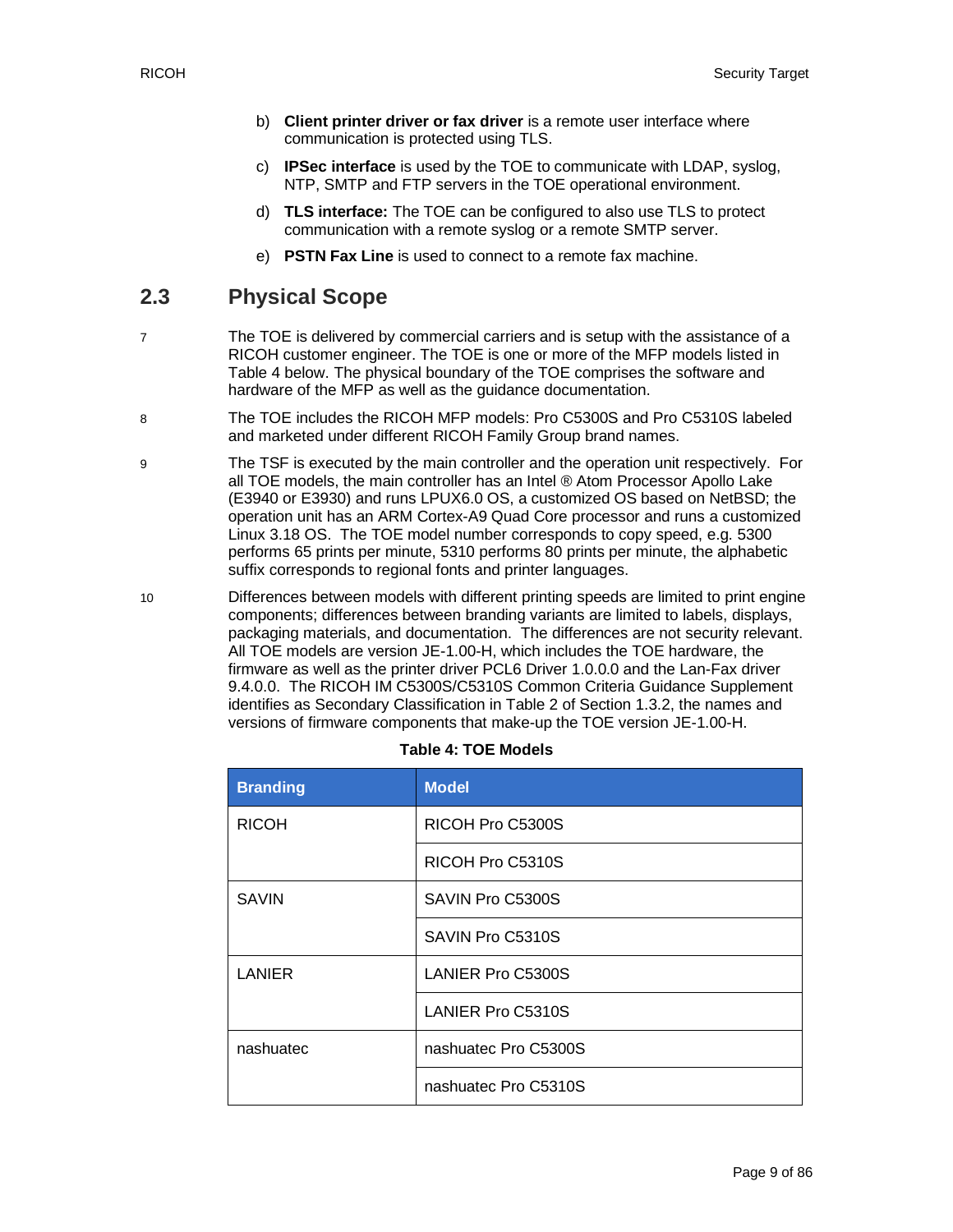b) **Client printer driver or fax driver** is a remote user interface where communication is protected using TLS.

c) **IPSec interface** is used by the TOE to communicate with LDAP, syslog, NTP, SMTP and FTP servers in the TOE operational environment.

d) **TLS interface:** The TOE can be configured to also use TLS to protect communication with a remote syslog or a remote SMTP server.

e) **PSTN Fax Line** is used to connect to a remote fax machine.

## 2.3 Physical Scope

7 The TOE is delivered by commercial carriers and is setup with the assistance of a RICOH customer engineer. The TOE is one or more of the MFP models listed in Table 4 below. The physical boundary of the TOE comprises the software and hardware of the MFP as well as the guidance documentation.

8 The TOE includes the RICOH MFP models: Pro C5300S and Pro C5310S labeled and marketed under different RICOH Family Group brand names.

9 The TSF is executed by the main controller and the operation unit respectively. For all TOE models, the main controller has an Intel ® Atom Processor Apollo Lake (E3940 or E3930) and runs LPUX6.0 OS, a customized OS based on NetBSD; the operation unit has an ARM Cortex-A9 Quad Core processor and runs a customized Linux 3.18 OS. The TOE model number corresponds to copy speed, e.g. 5300 performs 65 prints per minute, 5310 performs 80 prints per minute, the alphabetic suffix corresponds to regional fonts and printer languages.

10 Differences between models with different printing speeds are limited to print engine components; differences between branding variants are limited to labels, displays, packaging materials, and documentation. The differences are not security relevant. All TOE models are version JE-1.00-H, which includes the TOE hardware, the firmware as well as the printer driver PCL6 Driver 1.0.0.0 and the Lan-Fax driver 9.4.0.0. The RICOH IM C5300S/C5310S Common Criteria Guidance Supplement identifies as Secondary Classification in Table 2 of Section 1.3.2, the names and versions of firmware components that make-up the TOE version JE-1.00-H.

**Table 4: TOE Models**

| Branding | Model |
|---|---|
| RICOH | RICOH Pro C5300S |
| | RICOH Pro C5310S |
| SAVIN | SAVIN Pro C5300S |
| | SAVIN Pro C5310S |
| LANIER | LANIER Pro C5300S |
| | LANIER Pro C5310S |
| nashuatec | nashuatec Pro C5300S |
| | nashuatec Pro C5310S |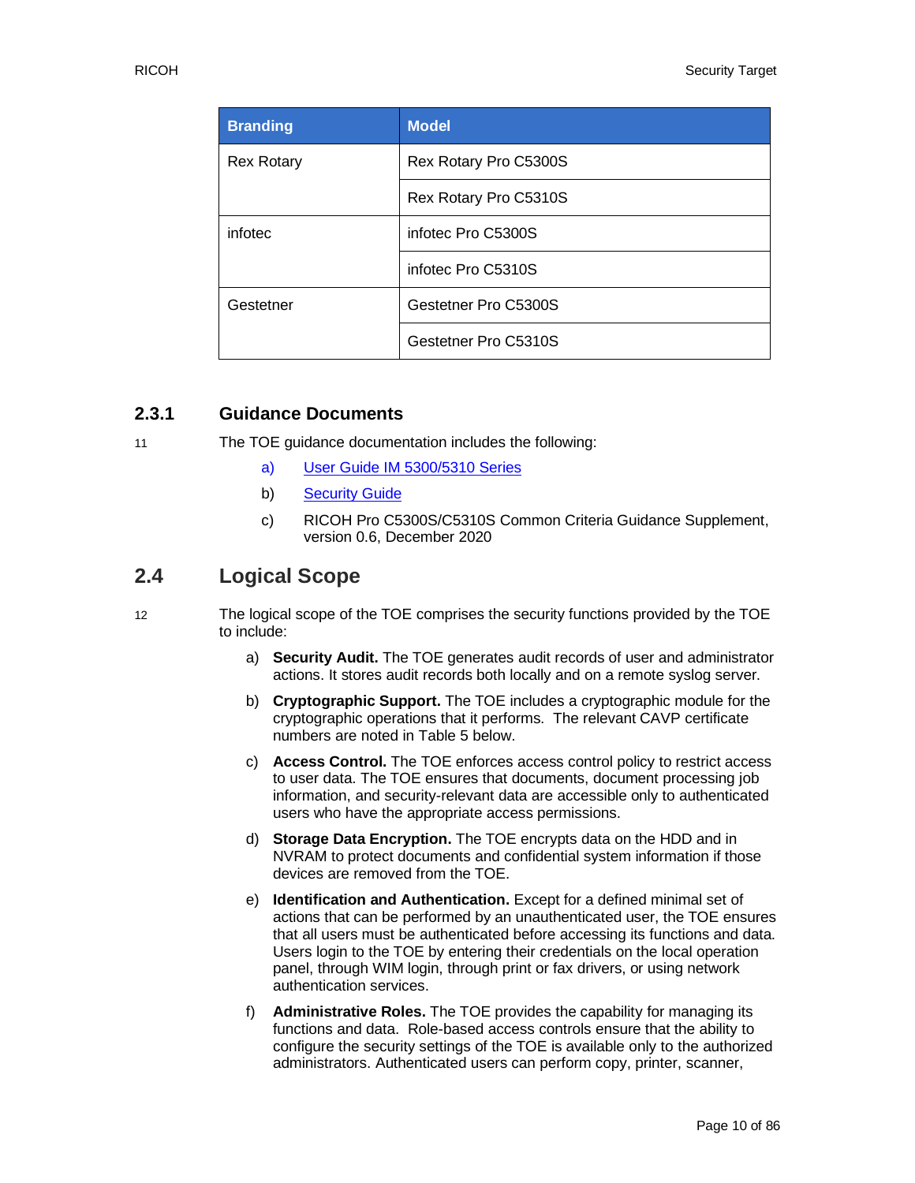| Branding | Model |
|---|---|
| Rex Rotary | Rex Rotary Pro C5300S |
| | Rex Rotary Pro C5310S |
| infotec | infotec Pro C5300S |
| | infotec Pro C5310S |
| Gestetner | Gestetner Pro C5300S |
| | Gestetner Pro C5310S |

### 2.3.1 Guidance Documents

11 The TOE guidance documentation includes the following:

a) User Guide IM 5300/5310 Series

b) Security Guide

c) RICOH Pro C5300S/C5310S Common Criteria Guidance Supplement, version 0.6, December 2020

## 2.4 Logical Scope

12 The logical scope of the TOE comprises the security functions provided by the TOE to include:

a) **Security Audit.** The TOE generates audit records of user and administrator actions. It stores audit records both locally and on a remote syslog server.

b) **Cryptographic Support.** The TOE includes a cryptographic module for the cryptographic operations that it performs. The relevant CAVP certificate numbers are noted in Table 5 below.

c) **Access Control.** The TOE enforces access control policy to restrict access to user data. The TOE ensures that documents, document processing job information, and security-relevant data are accessible only to authenticated users who have the appropriate access permissions.

d) **Storage Data Encryption.** The TOE encrypts data on the HDD and in NVRAM to protect documents and confidential system information if those devices are removed from the TOE.

e) **Identification and Authentication.** Except for a defined minimal set of actions that can be performed by an unauthenticated user, the TOE ensures that all users must be authenticated before accessing its functions and data. Users login to the TOE by entering their credentials on the local operation panel, through WIM login, through print or fax drivers, or using network authentication services.

f) **Administrative Roles.** The TOE provides the capability for managing its functions and data. Role-based access controls ensure that the ability to configure the security settings of the TOE is available only to the authorized administrators. Authenticated users can perform copy, printer, scanner,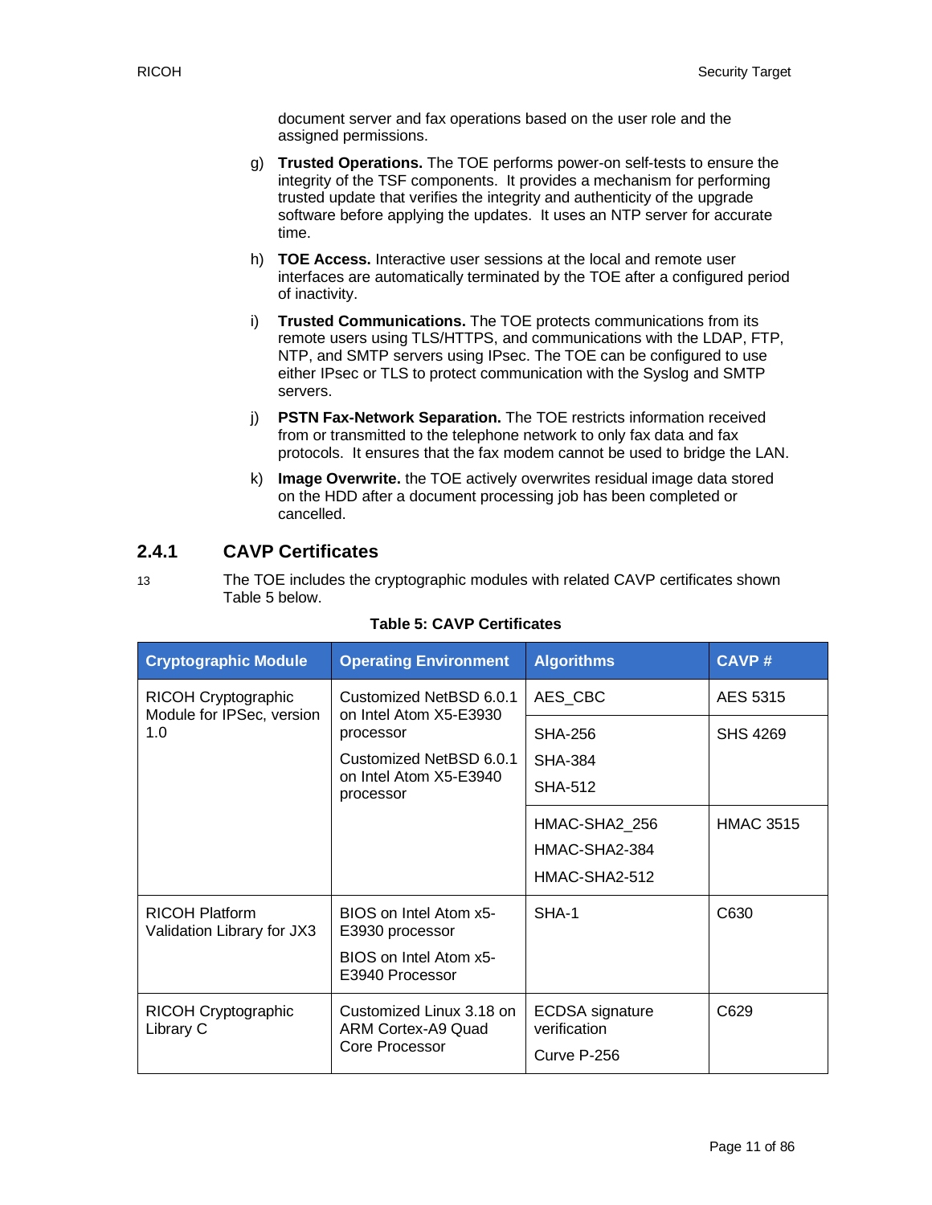document server and fax operations based on the user role and the assigned permissions.

g) **Trusted Operations.** The TOE performs power-on self-tests to ensure the integrity of the TSF components. It provides a mechanism for performing trusted update that verifies the integrity and authenticity of the upgrade software before applying the updates. It uses an NTP server for accurate time.

h) **TOE Access.** Interactive user sessions at the local and remote user interfaces are automatically terminated by the TOE after a configured period of inactivity.

i) **Trusted Communications.** The TOE protects communications from its remote users using TLS/HTTPS, and communications with the LDAP, FTP, NTP, and SMTP servers using IPsec. The TOE can be configured to use either IPsec or TLS to protect communication with the Syslog and SMTP servers.

j) **PSTN Fax-Network Separation.** The TOE restricts information received from or transmitted to the telephone network to only fax data and fax protocols. It ensures that the fax modem cannot be used to bridge the LAN.

k) **Image Overwrite.** the TOE actively overwrites residual image data stored on the HDD after a document processing job has been completed or cancelled.

### 2.4.1 CAVP Certificates

13 The TOE includes the cryptographic modules with related CAVP certificates shown Table 5 below.

**Table 5: CAVP Certificates**

| Cryptographic Module | Operating Environment | Algorithms | CAVP # |
|---|---|---|---|
| RICOH Cryptographic Module for IPSec, version 1.0 | Customized NetBSD 6.0.1 on Intel Atom X5-E3930 processor<br>Customized NetBSD 6.0.1 on Intel Atom X5-E3940 processor | AES_CBC | AES 5315 |
| | | SHA-256<br>SHA-384<br>SHA-512 | SHS 4269 |
| | | HMAC-SHA2_256<br>HMAC-SHA2-384<br>HMAC-SHA2-512 | HMAC 3515 |
| RICOH Platform Validation Library for JX3 | BIOS on Intel Atom x5-E3930 processor<br>BIOS on Intel Atom x5-E3940 Processor | SHA-1 | C630 |
| RICOH Cryptographic Library C | Customized Linux 3.18 on ARM Cortex-A9 Quad Core Processor | ECDSA signature verification<br>Curve P-256 | C629 |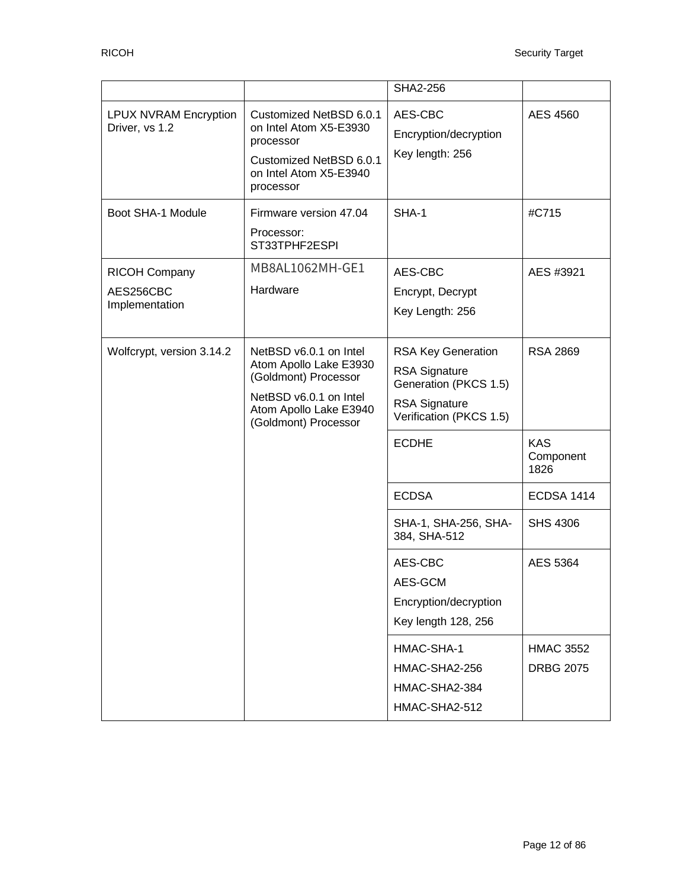| | | SHA2-256 | |
|---|---|---|---|
| LPUX NVRAM Encryption Driver, vs 1.2 | Customized NetBSD 6.0.1 on Intel Atom X5-E3930 processor<br>Customized NetBSD 6.0.1 on Intel Atom X5-E3940 processor | AES-CBC<br>Encryption/decryption<br>Key length: 256 | AES 4560 |
| Boot SHA-1 Module | Firmware version 47.04<br>Processor: ST33TPHF2ESPI | SHA-1 | #C715 |
| RICOH Company AES256CBC Implementation | MB8AL1062MH-GE1<br>Hardware | AES-CBC<br>Encrypt, Decrypt<br>Key Length: 256 | AES #3921 |
| Wolfcrypt, version 3.14.2 | NetBSD v6.0.1 on Intel Atom Apollo Lake E3930 (Goldmont) Processor<br>NetBSD v6.0.1 on Intel Atom Apollo Lake E3940 (Goldmont) Processor | RSA Key Generation<br>RSA Signature Generation (PKCS 1.5)<br>RSA Signature Verification (PKCS 1.5) | RSA 2869 |
| | | ECDHE | KAS Component 1826 |
| | | ECDSA | ECDSA 1414 |
| | | SHA-1, SHA-256, SHA-384, SHA-512 | SHS 4306 |
| | | AES-CBC<br>AES-GCM<br>Encryption/decryption<br>Key length 128, 256 | AES 5364 |
| | | HMAC-SHA-1<br>HMAC-SHA2-256<br>HMAC-SHA2-384<br>HMAC-SHA2-512 | HMAC 3552<br>DRBG 2075 |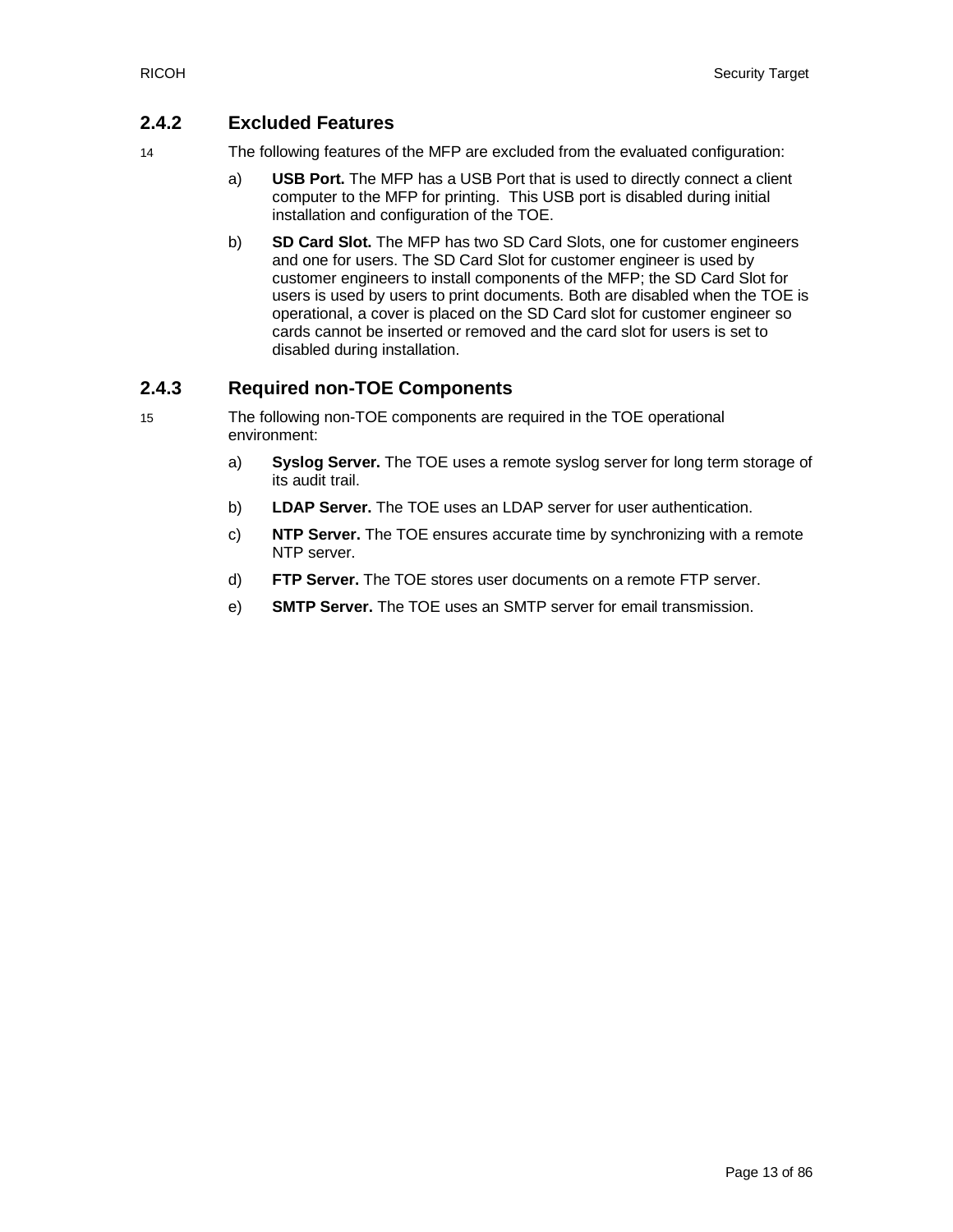### 2.4.2 Excluded Features

14 The following features of the MFP are excluded from the evaluated configuration:

a) **USB Port.** The MFP has a USB Port that is used to directly connect a client computer to the MFP for printing. This USB port is disabled during initial installation and configuration of the TOE.

b) **SD Card Slot.** The MFP has two SD Card Slots, one for customer engineers and one for users. The SD Card Slot for customer engineer is used by customer engineers to install components of the MFP; the SD Card Slot for users is used by users to print documents. Both are disabled when the TOE is operational, a cover is placed on the SD Card slot for customer engineer so cards cannot be inserted or removed and the card slot for users is set to disabled during installation.

### 2.4.3 Required non-TOE Components

15 The following non-TOE components are required in the TOE operational environment:

a) **Syslog Server.** The TOE uses a remote syslog server for long term storage of its audit trail.

b) **LDAP Server.** The TOE uses an LDAP server for user authentication.

c) **NTP Server.** The TOE ensures accurate time by synchronizing with a remote NTP server.

d) **FTP Server.** The TOE stores user documents on a remote FTP server.

e) **SMTP Server.** The TOE uses an SMTP server for email transmission.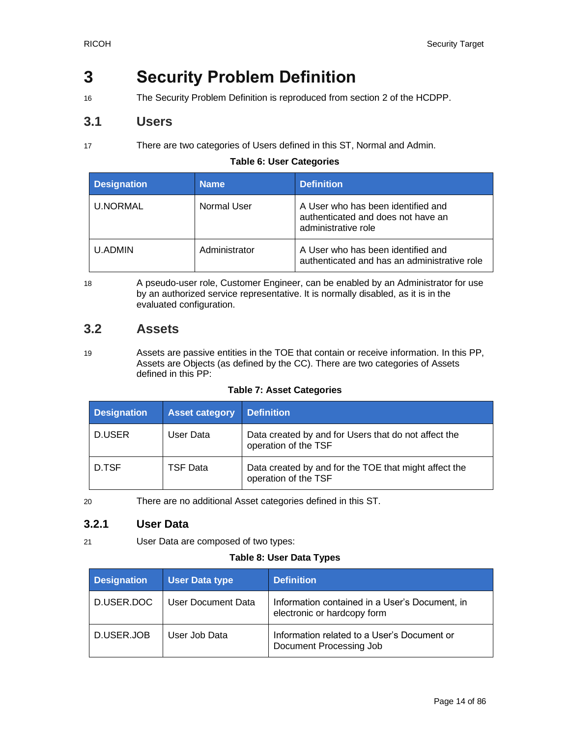# 3 Security Problem Definition

16 The Security Problem Definition is reproduced from section 2 of the HCDPP.

## 3.1 Users

17 There are two categories of Users defined in this ST, Normal and Admin.

**Table 6: User Categories**

| Designation | Name | Definition |
|---|---|---|
| U.NORMAL | Normal User | A User who has been identified and authenticated and does not have an administrative role |
| U.ADMIN | Administrator | A User who has been identified and authenticated and has an administrative role |

18 A pseudo-user role, Customer Engineer, can be enabled by an Administrator for use by an authorized service representative. It is normally disabled, as it is in the evaluated configuration.

## 3.2 Assets

19 Assets are passive entities in the TOE that contain or receive information. In this PP, Assets are Objects (as defined by the CC). There are two categories of Assets defined in this PP:

**Table 7: Asset Categories**

| Designation | Asset category | Definition |
|---|---|---|
| D.USER | User Data | Data created by and for Users that do not affect the operation of the TSF |
| D.TSF | TSF Data | Data created by and for the TOE that might affect the operation of the TSF |

20 There are no additional Asset categories defined in this ST.

### 3.2.1 User Data

21 User Data are composed of two types:

**Table 8: User Data Types**

| Designation | User Data type | Definition |
|---|---|---|
| D.USER.DOC | User Document Data | Information contained in a User's Document, in electronic or hardcopy form |
| D.USER.JOB | User Job Data | Information related to a User's Document or Document Processing Job |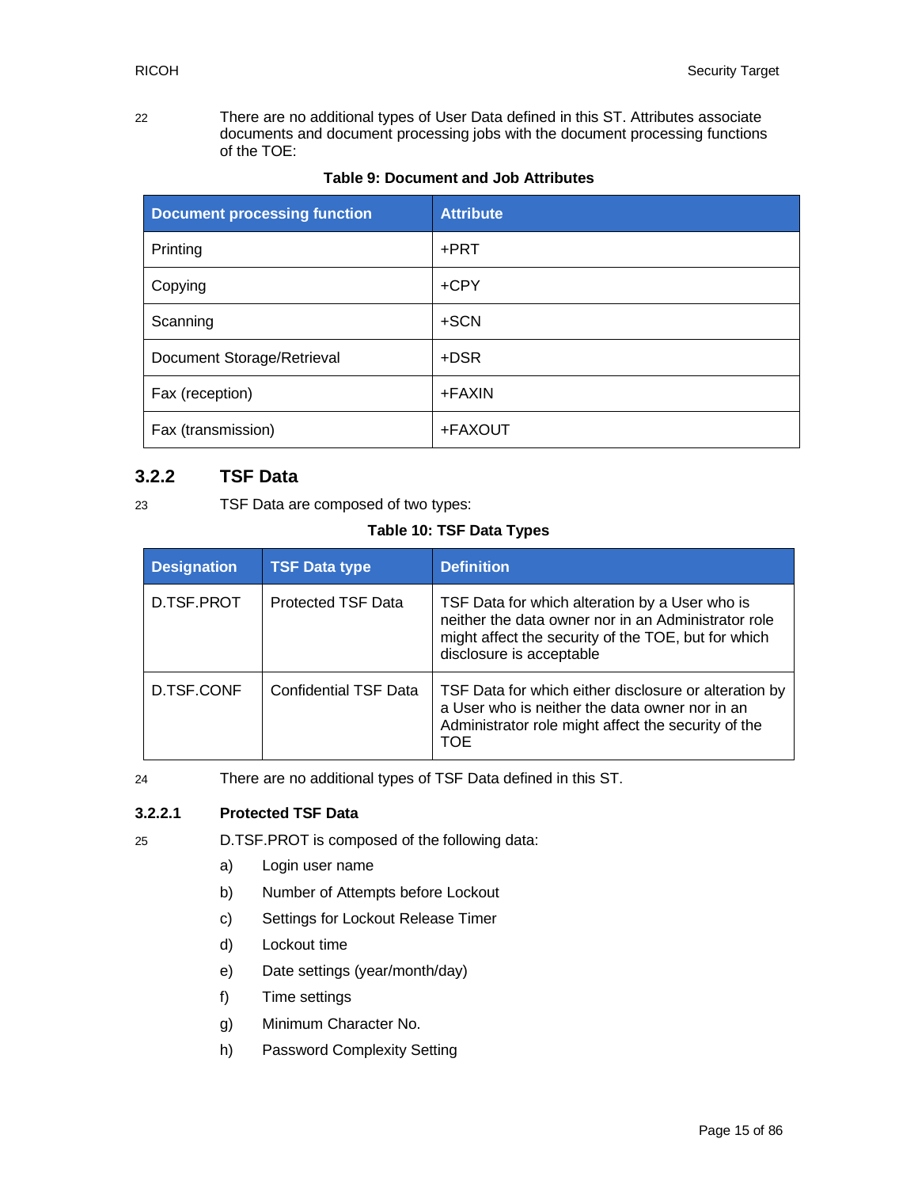22 There are no additional types of User Data defined in this ST. Attributes associate documents and document processing jobs with the document processing functions of the TOE:

**Table 9: Document and Job Attributes**

| Document processing function | Attribute |
|---|---|
| Printing | +PRT |
| Copying | +CPY |
| Scanning | +SCN |
| Document Storage/Retrieval | +DSR |
| Fax (reception) | +FAXIN |
| Fax (transmission) | +FAXOUT |

### 3.2.2 TSF Data

23 TSF Data are composed of two types:

**Table 10: TSF Data Types**

| Designation | TSF Data type | Definition |
|---|---|---|
| D.TSF.PROT | Protected TSF Data | TSF Data for which alteration by a User who is neither the data owner nor in an Administrator role might affect the security of the TOE, but for which disclosure is acceptable |
| D.TSF.CONF | Confidential TSF Data | TSF Data for which either disclosure or alteration by a User who is neither the data owner nor in an Administrator role might affect the security of the TOE |

24 There are no additional types of TSF Data defined in this ST.

#### 3.2.2.1 Protected TSF Data

25 D.TSF.PROT is composed of the following data:

a) Login user name

b) Number of Attempts before Lockout

c) Settings for Lockout Release Timer

d) Lockout time

e) Date settings (year/month/day)

f) Time settings

g) Minimum Character No.

h) Password Complexity Setting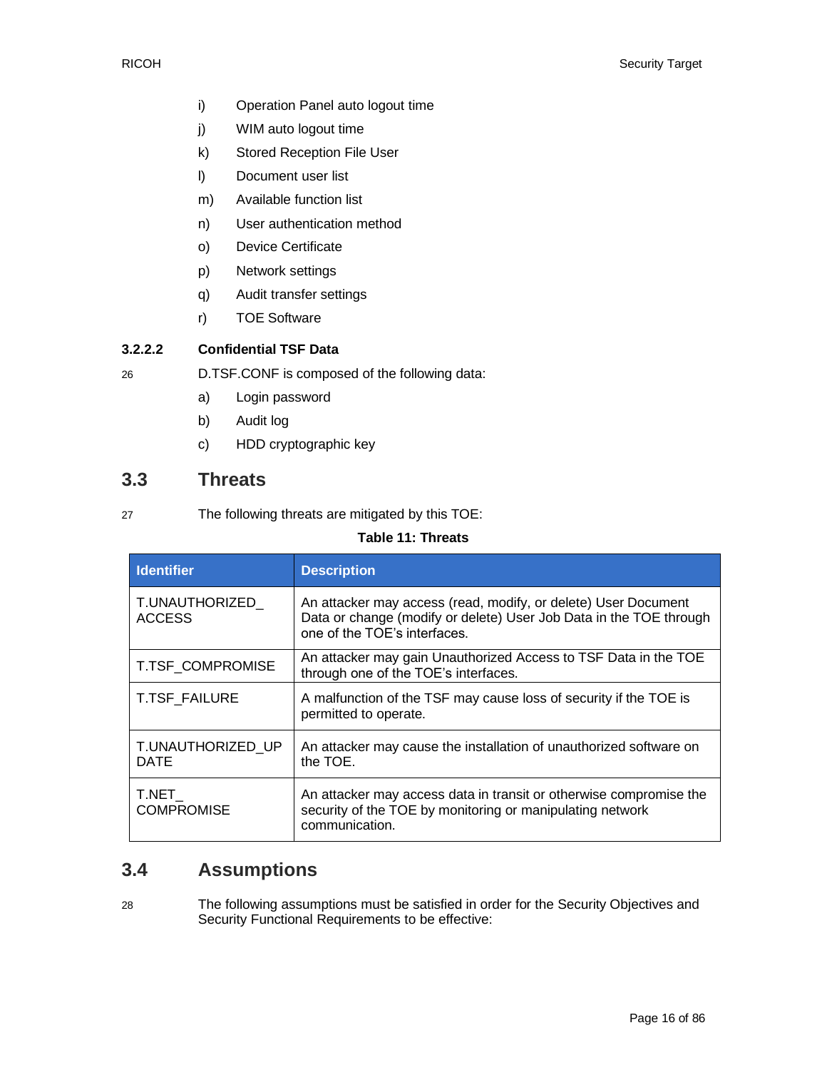i) Operation Panel auto logout time

j) WIM auto logout time

k) Stored Reception File User

l) Document user list

m) Available function list

n) User authentication method

o) Device Certificate

p) Network settings

q) Audit transfer settings

r) TOE Software

#### 3.2.2.2 Confidential TSF Data

26 D.TSF.CONF is composed of the following data:

a) Login password

b) Audit log

c) HDD cryptographic key

## 3.3 Threats

27 The following threats are mitigated by this TOE:

**Table 11: Threats**

| Identifier | Description |
| --- | --- |
| T.UNAUTHORIZED_ACCESS | An attacker may access (read, modify, or delete) User Document Data or change (modify or delete) User Job Data in the TOE through one of the TOE's interfaces. |
| T.TSF_COMPROMISE | An attacker may gain Unauthorized Access to TSF Data in the TOE through one of the TOE's interfaces. |
| T.TSF_FAILURE | A malfunction of the TSF may cause loss of security if the TOE is permitted to operate. |
| T.UNAUTHORIZED_UPDATE | An attacker may cause the installation of unauthorized software on the TOE. |
| T.NET_COMPROMISE | An attacker may access data in transit or otherwise compromise the security of the TOE by monitoring or manipulating network communication. |

## 3.4 Assumptions

28 The following assumptions must be satisfied in order for the Security Objectives and Security Functional Requirements to be effective: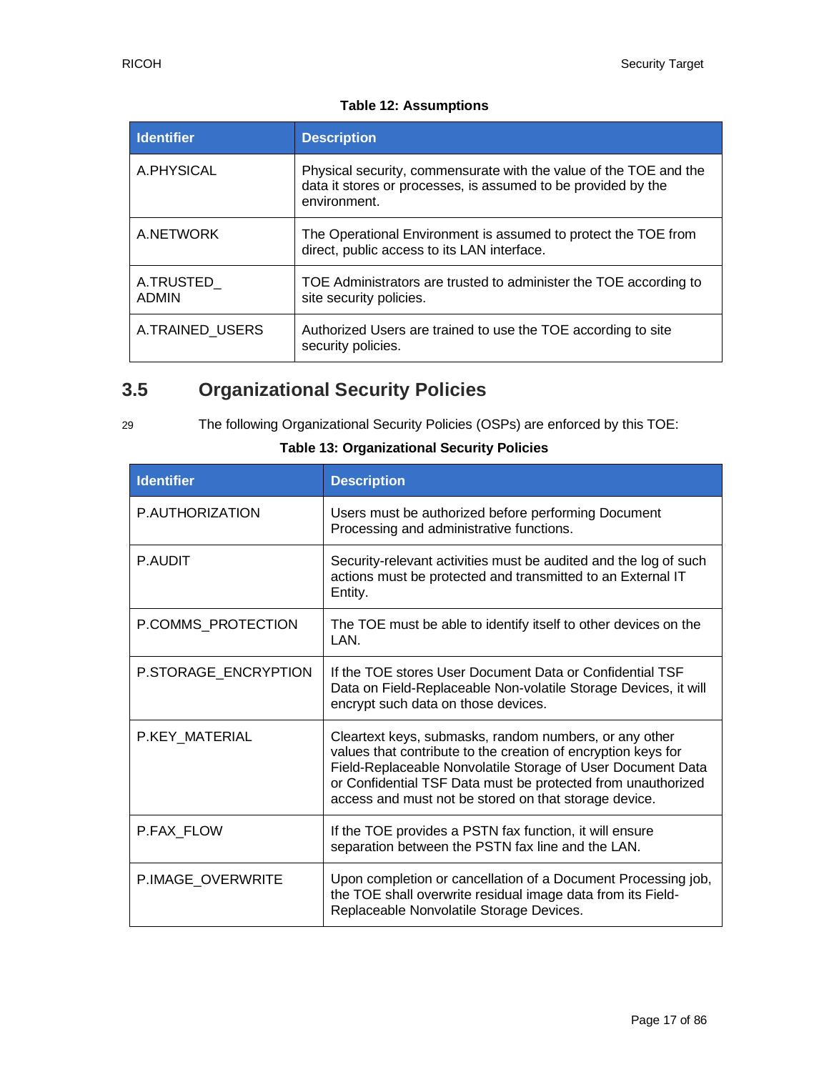**Table 12: Assumptions**

| Identifier | Description |
| --- | --- |
| A.PHYSICAL | Physical security, commensurate with the value of the TOE and the data it stores or processes, is assumed to be provided by the environment. |
| A.NETWORK | The Operational Environment is assumed to protect the TOE from direct, public access to its LAN interface. |
| A.TRUSTED_ ADMIN | TOE Administrators are trusted to administer the TOE according to site security policies. |
| A.TRAINED_USERS | Authorized Users are trained to use the TOE according to site security policies. |

## 3.5 Organizational Security Policies

29 The following Organizational Security Policies (OSPs) are enforced by this TOE:

**Table 13: Organizational Security Policies**

| Identifier | Description |
| --- | --- |
| P.AUTHORIZATION | Users must be authorized before performing Document Processing and administrative functions. |
| P.AUDIT | Security-relevant activities must be audited and the log of such actions must be protected and transmitted to an External IT Entity. |
| P.COMMS_PROTECTION | The TOE must be able to identify itself to other devices on the LAN. |
| P.STORAGE_ENCRYPTION | If the TOE stores User Document Data or Confidential TSF Data on Field-Replaceable Non-volatile Storage Devices, it will encrypt such data on those devices. |
| P.KEY_MATERIAL | Cleartext keys, submasks, random numbers, or any other values that contribute to the creation of encryption keys for Field-Replaceable Nonvolatile Storage of User Document Data or Confidential TSF Data must be protected from unauthorized access and must not be stored on that storage device. |
| P.FAX_FLOW | If the TOE provides a PSTN fax function, it will ensure separation between the PSTN fax line and the LAN. |
| P.IMAGE_OVERWRITE | Upon completion or cancellation of a Document Processing job, the TOE shall overwrite residual image data from its Field-Replaceable Nonvolatile Storage Devices. |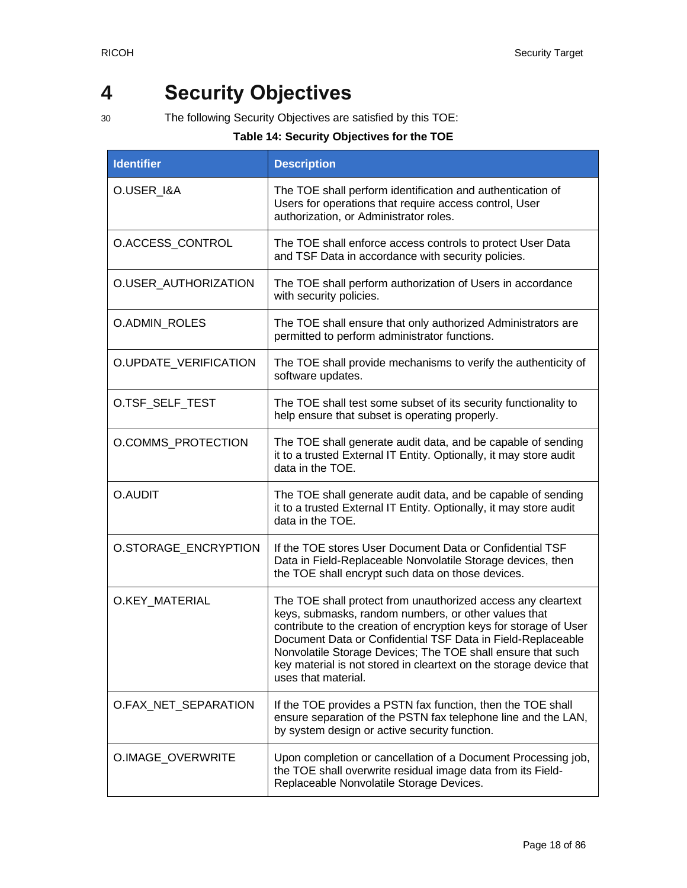# 4 Security Objectives

30 The following Security Objectives are satisfied by this TOE:

**Table 14: Security Objectives for the TOE**

| Identifier | Description |
|---|---|
| O.USER_I&A | The TOE shall perform identification and authentication of Users for operations that require access control, User authorization, or Administrator roles. |
| O.ACCESS_CONTROL | The TOE shall enforce access controls to protect User Data and TSF Data in accordance with security policies. |
| O.USER_AUTHORIZATION | The TOE shall perform authorization of Users in accordance with security policies. |
| O.ADMIN_ROLES | The TOE shall ensure that only authorized Administrators are permitted to perform administrator functions. |
| O.UPDATE_VERIFICATION | The TOE shall provide mechanisms to verify the authenticity of software updates. |
| O.TSF_SELF_TEST | The TOE shall test some subset of its security functionality to help ensure that subset is operating properly. |
| O.COMMS_PROTECTION | The TOE shall generate audit data, and be capable of sending it to a trusted External IT Entity. Optionally, it may store audit data in the TOE. |
| O.AUDIT | The TOE shall generate audit data, and be capable of sending it to a trusted External IT Entity. Optionally, it may store audit data in the TOE. |
| O.STORAGE_ENCRYPTION | If the TOE stores User Document Data or Confidential TSF Data in Field-Replaceable Nonvolatile Storage devices, then the TOE shall encrypt such data on those devices. |
| O.KEY_MATERIAL | The TOE shall protect from unauthorized access any cleartext keys, submasks, random numbers, or other values that contribute to the creation of encryption keys for storage of User Document Data or Confidential TSF Data in Field-Replaceable Nonvolatile Storage Devices; The TOE shall ensure that such key material is not stored in cleartext on the storage device that uses that material. |
| O.FAX_NET_SEPARATION | If the TOE provides a PSTN fax function, then the TOE shall ensure separation of the PSTN fax telephone line and the LAN, by system design or active security function. |
| O.IMAGE_OVERWRITE | Upon completion or cancellation of a Document Processing job, the TOE shall overwrite residual image data from its Field-Replaceable Nonvolatile Storage Devices. |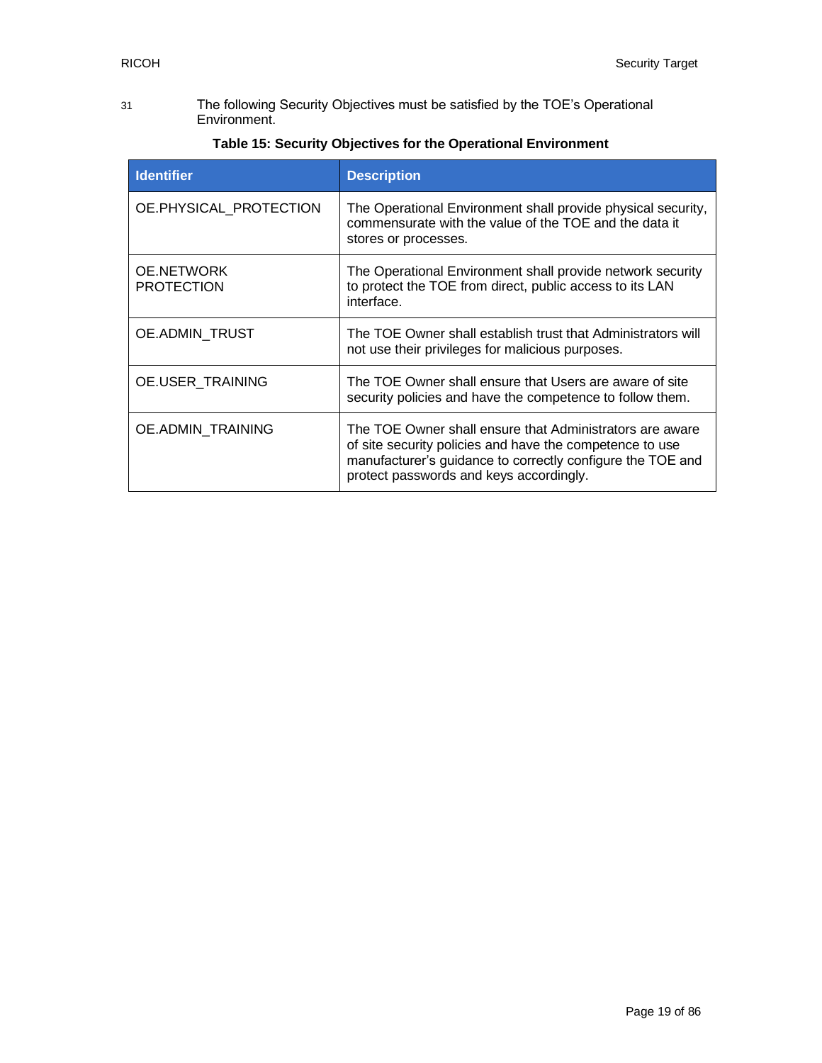31 The following Security Objectives must be satisfied by the TOE's Operational Environment.

**Table 15: Security Objectives for the Operational Environment**

| Identifier | Description |
|---|---|
| OE.PHYSICAL_PROTECTION | The Operational Environment shall provide physical security, commensurate with the value of the TOE and the data it stores or processes. |
| OE.NETWORK PROTECTION | The Operational Environment shall provide network security to protect the TOE from direct, public access to its LAN interface. |
| OE.ADMIN_TRUST | The TOE Owner shall establish trust that Administrators will not use their privileges for malicious purposes. |
| OE.USER_TRAINING | The TOE Owner shall ensure that Users are aware of site security policies and have the competence to follow them. |
| OE.ADMIN_TRAINING | The TOE Owner shall ensure that Administrators are aware of site security policies and have the competence to use manufacturer's guidance to correctly configure the TOE and protect passwords and keys accordingly. |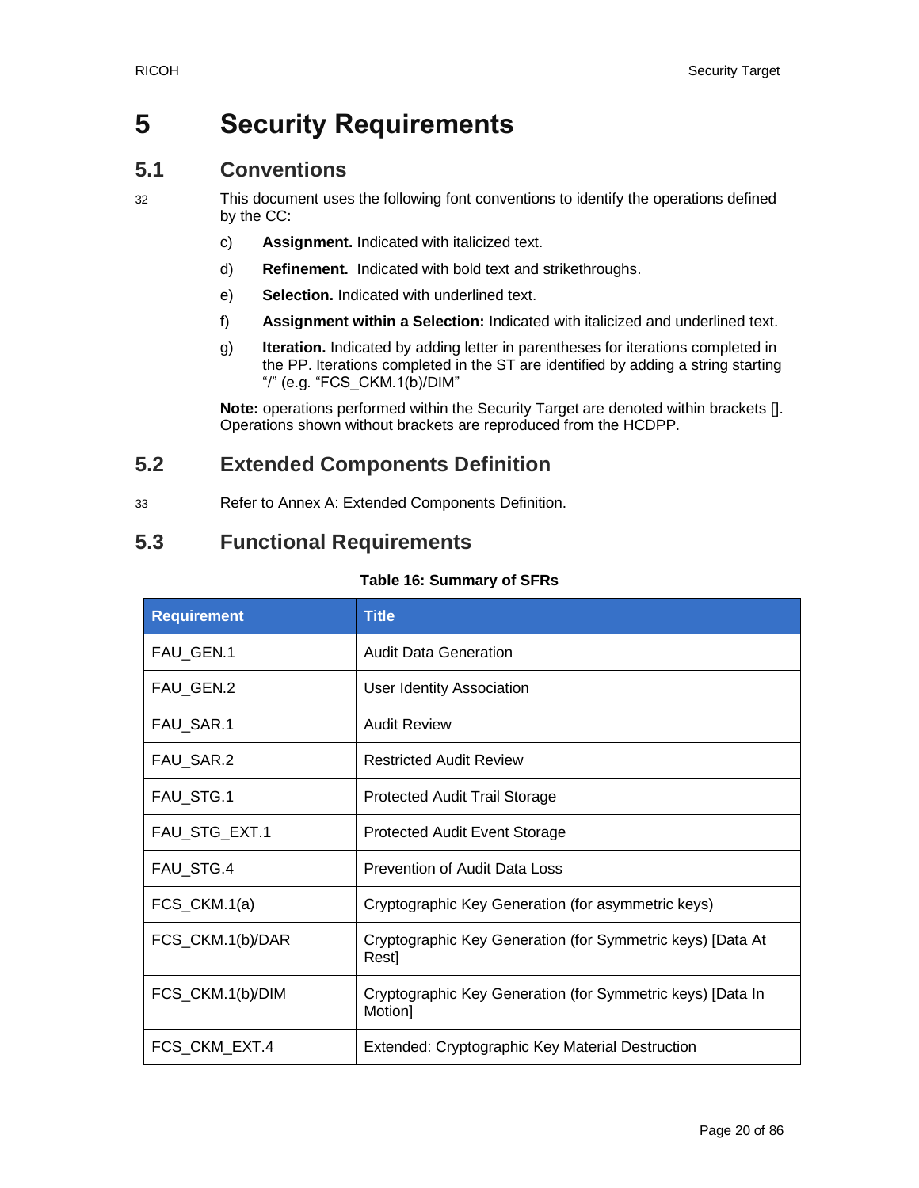# 5 Security Requirements

## 5.1 Conventions

32 This document uses the following font conventions to identify the operations defined by the CC:

c) **Assignment.** Indicated with italicized text.

d) **Refinement.** Indicated with bold text and strikethroughs.

e) **Selection.** Indicated with underlined text.

f) **Assignment within a Selection:** Indicated with italicized and underlined text.

g) **Iteration.** Indicated by adding letter in parentheses for iterations completed in the PP. Iterations completed in the ST are identified by adding a string starting "/" (e.g. "FCS_CKM.1(b)/DIM"

**Note:** operations performed within the Security Target are denoted within brackets []. Operations shown without brackets are reproduced from the HCDPP.

## 5.2 Extended Components Definition

33 Refer to Annex A: Extended Components Definition.

## 5.3 Functional Requirements

**Table 16: Summary of SFRs**

| Requirement | Title |
|---|---|
| FAU_GEN.1 | Audit Data Generation |
| FAU_GEN.2 | User Identity Association |
| FAU_SAR.1 | Audit Review |
| FAU_SAR.2 | Restricted Audit Review |
| FAU_STG.1 | Protected Audit Trail Storage |
| FAU_STG_EXT.1 | Protected Audit Event Storage |
| FAU_STG.4 | Prevention of Audit Data Loss |
| FCS_CKM.1(a) | Cryptographic Key Generation (for asymmetric keys) |
| FCS_CKM.1(b)/DAR | Cryptographic Key Generation (for Symmetric keys) [Data At Rest] |
| FCS_CKM.1(b)/DIM | Cryptographic Key Generation (for Symmetric keys) [Data In Motion] |
| FCS_CKM_EXT.4 | Extended: Cryptographic Key Material Destruction |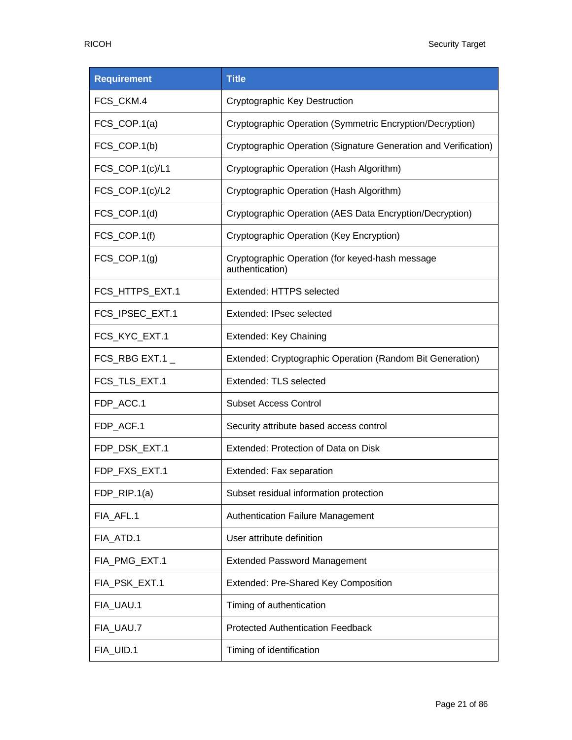| Requirement | Title |
|---|---|
| FCS_CKM.4 | Cryptographic Key Destruction |
| FCS_COP.1(a) | Cryptographic Operation (Symmetric Encryption/Decryption) |
| FCS_COP.1(b) | Cryptographic Operation (Signature Generation and Verification) |
| FCS_COP.1(c)/L1 | Cryptographic Operation (Hash Algorithm) |
| FCS_COP.1(c)/L2 | Cryptographic Operation (Hash Algorithm) |
| FCS_COP.1(d) | Cryptographic Operation (AES Data Encryption/Decryption) |
| FCS_COP.1(f) | Cryptographic Operation (Key Encryption) |
| FCS_COP.1(g) | Cryptographic Operation (for keyed-hash message authentication) |
| FCS_HTTPS_EXT.1 | Extended: HTTPS selected |
| FCS_IPSEC_EXT.1 | Extended: IPsec selected |
| FCS_KYC_EXT.1 | Extended: Key Chaining |
| FCS_RBG EXT.1 _ | Extended: Cryptographic Operation (Random Bit Generation) |
| FCS_TLS_EXT.1 | Extended: TLS selected |
| FDP_ACC.1 | Subset Access Control |
| FDP_ACF.1 | Security attribute based access control |
| FDP_DSK_EXT.1 | Extended: Protection of Data on Disk |
| FDP_FXS_EXT.1 | Extended: Fax separation |
| FDP_RIP.1(a) | Subset residual information protection |
| FIA_AFL.1 | Authentication Failure Management |
| FIA_ATD.1 | User attribute definition |
| FIA_PMG_EXT.1 | Extended Password Management |
| FIA_PSK_EXT.1 | Extended: Pre-Shared Key Composition |
| FIA_UAU.1 | Timing of authentication |
| FIA_UAU.7 | Protected Authentication Feedback |
| FIA_UID.1 | Timing of identification |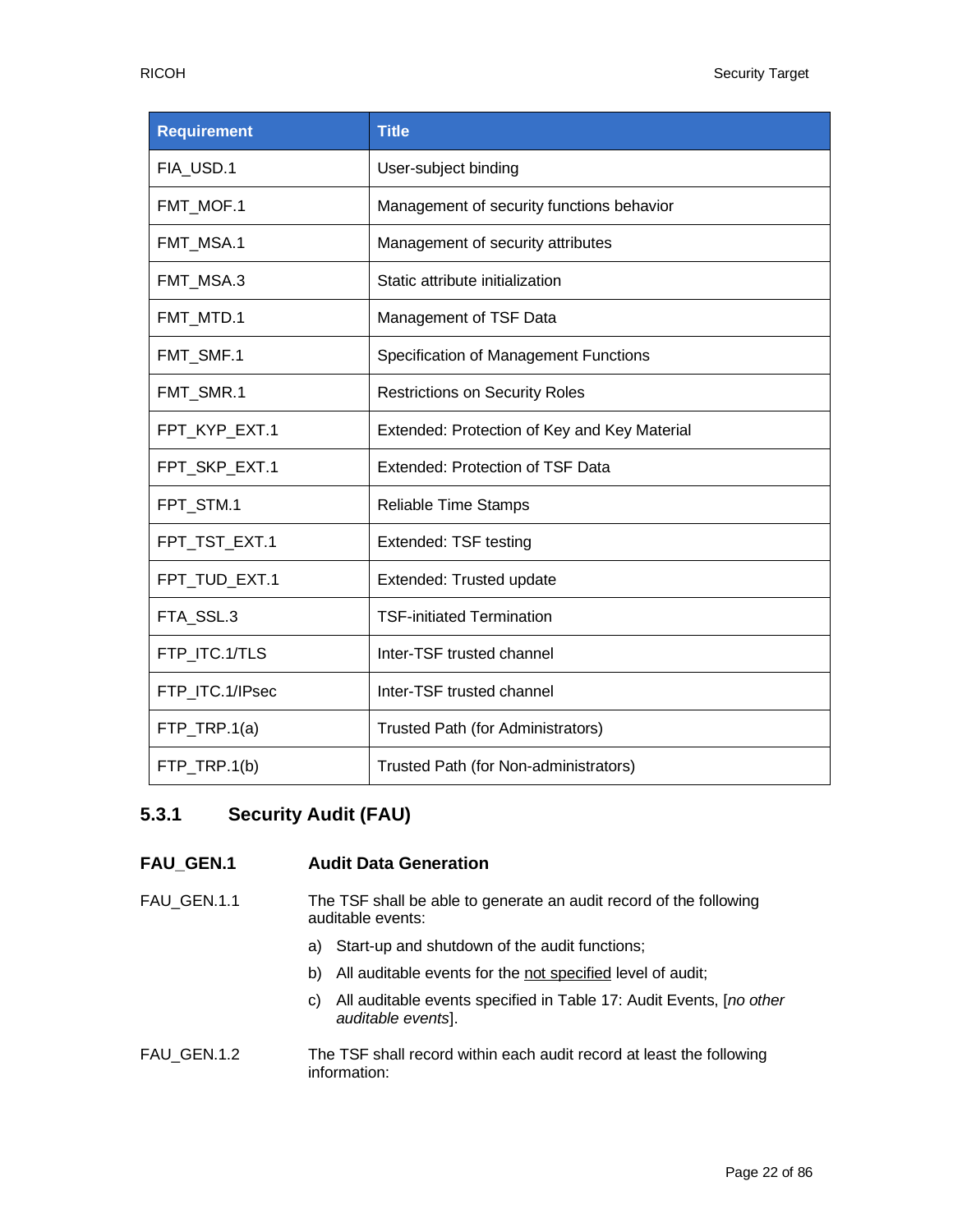| Requirement | Title |
| --- | --- |
| FIA_USD.1 | User-subject binding |
| FMT_MOF.1 | Management of security functions behavior |
| FMT_MSA.1 | Management of security attributes |
| FMT_MSA.3 | Static attribute initialization |
| FMT_MTD.1 | Management of TSF Data |
| FMT_SMF.1 | Specification of Management Functions |
| FMT_SMR.1 | Restrictions on Security Roles |
| FPT_KYP_EXT.1 | Extended: Protection of Key and Key Material |
| FPT_SKP_EXT.1 | Extended: Protection of TSF Data |
| FPT_STM.1 | Reliable Time Stamps |
| FPT_TST_EXT.1 | Extended: TSF testing |
| FPT_TUD_EXT.1 | Extended: Trusted update |
| FTA_SSL.3 | TSF-initiated Termination |
| FTP_ITC.1/TLS | Inter-TSF trusted channel |
| FTP_ITC.1/IPsec | Inter-TSF trusted channel |
| FTP_TRP.1(a) | Trusted Path (for Administrators) |
| FTP_TRP.1(b) | Trusted Path (for Non-administrators) |

### 5.3.1 Security Audit (FAU)

**FAU_GEN.1 Audit Data Generation**

FAU_GEN.1.1 The TSF shall be able to generate an audit record of the following auditable events:

a) Start-up and shutdown of the audit functions;

b) All auditable events for the not specified level of audit;

c) All auditable events specified in Table 17: Audit Events, [*no other auditable events*].

FAU_GEN.1.2 The TSF shall record within each audit record at least the following information: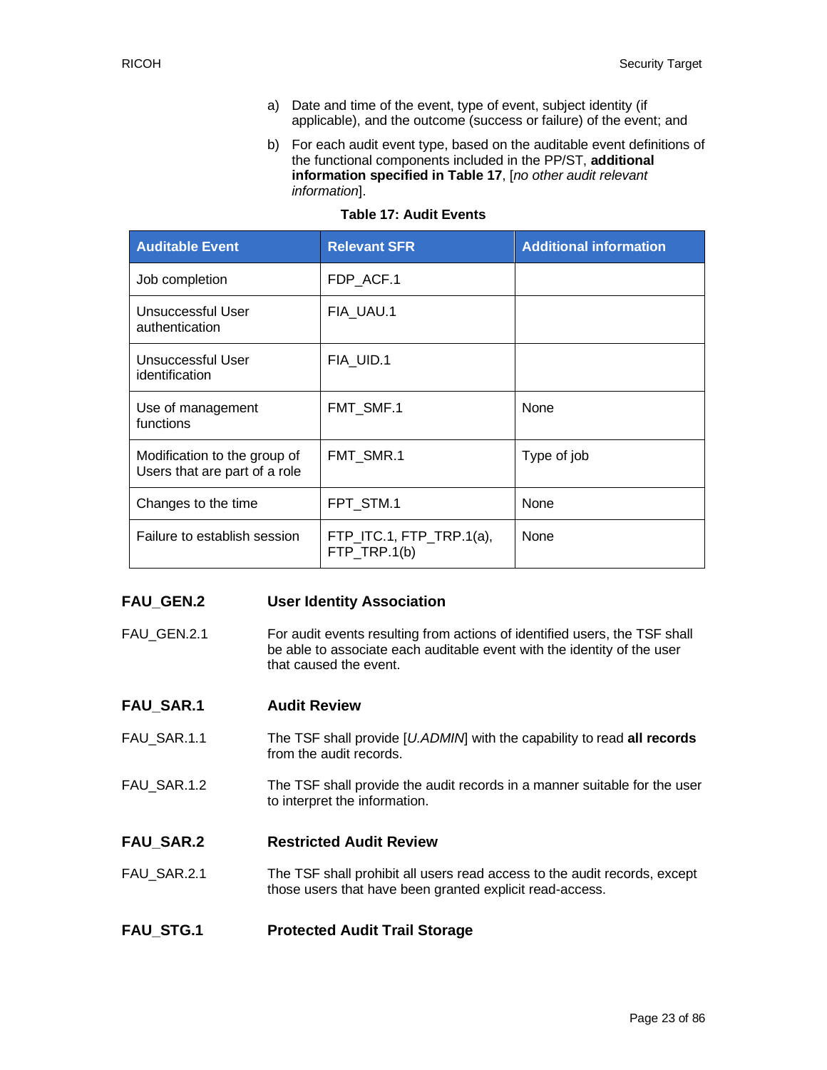a) Date and time of the event, type of event, subject identity (if applicable), and the outcome (success or failure) of the event; and

b) For each audit event type, based on the auditable event definitions of the functional components included in the PP/ST, **additional information specified in Table 17**, [*no other audit relevant information*].

**Table 17: Audit Events**

| Auditable Event | Relevant SFR | Additional information |
|---|---|---|
| Job completion | FDP_ACF.1 | |
| Unsuccessful User authentication | FIA_UAU.1 | |
| Unsuccessful User identification | FIA_UID.1 | |
| Use of management functions | FMT_SMF.1 | None |
| Modification to the group of Users that are part of a role | FMT_SMR.1 | Type of job |
| Changes to the time | FPT_STM.1 | None |
| Failure to establish session | FTP_ITC.1, FTP_TRP.1(a), FTP_TRP.1(b) | None |

**FAU_GEN.2 User Identity Association**

FAU_GEN.2.1 For audit events resulting from actions of identified users, the TSF shall be able to associate each auditable event with the identity of the user that caused the event.

**FAU_SAR.1 Audit Review**

FAU_SAR.1.1 The TSF shall provide [*U.ADMIN*] with the capability to read **all records** from the audit records.

FAU_SAR.1.2 The TSF shall provide the audit records in a manner suitable for the user to interpret the information.

**FAU_SAR.2 Restricted Audit Review**

FAU_SAR.2.1 The TSF shall prohibit all users read access to the audit records, except those users that have been granted explicit read-access.

**FAU_STG.1 Protected Audit Trail Storage**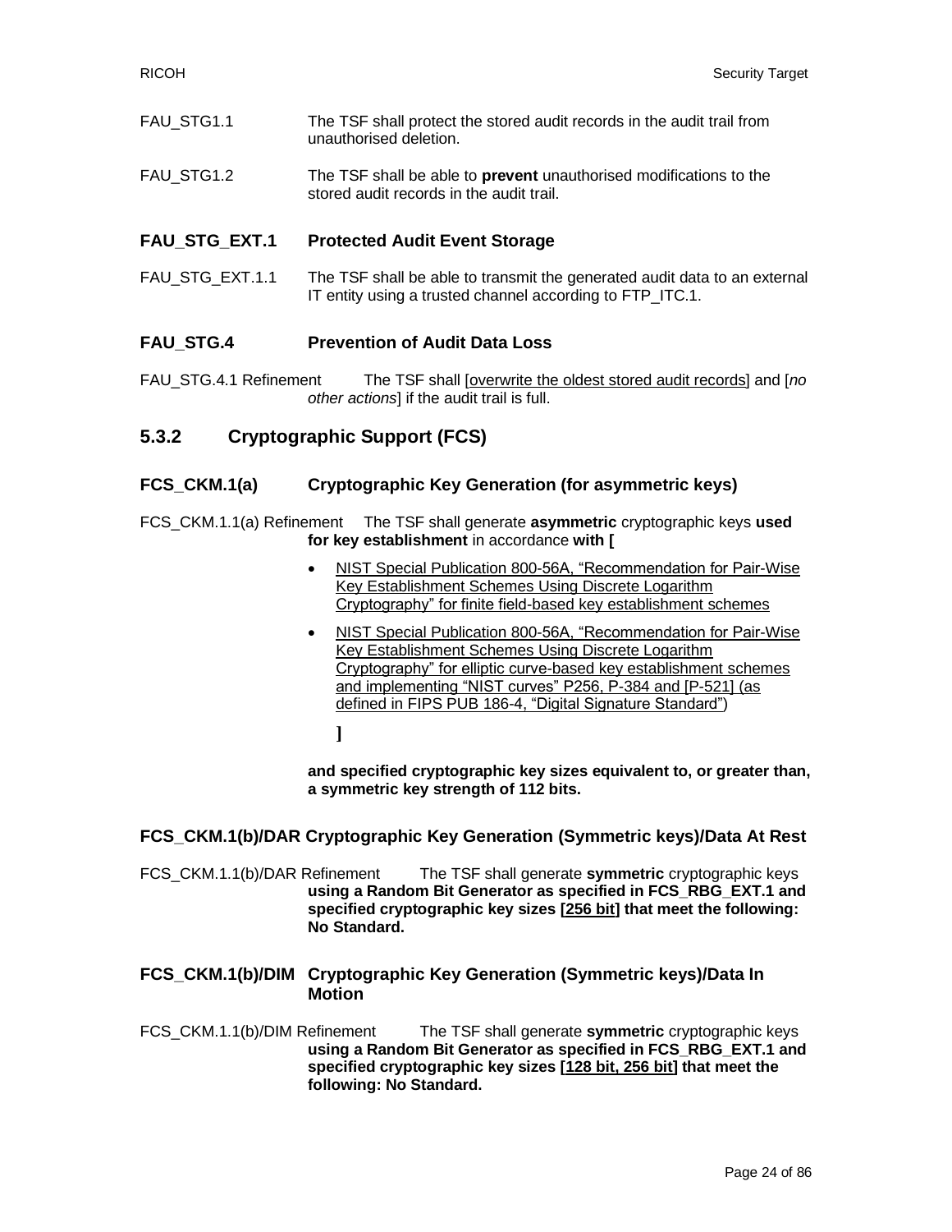FAU_STG1.1 The TSF shall protect the stored audit records in the audit trail from unauthorised deletion.

FAU_STG1.2 The TSF shall be able to **prevent** unauthorised modifications to the stored audit records in the audit trail.

### FAU_STG_EXT.1 Protected Audit Event Storage

FAU_STG_EXT.1.1 The TSF shall be able to transmit the generated audit data to an external IT entity using a trusted channel according to FTP_ITC.1.

### FAU_STG.4 Prevention of Audit Data Loss

FAU_STG.4.1 Refinement The TSF shall [overwrite the oldest stored audit records] and [*no other actions*] if the audit trail is full.

## 5.3.2 Cryptographic Support (FCS)

### FCS_CKM.1(a) Cryptographic Key Generation (for asymmetric keys)

FCS_CKM.1.1(a) Refinement The TSF shall generate **asymmetric** cryptographic keys **used for key establishment** in accordance **with [**

- NIST Special Publication 800-56A, "Recommendation for Pair-Wise Key Establishment Schemes Using Discrete Logarithm Cryptography" for finite field-based key establishment schemes
- NIST Special Publication 800-56A, "Recommendation for Pair-Wise Key Establishment Schemes Using Discrete Logarithm Cryptography" for elliptic curve-based key establishment schemes and implementing "NIST curves" P256, P-384 and [P-521] (as defined in FIPS PUB 186-4, "Digital Signature Standard")

**]**

**and specified cryptographic key sizes equivalent to, or greater than, a symmetric key strength of 112 bits.**

### FCS_CKM.1(b)/DAR Cryptographic Key Generation (Symmetric keys)/Data At Rest

FCS_CKM.1.1(b)/DAR Refinement The TSF shall generate **symmetric** cryptographic keys **using a Random Bit Generator as specified in FCS_RBG_EXT.1 and specified cryptographic key sizes [256 bit] that meet the following: No Standard.**

### FCS_CKM.1(b)/DIM Cryptographic Key Generation (Symmetric keys)/Data In Motion

FCS_CKM.1.1(b)/DIM Refinement The TSF shall generate **symmetric** cryptographic keys **using a Random Bit Generator as specified in FCS_RBG_EXT.1 and specified cryptographic key sizes [128 bit, 256 bit] that meet the following: No Standard.**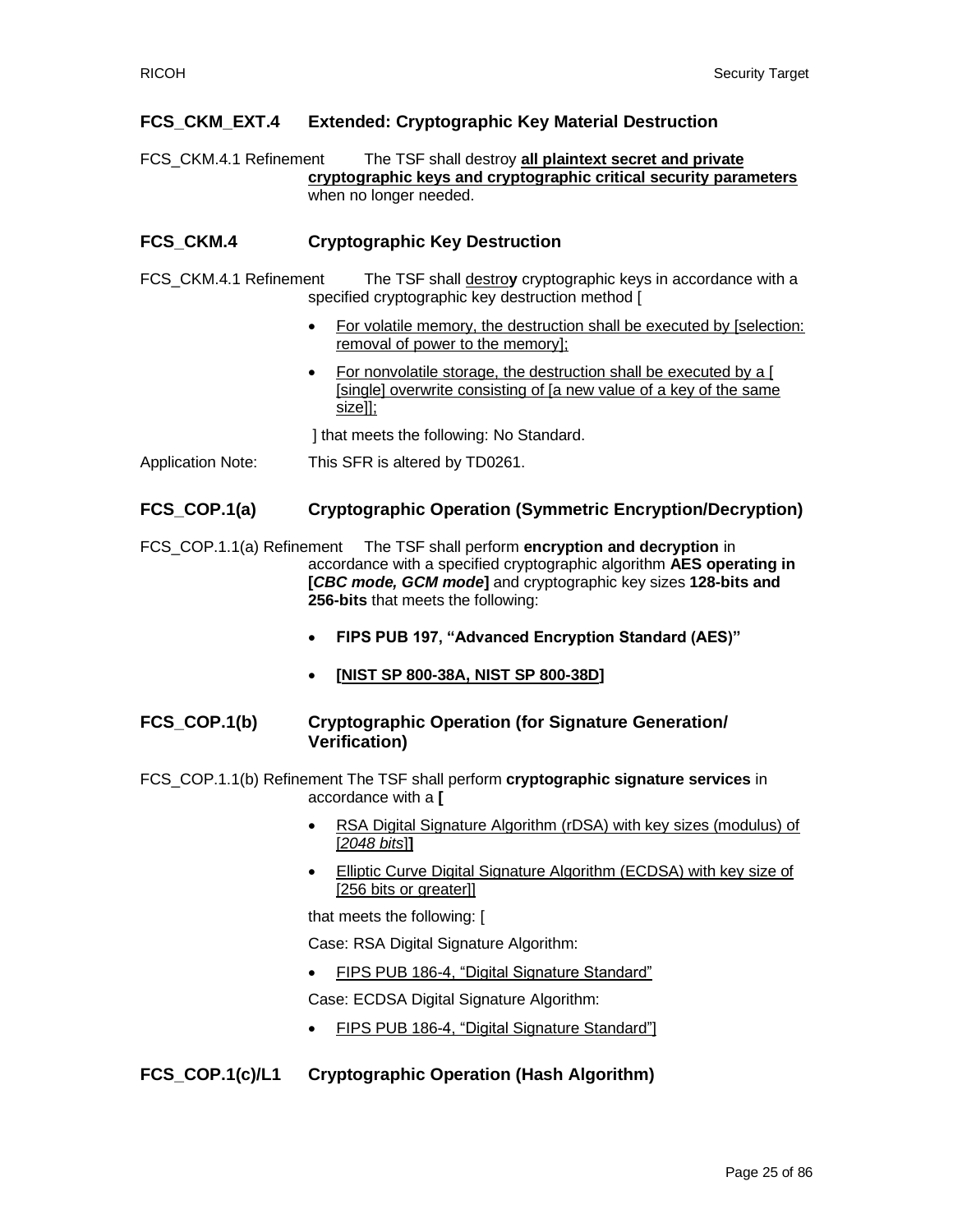### FCS_CKM_EXT.4 Extended: Cryptographic Key Material Destruction

FCS_CKM.4.1 Refinement The TSF shall destroy **all plaintext secret and private cryptographic keys and cryptographic critical security parameters** when no longer needed.

### FCS_CKM.4 Cryptographic Key Destruction

FCS_CKM.4.1 Refinement The TSF shall destro**y** cryptographic keys in accordance with a specified cryptographic key destruction method [

- For volatile memory, the destruction shall be executed by [selection: removal of power to the memory];
- For nonvolatile storage, the destruction shall be executed by a [ [single] overwrite consisting of [a new value of a key of the same size]];

] that meets the following: No Standard.

Application Note: This SFR is altered by TD0261.

### FCS_COP.1(a) Cryptographic Operation (Symmetric Encryption/Decryption)

FCS_COP.1.1(a) Refinement The TSF shall perform **encryption and decryption** in accordance with a specified cryptographic algorithm **AES operating in [*CBC mode, GCM mode*]** and cryptographic key sizes **128-bits and 256-bits** that meets the following:

- **FIPS PUB 197, "Advanced Encryption Standard (AES)"**
- **[NIST SP 800-38A, NIST SP 800-38D]**

### FCS_COP.1(b) Cryptographic Operation (for Signature Generation/ Verification)

FCS_COP.1.1(b) Refinement The TSF shall perform **cryptographic signature services** in accordance with a **[**

- RSA Digital Signature Algorithm (rDSA) with key sizes (modulus) of [*2048 bits*]**]**
- Elliptic Curve Digital Signature Algorithm (ECDSA) with key size of [256 bits or greater]]

that meets the following: [

Case: RSA Digital Signature Algorithm:

- FIPS PUB 186-4, "Digital Signature Standard"

Case: ECDSA Digital Signature Algorithm:

- FIPS PUB 186-4, "Digital Signature Standard"]

### FCS_COP.1(c)/L1 Cryptographic Operation (Hash Algorithm)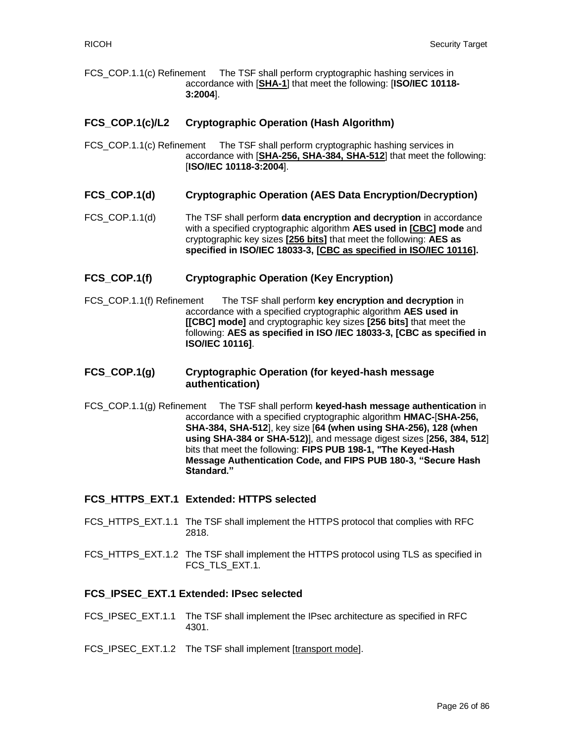FCS_COP.1.1(c) Refinement The TSF shall perform cryptographic hashing services in accordance with [**SHA-1**] that meet the following: [**ISO/IEC 10118-3:2004**].

### FCS_COP.1(c)/L2 Cryptographic Operation (Hash Algorithm)

FCS_COP.1.1(c) Refinement The TSF shall perform cryptographic hashing services in accordance with [**SHA-256, SHA-384, SHA-512**] that meet the following: [**ISO/IEC 10118-3:2004**].

### FCS_COP.1(d) Cryptographic Operation (AES Data Encryption/Decryption)

FCS_COP.1.1(d) The TSF shall perform **data encryption and decryption** in accordance with a specified cryptographic algorithm **AES used in [CBC] mode** and cryptographic key sizes **[256 bits]** that meet the following: **AES as specified in ISO/IEC 18033-3, [CBC as specified in ISO/IEC 10116].**

### FCS_COP.1(f) Cryptographic Operation (Key Encryption)

FCS_COP.1.1(f) Refinement The TSF shall perform **key encryption and decryption** in accordance with a specified cryptographic algorithm **AES used in [[CBC] mode]** and cryptographic key sizes **[256 bits]** that meet the following: **AES as specified in ISO /IEC 18033-3, [CBC as specified in ISO/IEC 10116]**.

### FCS_COP.1(g) Cryptographic Operation (for keyed-hash message authentication)

FCS_COP.1.1(g) Refinement The TSF shall perform **keyed-hash message authentication** in accordance with a specified cryptographic algorithm **HMAC-**[**SHA-256, SHA-384, SHA-512**], key size [**64 (when using SHA-256), 128 (when using SHA-384 or SHA-512)**], and message digest sizes [**256, 384, 512**] bits that meet the following: **FIPS PUB 198-1, "The Keyed-Hash Message Authentication Code, and FIPS PUB 180-3, "Secure Hash Standard."**

### FCS_HTTPS_EXT.1 Extended: HTTPS selected

FCS_HTTPS_EXT.1.1 The TSF shall implement the HTTPS protocol that complies with RFC 2818.

FCS_HTTPS_EXT.1.2 The TSF shall implement the HTTPS protocol using TLS as specified in FCS_TLS_EXT.1.

### FCS_IPSEC_EXT.1 Extended: IPsec selected

FCS_IPSEC_EXT.1.1 The TSF shall implement the IPsec architecture as specified in RFC 4301.

FCS_IPSEC_EXT.1.2 The TSF shall implement [transport mode].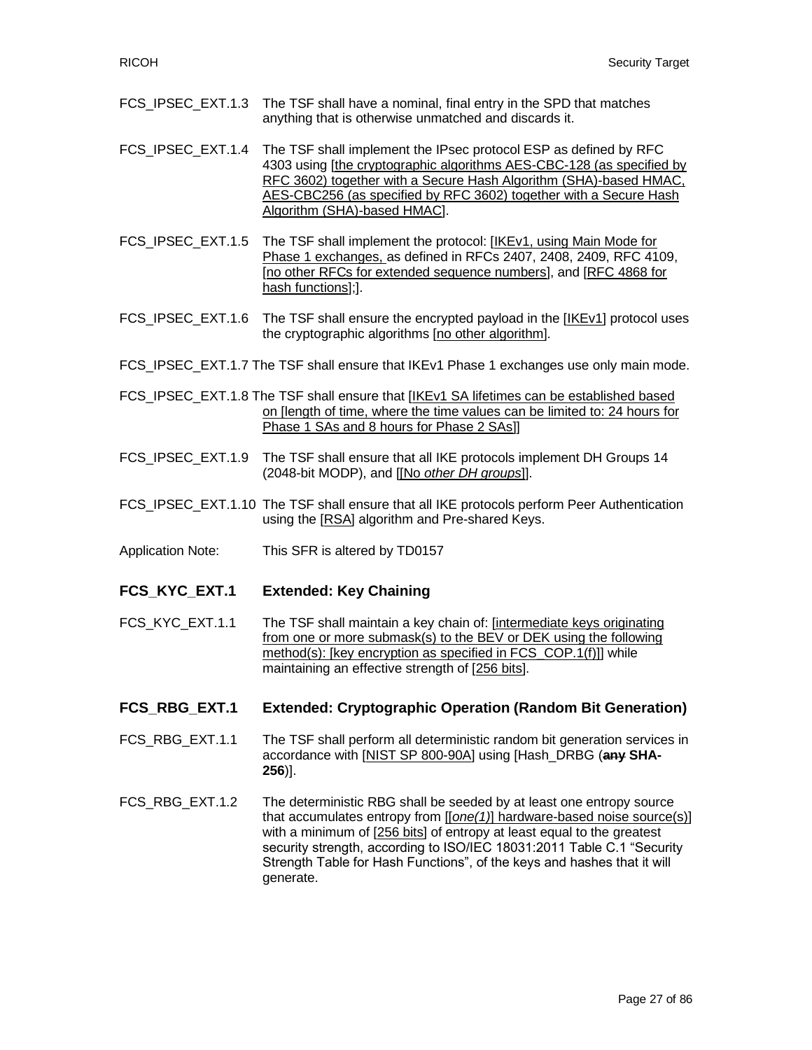FCS_IPSEC_EXT.1.3 The TSF shall have a nominal, final entry in the SPD that matches anything that is otherwise unmatched and discards it.

FCS_IPSEC_EXT.1.4 The TSF shall implement the IPsec protocol ESP as defined by RFC 4303 using [the cryptographic algorithms AES-CBC-128 (as specified by RFC 3602) together with a Secure Hash Algorithm (SHA)-based HMAC, AES-CBC256 (as specified by RFC 3602) together with a Secure Hash Algorithm (SHA)-based HMAC].

FCS_IPSEC_EXT.1.5 The TSF shall implement the protocol: [IKEv1, using Main Mode for Phase 1 exchanges, as defined in RFCs 2407, 2408, 2409, RFC 4109, [no other RFCs for extended sequence numbers], and [RFC 4868 for hash functions];].

FCS_IPSEC_EXT.1.6 The TSF shall ensure the encrypted payload in the [IKEv1] protocol uses the cryptographic algorithms [no other algorithm].

FCS_IPSEC_EXT.1.7 The TSF shall ensure that IKEv1 Phase 1 exchanges use only main mode.

FCS_IPSEC_EXT.1.8 The TSF shall ensure that [IKEv1 SA lifetimes can be established based on [length of time, where the time values can be limited to: 24 hours for Phase 1 SAs and 8 hours for Phase 2 SAs]]

FCS_IPSEC_EXT.1.9 The TSF shall ensure that all IKE protocols implement DH Groups 14 (2048-bit MODP), and [[No *other DH groups*]].

FCS_IPSEC_EXT.1.10 The TSF shall ensure that all IKE protocols perform Peer Authentication using the [RSA] algorithm and Pre-shared Keys.

Application Note: This SFR is altered by TD0157

### FCS_KYC_EXT.1 Extended: Key Chaining

FCS_KYC_EXT.1.1 The TSF shall maintain a key chain of: [intermediate keys originating from one or more submask(s) to the BEV or DEK using the following method(s): [key encryption as specified in FCS_COP.1(f)]] while maintaining an effective strength of [256 bits].

### FCS_RBG_EXT.1 Extended: Cryptographic Operation (Random Bit Generation)

FCS_RBG_EXT.1.1 The TSF shall perform all deterministic random bit generation services in accordance with [NIST SP 800-90A] using [Hash_DRBG (~~**any**~~ **SHA-256**)].

FCS_RBG_EXT.1.2 The deterministic RBG shall be seeded by at least one entropy source that accumulates entropy from [[*one(1)*] hardware-based noise source(s)] with a minimum of [256 bits] of entropy at least equal to the greatest security strength, according to ISO/IEC 18031:2011 Table C.1 "Security Strength Table for Hash Functions", of the keys and hashes that it will generate.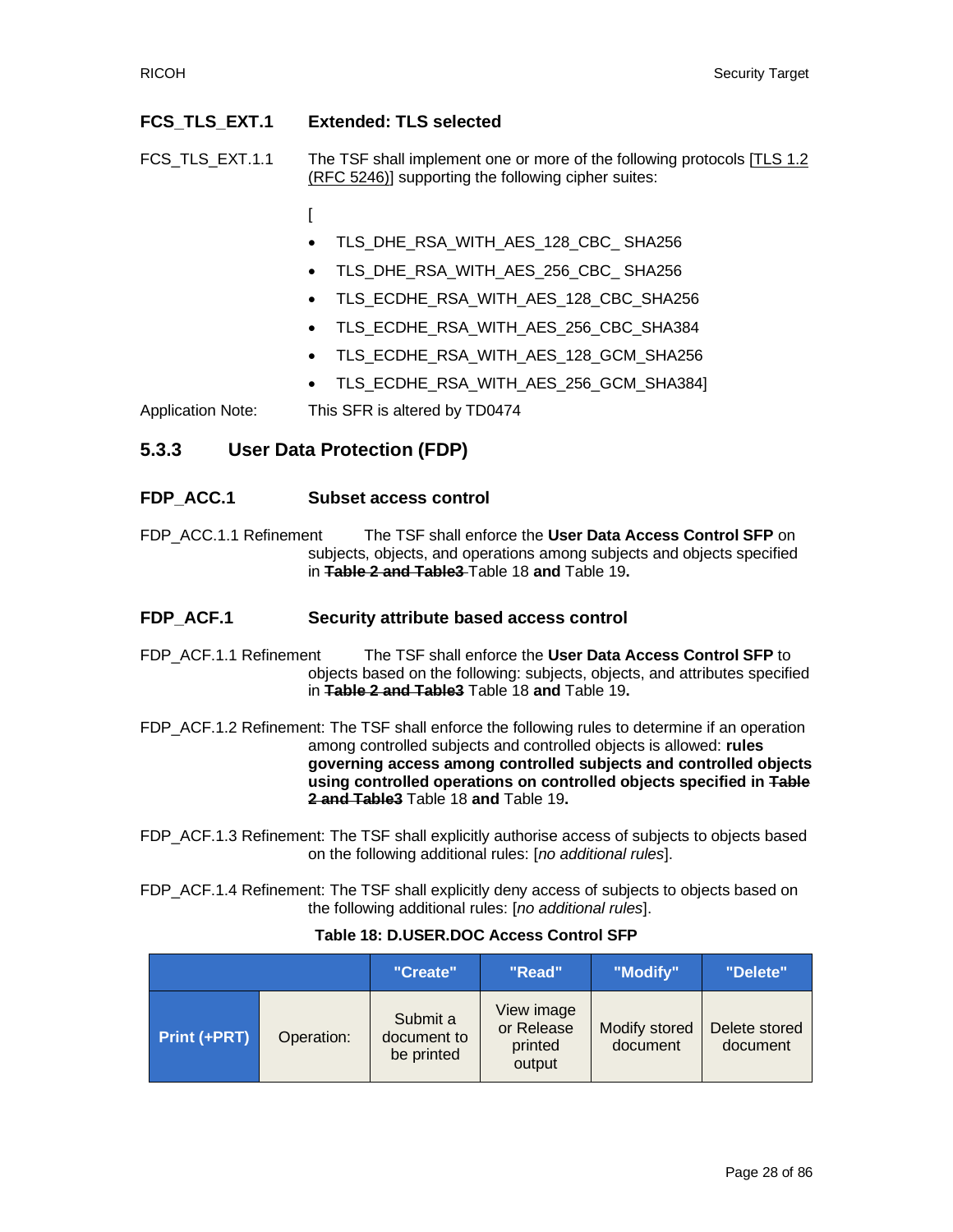**FCS_TLS_EXT.1 Extended: TLS selected**

FCS_TLS_EXT.1.1 The TSF shall implement one or more of the following protocols [TLS 1.2 (RFC 5246)] supporting the following cipher suites:

[

- TLS_DHE_RSA_WITH_AES_128_CBC_ SHA256
- TLS_DHE_RSA_WITH_AES_256_CBC_ SHA256
- TLS_ECDHE_RSA_WITH_AES_128_CBC_SHA256
- TLS_ECDHE_RSA_WITH_AES_256_CBC_SHA384
- TLS_ECDHE_RSA_WITH_AES_128_GCM_SHA256
- TLS_ECDHE_RSA_WITH_AES_256_GCM_SHA384]

Application Note: This SFR is altered by TD0474

### 5.3.3 User Data Protection (FDP)

**FDP_ACC.1 Subset access control**

FDP_ACC.1.1 Refinement The TSF shall enforce the **User Data Access Control SFP** on subjects, objects, and operations among subjects and objects specified in ~~**Table 2 and Table3**~~ Table 18 **and** Table 19**.**

**FDP_ACF.1 Security attribute based access control**

FDP_ACF.1.1 Refinement The TSF shall enforce the **User Data Access Control SFP** to objects based on the following: subjects, objects, and attributes specified in ~~**Table 2 and Table3**~~ Table 18 **and** Table 19**.**

FDP_ACF.1.2 Refinement: The TSF shall enforce the following rules to determine if an operation among controlled subjects and controlled objects is allowed: **rules governing access among controlled subjects and controlled objects using controlled operations on controlled objects specified in** ~~**Table 2 and Table3**~~ Table 18 **and** Table 19**.**

FDP_ACF.1.3 Refinement: The TSF shall explicitly authorise access of subjects to objects based on the following additional rules: [*no additional rules*].

FDP_ACF.1.4 Refinement: The TSF shall explicitly deny access of subjects to objects based on the following additional rules: [*no additional rules*].

**Table 18: D.USER.DOC Access Control SFP**

| | | "Create" | "Read" | "Modify" | "Delete" |
|---|---|---|---|---|---|
| **Print (+PRT)** | Operation: | Submit a document to be printed | View image or Release printed output | Modify stored document | Delete stored document |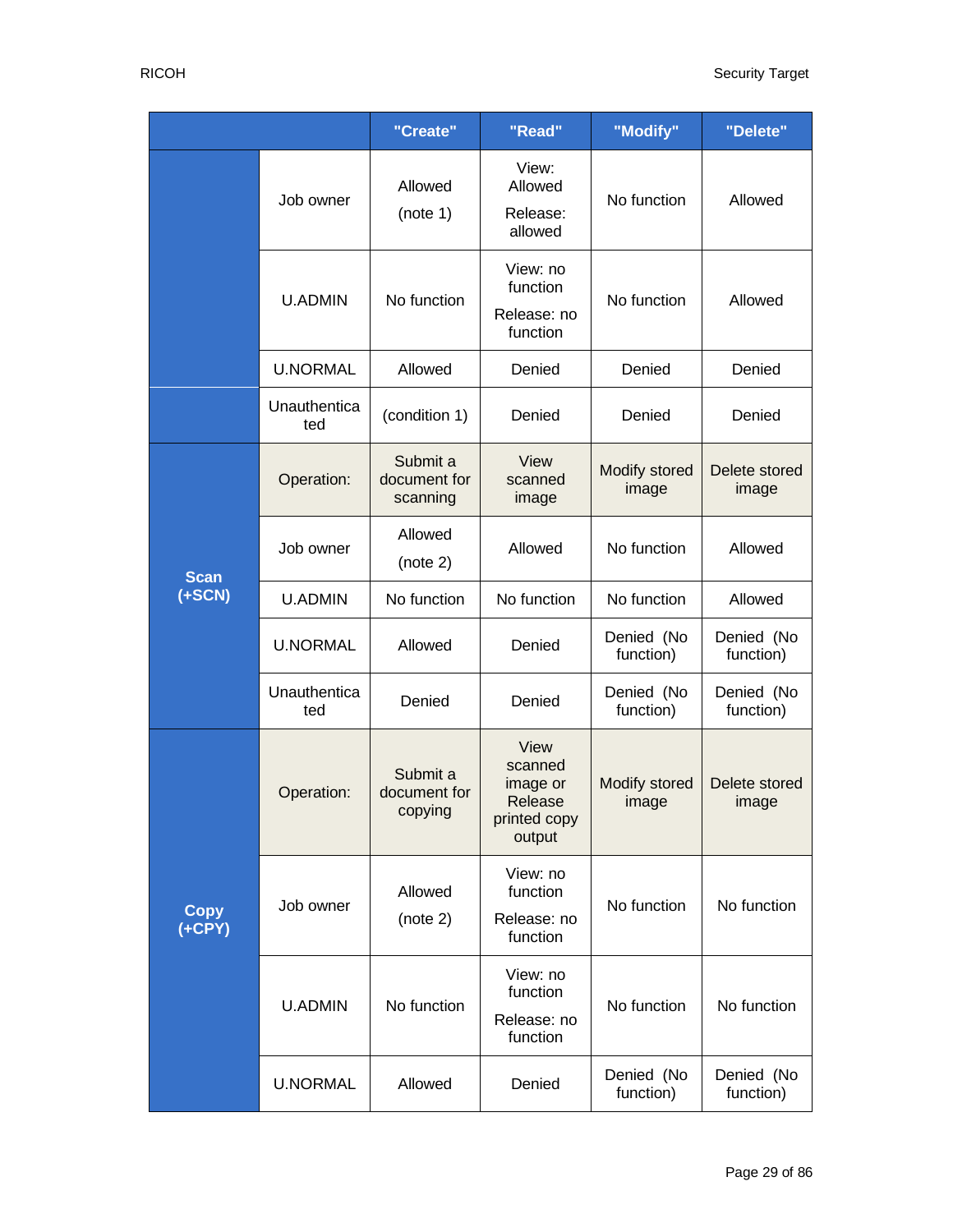| | | "Create" | "Read" | "Modify" | "Delete" |
|---|---|---|---|---|---|
| | Job owner | Allowed (note 1) | View: Allowed Release: allowed | No function | Allowed |
| | U.ADMIN | No function | View: no function Release: no function | No function | Allowed |
| | U.NORMAL | Allowed | Denied | Denied | Denied |
| | Unauthenticated | (condition 1) | Denied | Denied | Denied |
| **Scan (+SCN)** | Operation: | Submit a document for scanning | View scanned image | Modify stored image | Delete stored image |
| | Job owner | Allowed (note 2) | Allowed | No function | Allowed |
| | U.ADMIN | No function | No function | No function | Allowed |
| | U.NORMAL | Allowed | Denied | Denied (No function) | Denied (No function) |
| | Unauthenticated | Denied | Denied | Denied (No function) | Denied (No function) |
| **Copy (+CPY)** | Operation: | Submit a document for copying | View scanned image or Release printed copy output | Modify stored image | Delete stored image |
| | Job owner | Allowed (note 2) | View: no function Release: no function | No function | No function |
| | U.ADMIN | No function | View: no function Release: no function | No function | No function |
| | U.NORMAL | Allowed | Denied | Denied (No function) | Denied (No function) |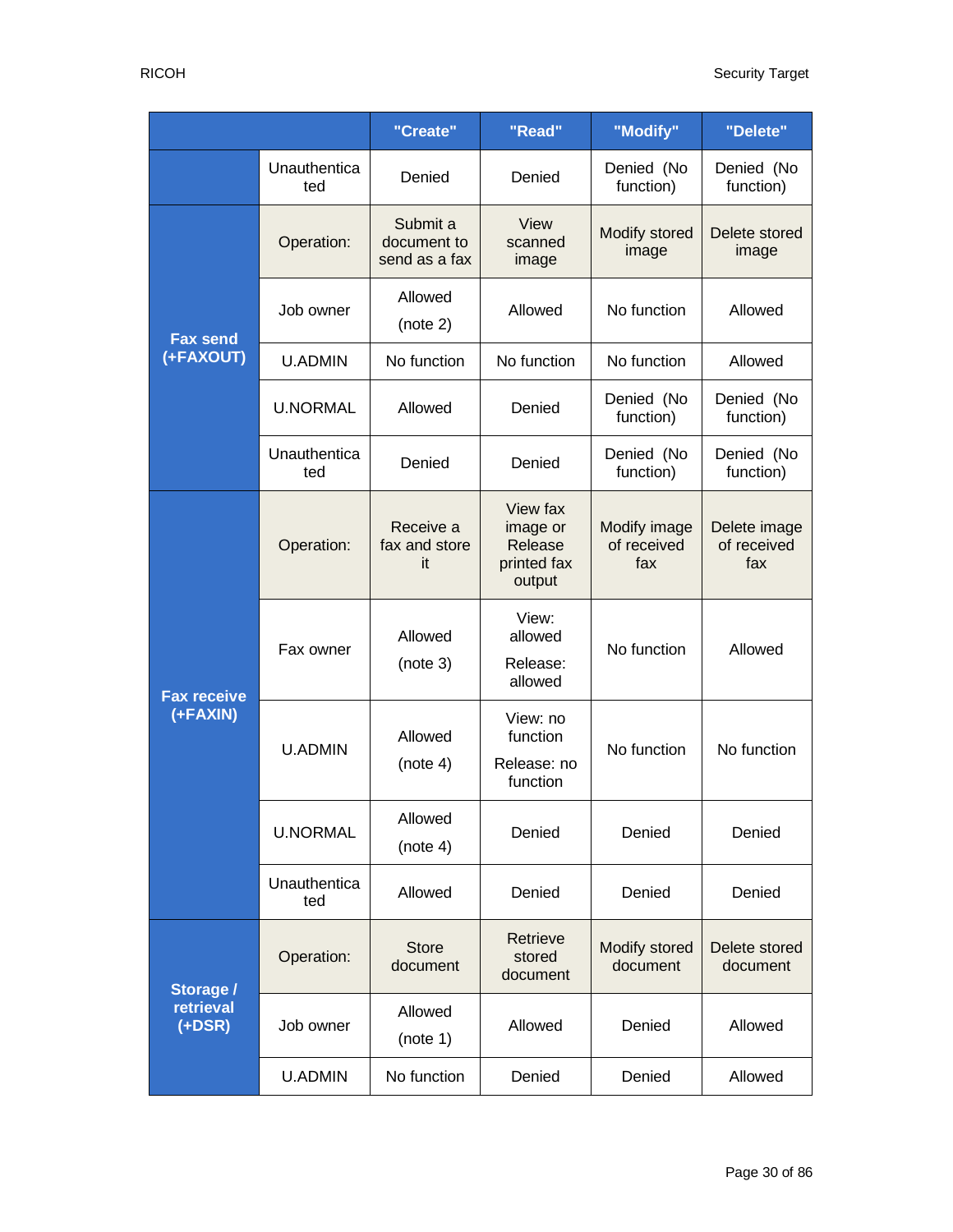| | | "Create" | "Read" | "Modify" | "Delete" |
|---|---|---|---|---|---|
| | Unauthenticated | Denied | Denied | Denied (No function) | Denied (No function) |
| **Fax send (+FAXOUT)** | Operation: | Submit a document to send as a fax | View scanned image | Modify stored image | Delete stored image |
| | Job owner | Allowed (note 2) | Allowed | No function | Allowed |
| | U.ADMIN | No function | No function | No function | Allowed |
| | U.NORMAL | Allowed | Denied | Denied (No function) | Denied (No function) |
| | Unauthenticated | Denied | Denied | Denied (No function) | Denied (No function) |
| **Fax receive (+FAXIN)** | Operation: | Receive a fax and store it | View fax image or Release printed fax output | Modify image of received fax | Delete image of received fax |
| | Fax owner | Allowed (note 3) | View: allowed Release: allowed | No function | Allowed |
| | U.ADMIN | Allowed (note 4) | View: no function Release: no function | No function | No function |
| | U.NORMAL | Allowed (note 4) | Denied | Denied | Denied |
| | Unauthenticated | Allowed | Denied | Denied | Denied |
| **Storage / retrieval (+DSR)** | Operation: | Store document | Retrieve stored document | Modify stored document | Delete stored document |
| | Job owner | Allowed (note 1) | Allowed | Denied | Allowed |
| | U.ADMIN | No function | Denied | Denied | Allowed |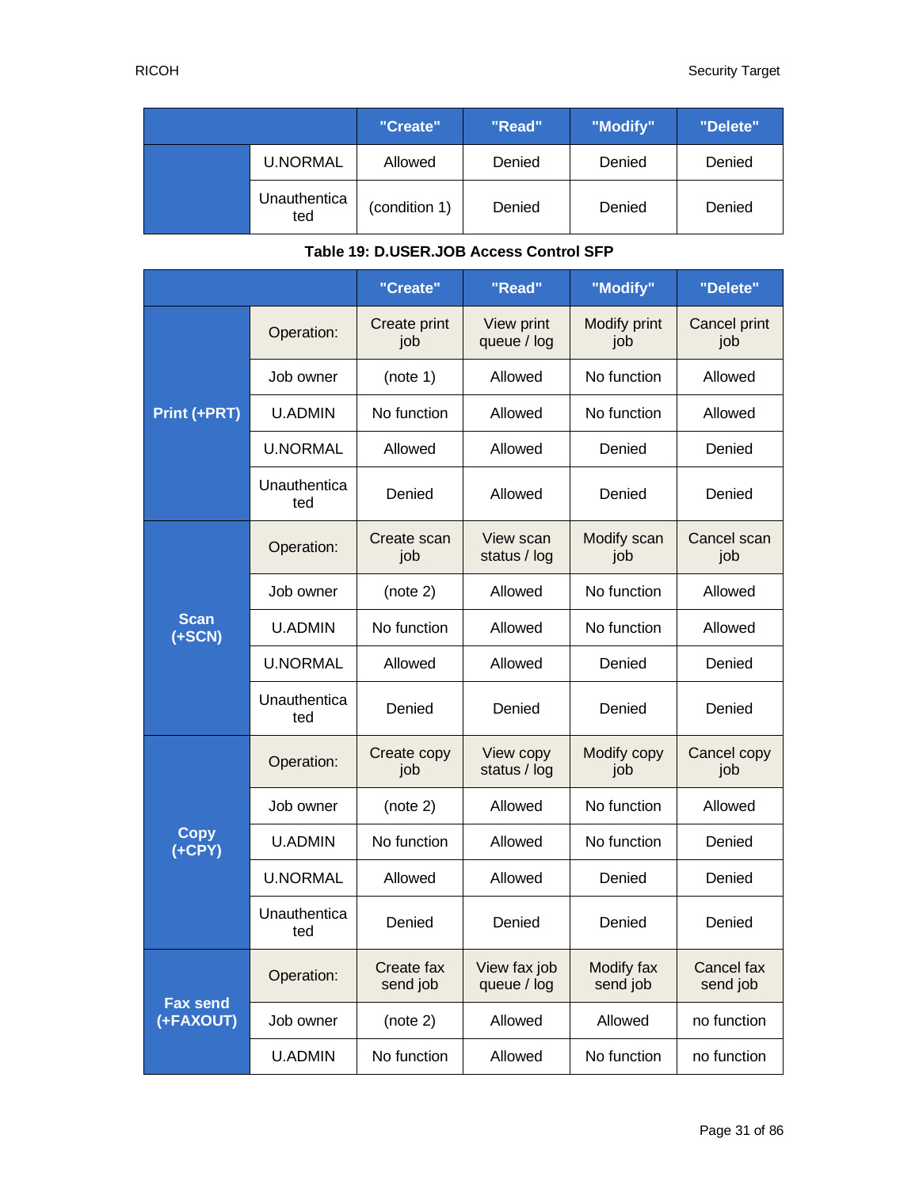| | | "Create" | "Read" | "Modify" | "Delete" |
|---|---|---|---|---|---|
| | U.NORMAL | Allowed | Denied | Denied | Denied |
| | Unauthenticated | (condition 1) | Denied | Denied | Denied |

**Table 19: D.USER.JOB Access Control SFP**

| | | "Create" | "Read" | "Modify" | "Delete" |
|---|---|---|---|---|---|
| **Print (+PRT)** | Operation: | Create print job | View print queue / log | Modify print job | Cancel print job |
| | Job owner | (note 1) | Allowed | No function | Allowed |
| | U.ADMIN | No function | Allowed | No function | Allowed |
| | U.NORMAL | Allowed | Allowed | Denied | Denied |
| | Unauthenticated | Denied | Allowed | Denied | Denied |
| **Scan (+SCN)** | Operation: | Create scan job | View scan status / log | Modify scan job | Cancel scan job |
| | Job owner | (note 2) | Allowed | No function | Allowed |
| | U.ADMIN | No function | Allowed | No function | Allowed |
| | U.NORMAL | Allowed | Allowed | Denied | Denied |
| | Unauthenticated | Denied | Denied | Denied | Denied |
| **Copy (+CPY)** | Operation: | Create copy job | View copy status / log | Modify copy job | Cancel copy job |
| | Job owner | (note 2) | Allowed | No function | Allowed |
| | U.ADMIN | No function | Allowed | No function | Denied |
| | U.NORMAL | Allowed | Allowed | Denied | Denied |
| | Unauthenticated | Denied | Denied | Denied | Denied |
| **Fax send (+FAXOUT)** | Operation: | Create fax send job | View fax job queue / log | Modify fax send job | Cancel fax send job |
| | Job owner | (note 2) | Allowed | Allowed | no function |
| | U.ADMIN | No function | Allowed | No function | no function |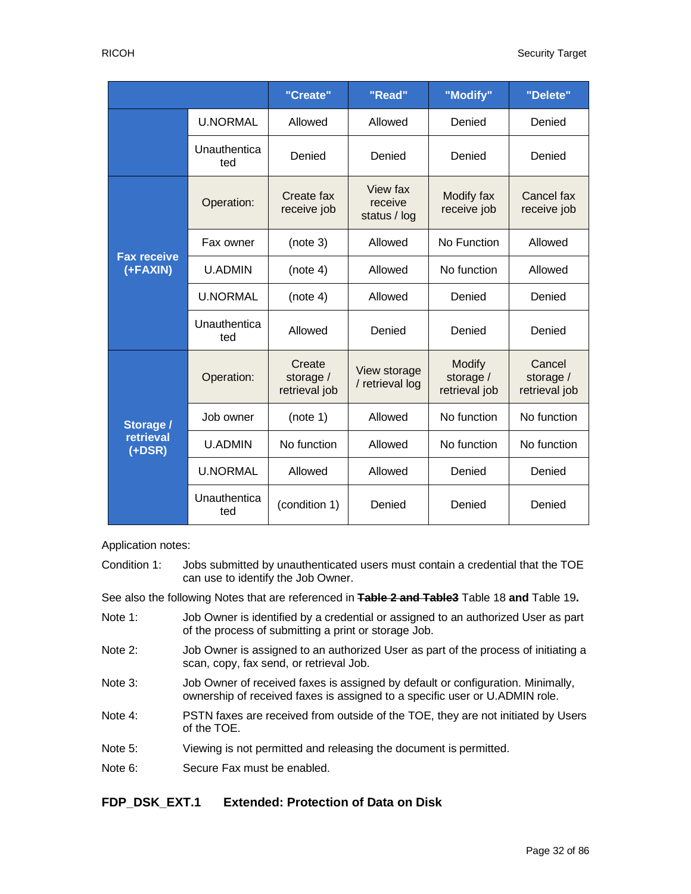| | | "Create" | "Read" | "Modify" | "Delete" |
|---|---|---|---|---|---|
| | U.NORMAL | Allowed | Allowed | Denied | Denied |
| | Unauthenticated | Denied | Denied | Denied | Denied |
| **Fax receive (+FAXIN)** | Operation: | Create fax receive job | View fax receive status / log | Modify fax receive job | Cancel fax receive job |
| | Fax owner | (note 3) | Allowed | No Function | Allowed |
| | U.ADMIN | (note 4) | Allowed | No function | Allowed |
| | U.NORMAL | (note 4) | Allowed | Denied | Denied |
| | Unauthenticated | Allowed | Denied | Denied | Denied |
| **Storage / retrieval (+DSR)** | Operation: | Create storage / retrieval job | View storage / retrieval log | Modify storage / retrieval job | Cancel storage / retrieval job |
| | Job owner | (note 1) | Allowed | No function | No function |
| | U.ADMIN | No function | Allowed | No function | No function |
| | U.NORMAL | Allowed | Allowed | Denied | Denied |
| | Unauthenticated | (condition 1) | Denied | Denied | Denied |

Application notes:

Condition 1: Jobs submitted by unauthenticated users must contain a credential that the TOE can use to identify the Job Owner.

See also the following Notes that are referenced in ~~**Table 2 and Table3**~~ Table 18 **and** Table 19**.**

Note 1: Job Owner is identified by a credential or assigned to an authorized User as part of the process of submitting a print or storage Job.

Note 2: Job Owner is assigned to an authorized User as part of the process of initiating a scan, copy, fax send, or retrieval Job.

Note 3: Job Owner of received faxes is assigned by default or configuration. Minimally, ownership of received faxes is assigned to a specific user or U.ADMIN role.

Note 4: PSTN faxes are received from outside of the TOE, they are not initiated by Users of the TOE.

Note 5: Viewing is not permitted and releasing the document is permitted.

Note 6: Secure Fax must be enabled.

**FDP_DSK_EXT.1 Extended: Protection of Data on Disk**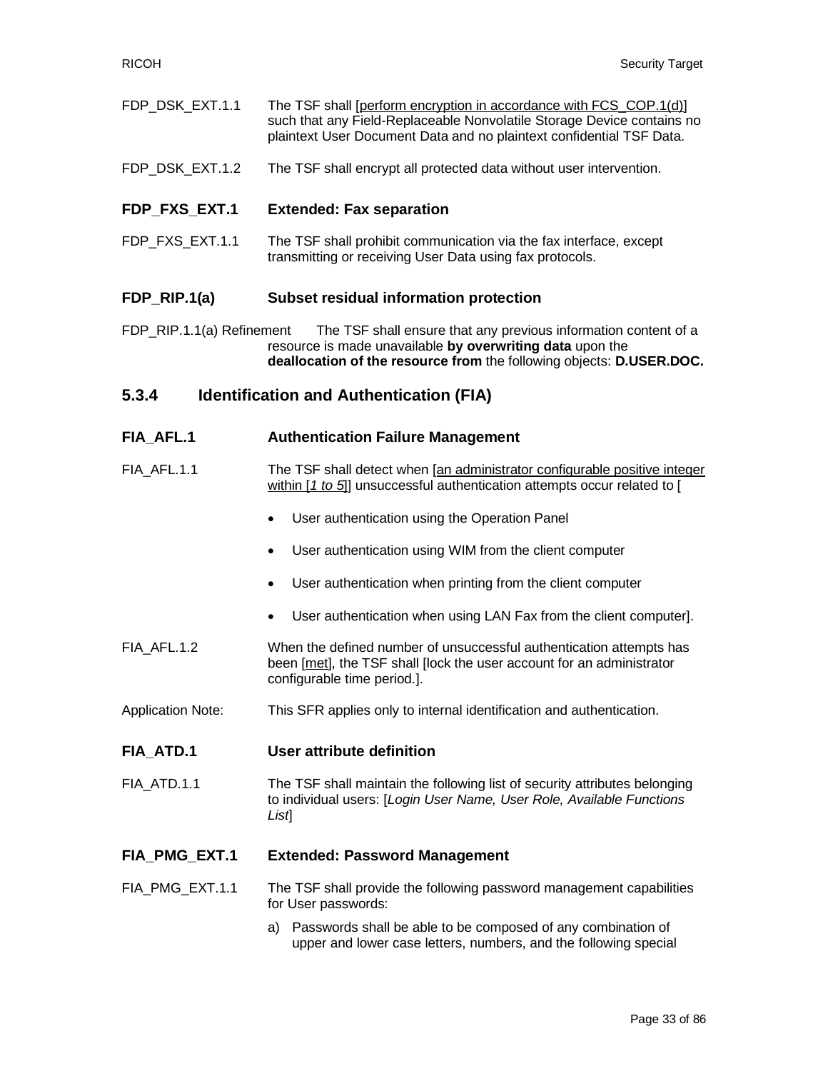FDP_DSK_EXT.1.1 The TSF shall [perform encryption in accordance with FCS_COP.1(d)] such that any Field-Replaceable Nonvolatile Storage Device contains no plaintext User Document Data and no plaintext confidential TSF Data.

FDP_DSK_EXT.1.2 The TSF shall encrypt all protected data without user intervention.

**FDP_FXS_EXT.1 Extended: Fax separation**

FDP_FXS_EXT.1.1 The TSF shall prohibit communication via the fax interface, except transmitting or receiving User Data using fax protocols.

**FDP_RIP.1(a) Subset residual information protection**

FDP_RIP.1.1(a) Refinement The TSF shall ensure that any previous information content of a resource is made unavailable **by overwriting data** upon the **deallocation of the resource from** the following objects: **D.USER.DOC.**

## 5.3.4 Identification and Authentication (FIA)

**FIA_AFL.1 Authentication Failure Management**

FIA_AFL.1.1 The TSF shall detect when [an administrator configurable positive integer within [*1 to 5*]] unsuccessful authentication attempts occur related to [

- User authentication using the Operation Panel
- User authentication using WIM from the client computer
- User authentication when printing from the client computer
- User authentication when using LAN Fax from the client computer].

FIA_AFL.1.2 When the defined number of unsuccessful authentication attempts has been [met], the TSF shall [lock the user account for an administrator configurable time period.].

Application Note: This SFR applies only to internal identification and authentication.

**FIA_ATD.1 User attribute definition**

FIA_ATD.1.1 The TSF shall maintain the following list of security attributes belonging to individual users: [*Login User Name, User Role, Available Functions List*]

**FIA_PMG_EXT.1 Extended: Password Management**

FIA_PMG_EXT.1.1 The TSF shall provide the following password management capabilities for User passwords:

a) Passwords shall be able to be composed of any combination of upper and lower case letters, numbers, and the following special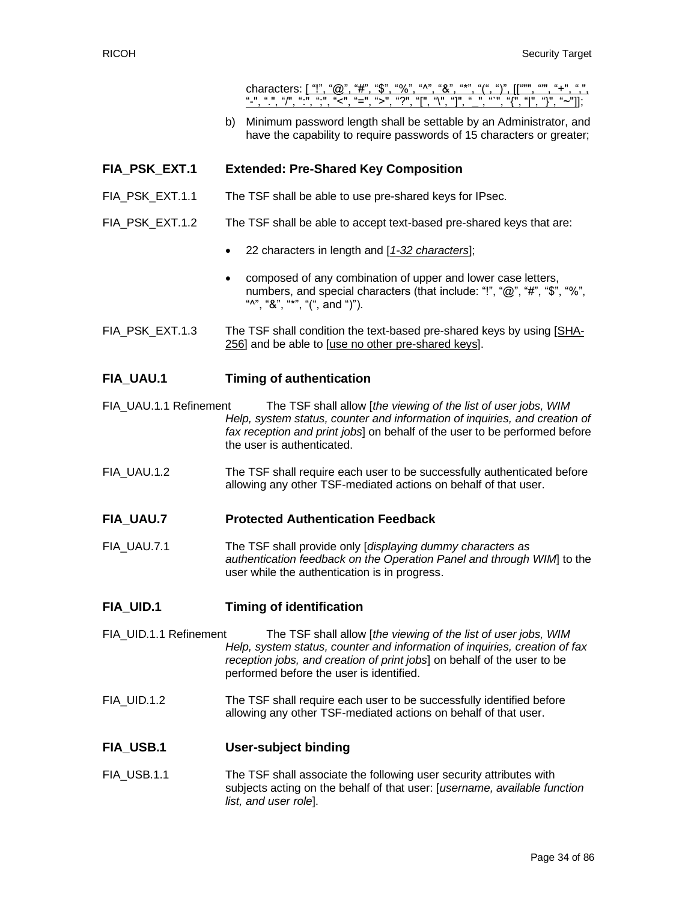characters: [ "!", "@", "#", "$", "%", "^", "&", "*", "(", ")", [""", "'", "+", ",", "-", ".", "/", ":", ";", "<", "=", ">", "?", "[", "\", "]", "_", "`", "{", "|", "}", "~"]];

b) Minimum password length shall be settable by an Administrator, and have the capability to require passwords of 15 characters or greater;

## FIA_PSK_EXT.1 Extended: Pre-Shared Key Composition

FIA_PSK_EXT.1.1 The TSF shall be able to use pre-shared keys for IPsec.

FIA_PSK_EXT.1.2 The TSF shall be able to accept text-based pre-shared keys that are:

- 22 characters in length and [*1-32 characters*];
- composed of any combination of upper and lower case letters, numbers, and special characters (that include: "!", "@", "#", "$", "%", "^", "&", "*", "(", and ")").

FIA_PSK_EXT.1.3 The TSF shall condition the text-based pre-shared keys by using [SHA-256] and be able to [use no other pre-shared keys].

## FIA_UAU.1 Timing of authentication

FIA_UAU.1.1 Refinement The TSF shall allow [*the viewing of the list of user jobs, WIM Help, system status, counter and information of inquiries, and creation of fax reception and print jobs*] on behalf of the user to be performed before the user is authenticated.

FIA_UAU.1.2 The TSF shall require each user to be successfully authenticated before allowing any other TSF-mediated actions on behalf of that user.

## FIA_UAU.7 Protected Authentication Feedback

FIA_UAU.7.1 The TSF shall provide only [*displaying dummy characters as authentication feedback on the Operation Panel and through WIM*] to the user while the authentication is in progress.

## FIA_UID.1 Timing of identification

FIA_UID.1.1 Refinement The TSF shall allow [*the viewing of the list of user jobs, WIM Help, system status, counter and information of inquiries, creation of fax reception jobs, and creation of print jobs*] on behalf of the user to be performed before the user is identified.

FIA_UID.1.2 The TSF shall require each user to be successfully identified before allowing any other TSF-mediated actions on behalf of that user.

## FIA_USB.1 User-subject binding

FIA_USB.1.1 The TSF shall associate the following user security attributes with subjects acting on the behalf of that user: [*username, available function list, and user role*].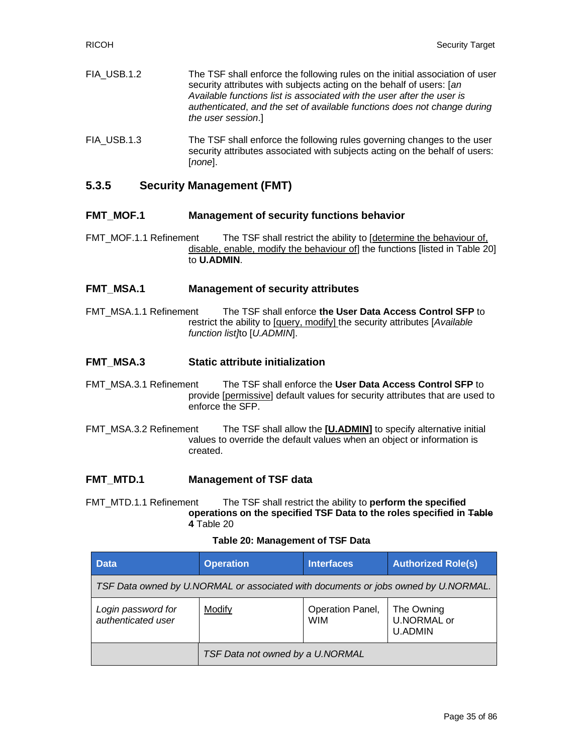FIA_USB.1.2 The TSF shall enforce the following rules on the initial association of user security attributes with subjects acting on the behalf of users: [*an Available functions list is associated with the user after the user is authenticated*, *and the set of available functions does not change during the user session*.]

FIA_USB.1.3 The TSF shall enforce the following rules governing changes to the user security attributes associated with subjects acting on the behalf of users: [*none*].

### 5.3.5 Security Management (FMT)

#### FMT_MOF.1 Management of security functions behavior

FMT_MOF.1.1 Refinement The TSF shall restrict the ability to [<u>determine the behaviour of, disable, enable, modify the behaviour of</u>] the functions [listed in Table 20] to **U.ADMIN**.

#### FMT_MSA.1 Management of security attributes

FMT_MSA.1.1 Refinement The TSF shall enforce **the User Data Access Control SFP** to restrict the ability to [<u>query, modify</u>] the security attributes [*Available function list*]to [*U.ADMIN*].

#### FMT_MSA.3 Static attribute initialization

FMT_MSA.3.1 Refinement The TSF shall enforce the **User Data Access Control SFP** to provide [<u>permissive</u>] default values for security attributes that are used to enforce the SFP.

FMT_MSA.3.2 Refinement The TSF shall allow the **[<u>U.ADMIN</u>]** to specify alternative initial values to override the default values when an object or information is created.

#### FMT_MTD.1 Management of TSF data

FMT_MTD.1.1 Refinement The TSF shall restrict the ability to **perform the specified operations on the specified TSF Data to the roles specified in ~~Table~~ 4** Table 20

**Table 20: Management of TSF Data**

| Data | Operation | Interfaces | Authorized Role(s) |
|---|---|---|---|
| *TSF Data owned by U.NORMAL or associated with documents or jobs owned by U.NORMAL.* | | | |
| *Login password for authenticated user* | <u>Modify</u> | Operation Panel, WIM | The Owning U.NORMAL or U.ADMIN |
| | *TSF Data not owned by a U.NORMAL* | | |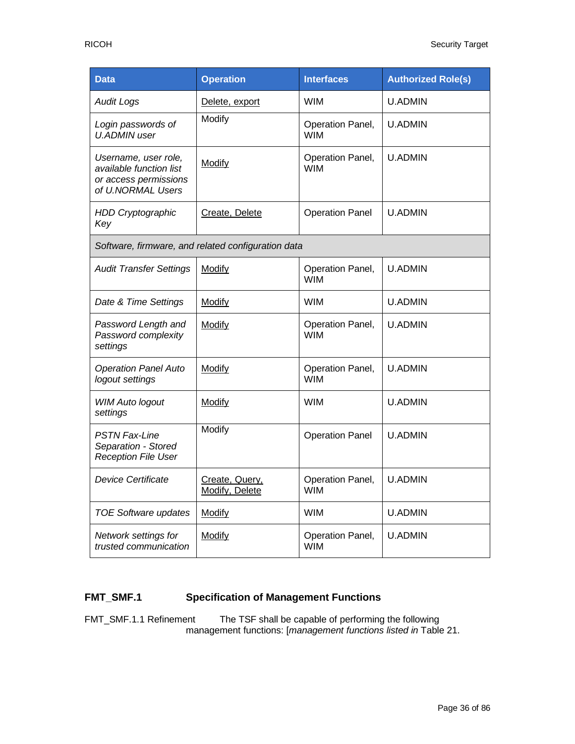| Data | Operation | Interfaces | Authorized Role(s) |
|---|---|---|---|
| *Audit Logs* | Delete, export | WIM | U.ADMIN |
| *Login passwords of U.ADMIN user* | Modify | Operation Panel, WIM | U.ADMIN |
| *Username, user role, available function list or access permissions of U.NORMAL Users* | Modify | Operation Panel, WIM | U.ADMIN |
| *HDD Cryptographic Key* | Create, Delete | Operation Panel | U.ADMIN |
| *Software, firmware, and related configuration data* | | | |
| *Audit Transfer Settings* | Modify | Operation Panel, WIM | U.ADMIN |
| *Date & Time Settings* | Modify | WIM | U.ADMIN |
| *Password Length and Password complexity settings* | Modify | Operation Panel, WIM | U.ADMIN |
| *Operation Panel Auto logout settings* | Modify | Operation Panel, WIM | U.ADMIN |
| *WIM Auto logout settings* | Modify | WIM | U.ADMIN |
| *PSTN Fax-Line Separation - Stored Reception File User* | Modify | Operation Panel | U.ADMIN |
| *Device Certificate* | Create, Query, Modify, Delete | Operation Panel, WIM | U.ADMIN |
| *TOE Software updates* | Modify | WIM | U.ADMIN |
| *Network settings for trusted communication* | Modify | Operation Panel, WIM | U.ADMIN |

### FMT_SMF.1 Specification of Management Functions

FMT_SMF.1.1 Refinement The TSF shall be capable of performing the following management functions: [*management functions listed in* Table 21.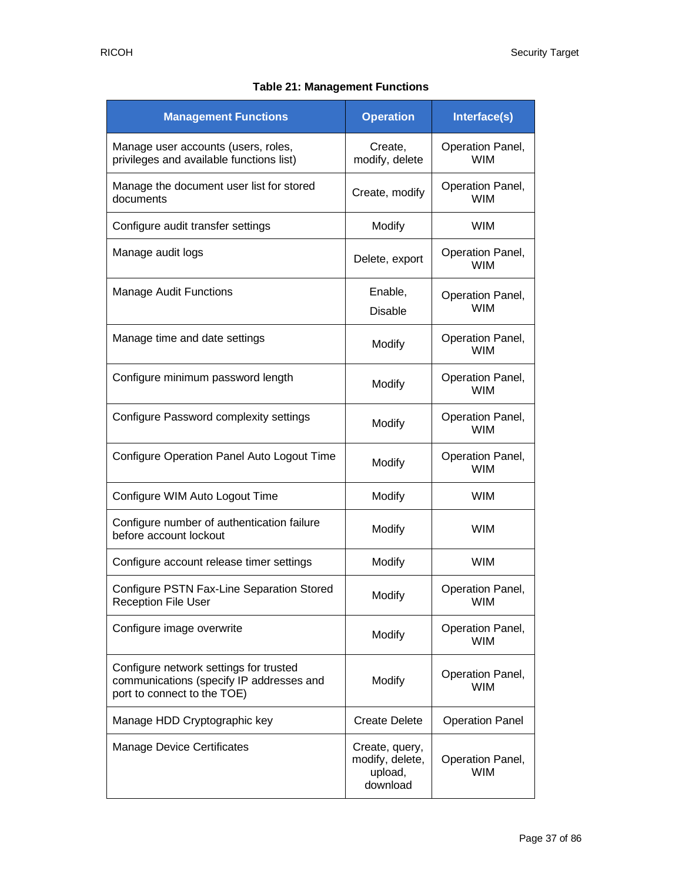**Table 21: Management Functions**

| Management Functions | Operation | Interface(s) |
|---|---|---|
| Manage user accounts (users, roles, privileges and available functions list) | Create, modify, delete | Operation Panel, WIM |
| Manage the document user list for stored documents | Create, modify | Operation Panel, WIM |
| Configure audit transfer settings | Modify | WIM |
| Manage audit logs | Delete, export | Operation Panel, WIM |
| Manage Audit Functions | Enable, Disable | Operation Panel, WIM |
| Manage time and date settings | Modify | Operation Panel, WIM |
| Configure minimum password length | Modify | Operation Panel, WIM |
| Configure Password complexity settings | Modify | Operation Panel, WIM |
| Configure Operation Panel Auto Logout Time | Modify | Operation Panel, WIM |
| Configure WIM Auto Logout Time | Modify | WIM |
| Configure number of authentication failure before account lockout | Modify | WIM |
| Configure account release timer settings | Modify | WIM |
| Configure PSTN Fax-Line Separation Stored Reception File User | Modify | Operation Panel, WIM |
| Configure image overwrite | Modify | Operation Panel, WIM |
| Configure network settings for trusted communications (specify IP addresses and port to connect to the TOE) | Modify | Operation Panel, WIM |
| Manage HDD Cryptographic key | Create Delete | Operation Panel |
| Manage Device Certificates | Create, query, modify, delete, upload, download | Operation Panel, WIM |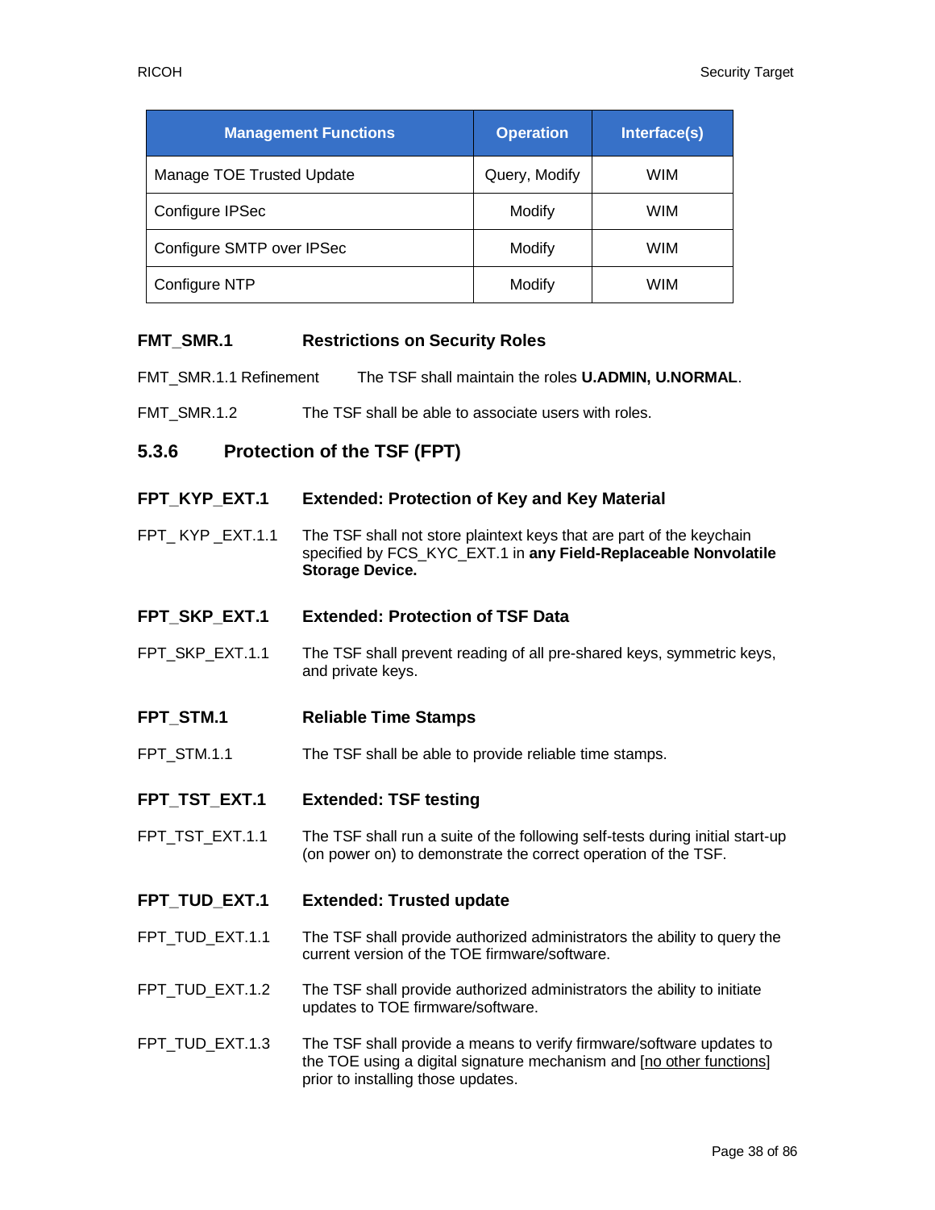| Management Functions | Operation | Interface(s) |
| --- | --- | --- |
| Manage TOE Trusted Update | Query, Modify | WIM |
| Configure IPSec | Modify | WIM |
| Configure SMTP over IPSec | Modify | WIM |
| Configure NTP | Modify | WIM |

**FMT_SMR.1 Restrictions on Security Roles**

FMT_SMR.1.1 Refinement The TSF shall maintain the roles **U.ADMIN, U.NORMAL**.

FMT_SMR.1.2 The TSF shall be able to associate users with roles.

### 5.3.6 Protection of the TSF (FPT)

**FPT_KYP_EXT.1 Extended: Protection of Key and Key Material**

FPT_ KYP _EXT.1.1 The TSF shall not store plaintext keys that are part of the keychain specified by FCS_KYC_EXT.1 in **any Field-Replaceable Nonvolatile Storage Device.**

**FPT_SKP_EXT.1 Extended: Protection of TSF Data**

FPT_SKP_EXT.1.1 The TSF shall prevent reading of all pre-shared keys, symmetric keys, and private keys.

**FPT_STM.1 Reliable Time Stamps**

FPT_STM.1.1 The TSF shall be able to provide reliable time stamps.

**FPT_TST_EXT.1 Extended: TSF testing**

FPT_TST_EXT.1.1 The TSF shall run a suite of the following self-tests during initial start-up (on power on) to demonstrate the correct operation of the TSF.

**FPT_TUD_EXT.1 Extended: Trusted update**

FPT_TUD_EXT.1.1 The TSF shall provide authorized administrators the ability to query the current version of the TOE firmware/software.

FPT_TUD_EXT.1.2 The TSF shall provide authorized administrators the ability to initiate updates to TOE firmware/software.

FPT_TUD_EXT.1.3 The TSF shall provide a means to verify firmware/software updates to the TOE using a digital signature mechanism and [no other functions] prior to installing those updates.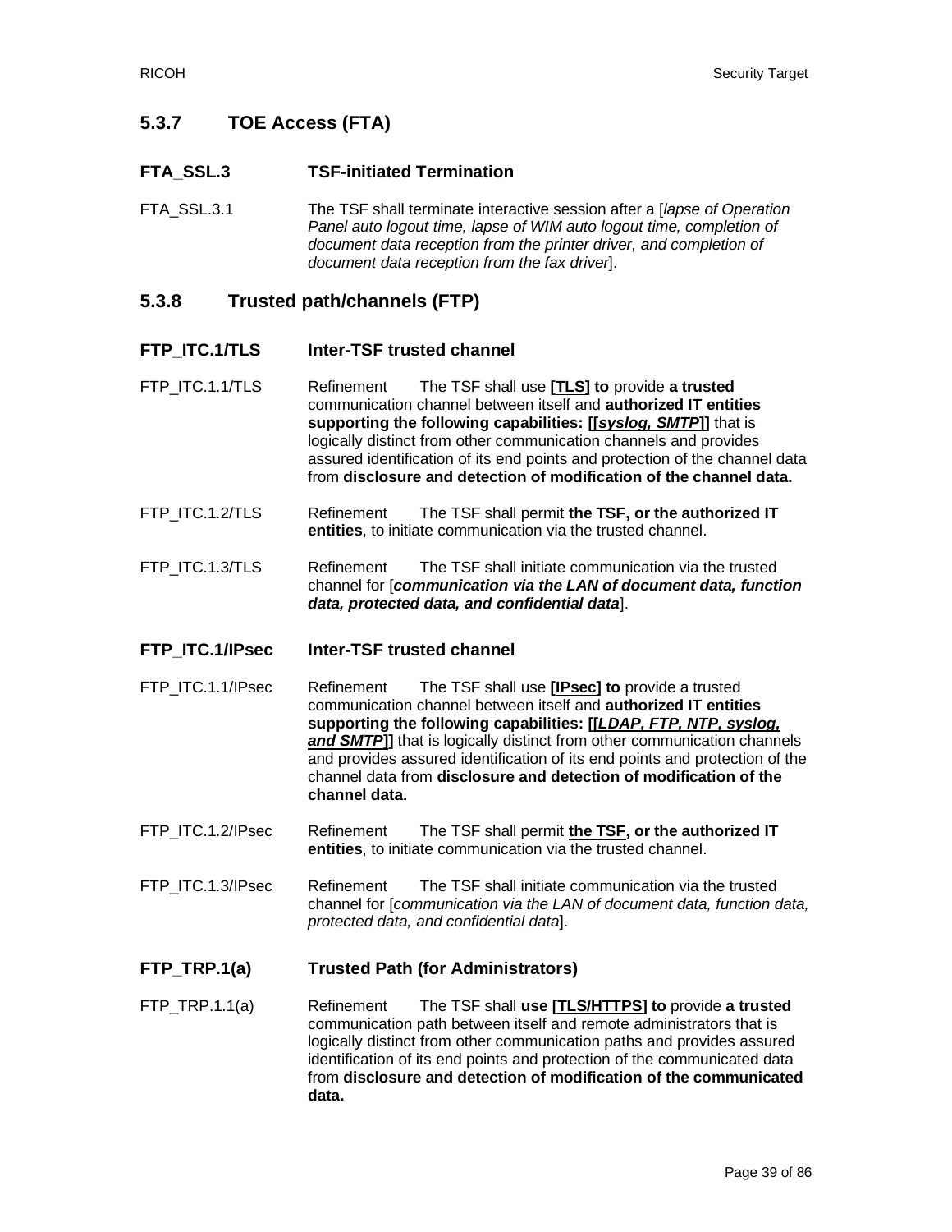### 5.3.7 TOE Access (FTA)

#### FTA_SSL.3 TSF-initiated Termination

FTA_SSL.3.1 The TSF shall terminate interactive session after a [*lapse of Operation Panel auto logout time, lapse of WIM auto logout time, completion of document data reception from the printer driver, and completion of document data reception from the fax driver*].

### 5.3.8 Trusted path/channels (FTP)

#### FTP_ITC.1/TLS Inter-TSF trusted channel

FTP_ITC.1.1/TLS Refinement The TSF shall use **[TLS] to** provide **a trusted** communication channel between itself and **authorized IT entities supporting the following capabilities: [[*syslog, SMTP*]]** that is logically distinct from other communication channels and provides assured identification of its end points and protection of the channel data from **disclosure and detection of modification of the channel data.**

FTP_ITC.1.2/TLS Refinement The TSF shall permit **the TSF, or the authorized IT entities**, to initiate communication via the trusted channel.

FTP_ITC.1.3/TLS Refinement The TSF shall initiate communication via the trusted channel for [***communication via the LAN of document data, function data, protected data, and confidential data***].

#### FTP_ITC.1/IPsec Inter-TSF trusted channel

FTP_ITC.1.1/IPsec Refinement The TSF shall use **[IPsec] to** provide a trusted communication channel between itself and **authorized IT entities supporting the following capabilities: [[*LDAP, FTP, NTP, syslog, and SMTP*]]** that is logically distinct from other communication channels and provides assured identification of its end points and protection of the channel data from **disclosure and detection of modification of the channel data.**

FTP_ITC.1.2/IPsec Refinement The TSF shall permit **the TSF, or the authorized IT entities**, to initiate communication via the trusted channel.

FTP_ITC.1.3/IPsec Refinement The TSF shall initiate communication via the trusted channel for [*communication via the LAN of document data, function data, protected data, and confidential data*].

#### FTP_TRP.1(a) Trusted Path (for Administrators)

FTP_TRP.1.1(a) Refinement The TSF shall **use [TLS/HTTPS] to** provide **a trusted** communication path between itself and remote administrators that is logically distinct from other communication paths and provides assured identification of its end points and protection of the communicated data from **disclosure and detection of modification of the communicated data.**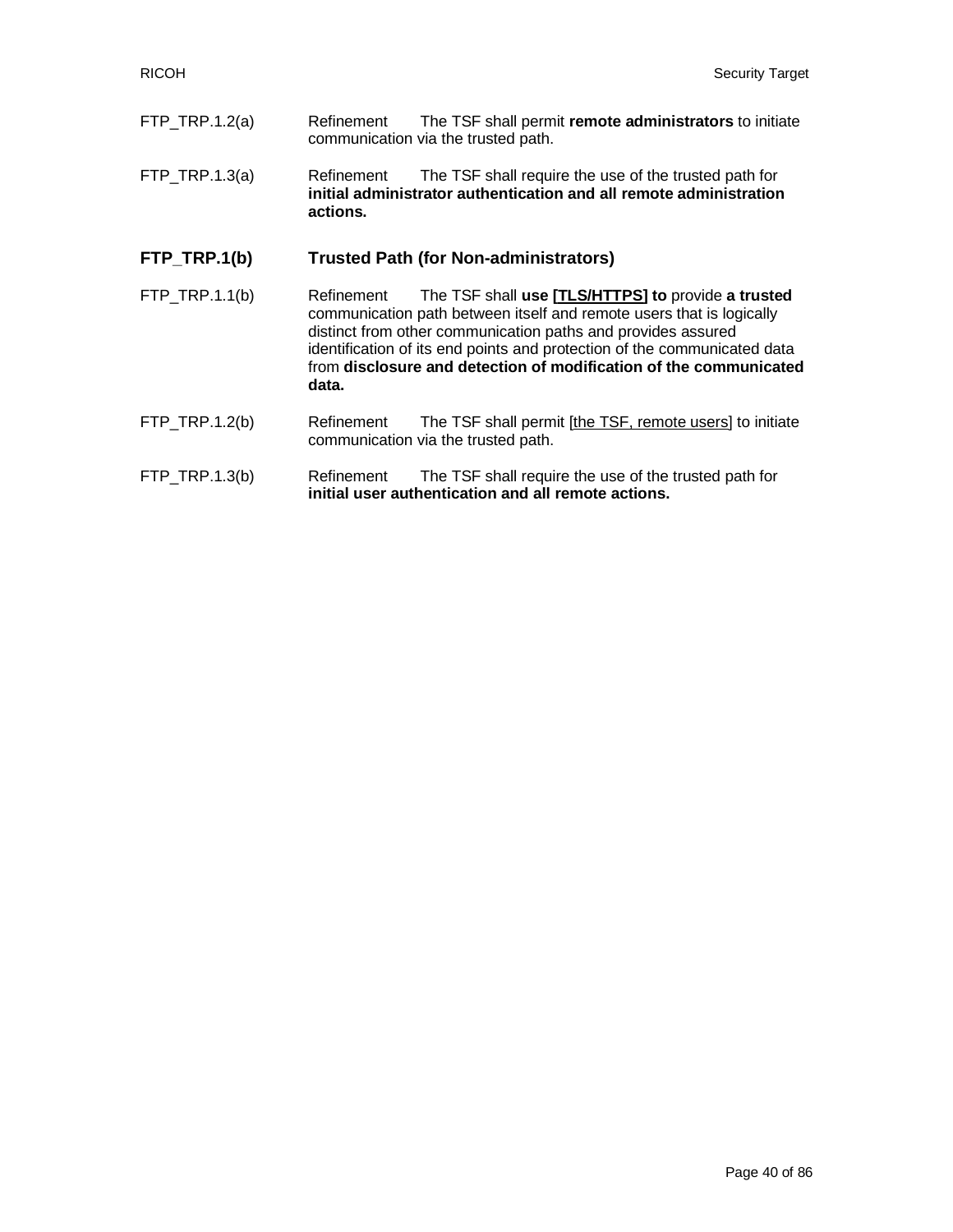FTP_TRP.1.2(a) Refinement The TSF shall permit **remote administrators** to initiate communication via the trusted path.

FTP_TRP.1.3(a) Refinement The TSF shall require the use of the trusted path for **initial administrator authentication and all remote administration actions.**

### FTP_TRP.1(b) Trusted Path (for Non-administrators)

FTP_TRP.1.1(b) Refinement The TSF shall **use [TLS/HTTPS] to** provide **a trusted** communication path between itself and remote users that is logically distinct from other communication paths and provides assured identification of its end points and protection of the communicated data from **disclosure and detection of modification of the communicated data.**

FTP_TRP.1.2(b) Refinement The TSF shall permit [the TSF, remote users] to initiate communication via the trusted path.

FTP_TRP.1.3(b) Refinement The TSF shall require the use of the trusted path for **initial user authentication and all remote actions.**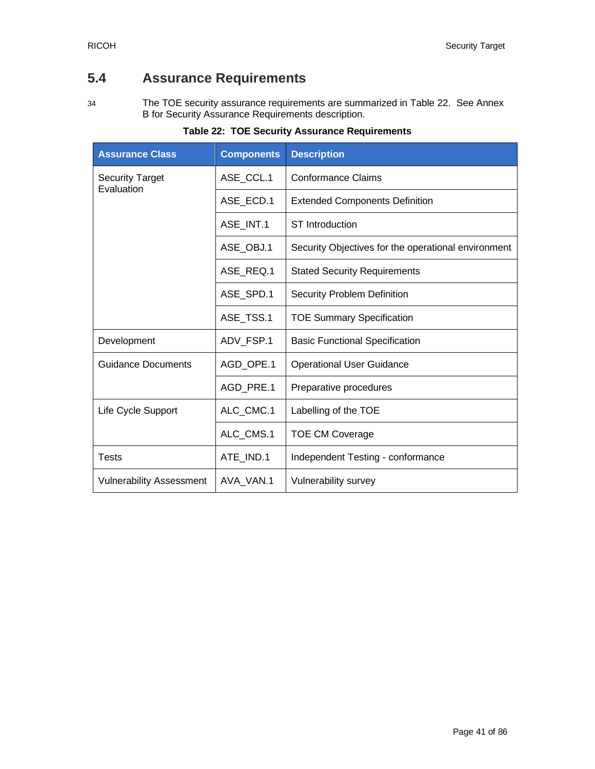## 5.4 Assurance Requirements

34 The TOE security assurance requirements are summarized in Table 22. See Annex B for Security Assurance Requirements description.

**Table 22: TOE Security Assurance Requirements**

| Assurance Class | Components | Description |
|---|---|---|
| Security Target Evaluation | ASE_CCL.1 | Conformance Claims |
| | ASE_ECD.1 | Extended Components Definition |
| | ASE_INT.1 | ST Introduction |
| | ASE_OBJ.1 | Security Objectives for the operational environment |
| | ASE_REQ.1 | Stated Security Requirements |
| | ASE_SPD.1 | Security Problem Definition |
| | ASE_TSS.1 | TOE Summary Specification |
| Development | ADV_FSP.1 | Basic Functional Specification |
| Guidance Documents | AGD_OPE.1 | Operational User Guidance |
| | AGD_PRE.1 | Preparative procedures |
| Life Cycle Support | ALC_CMC.1 | Labelling of the TOE |
| | ALC_CMS.1 | TOE CM Coverage |
| Tests | ATE_IND.1 | Independent Testing - conformance |
| Vulnerability Assessment | AVA_VAN.1 | Vulnerability survey |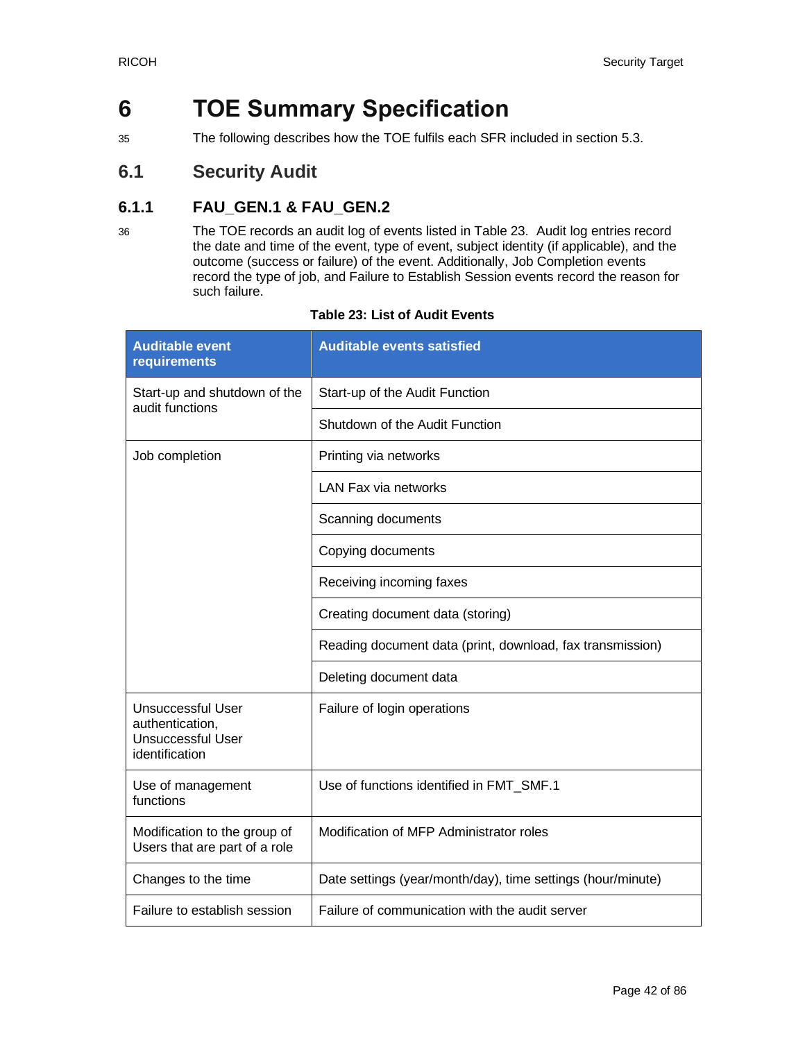# 6 TOE Summary Specification

35 The following describes how the TOE fulfils each SFR included in section 5.3.

## 6.1 Security Audit

### 6.1.1 FAU_GEN.1 & FAU_GEN.2

36 The TOE records an audit log of events listed in Table 23. Audit log entries record the date and time of the event, type of event, subject identity (if applicable), and the outcome (success or failure) of the event. Additionally, Job Completion events record the type of job, and Failure to Establish Session events record the reason for such failure.

**Table 23: List of Audit Events**

| Auditable event requirements | Auditable events satisfied |
|---|---|
| Start-up and shutdown of the audit functions | Start-up of the Audit Function |
| | Shutdown of the Audit Function |
| Job completion | Printing via networks |
| | LAN Fax via networks |
| | Scanning documents |
| | Copying documents |
| | Receiving incoming faxes |
| | Creating document data (storing) |
| | Reading document data (print, download, fax transmission) |
| | Deleting document data |
| Unsuccessful User authentication, Unsuccessful User identification | Failure of login operations |
| Use of management functions | Use of functions identified in FMT_SMF.1 |
| Modification to the group of Users that are part of a role | Modification of MFP Administrator roles |
| Changes to the time | Date settings (year/month/day), time settings (hour/minute) |
| Failure to establish session | Failure of communication with the audit server |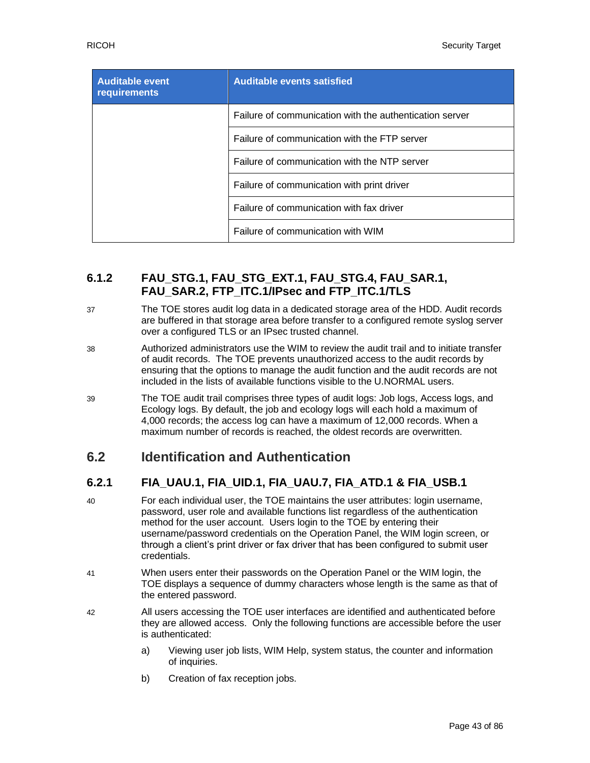| Auditable event requirements | Auditable events satisfied |
| --- | --- |
| | Failure of communication with the authentication server |
| | Failure of communication with the FTP server |
| | Failure of communication with the NTP server |
| | Failure of communication with print driver |
| | Failure of communication with fax driver |
| | Failure of communication with WIM |

### 6.1.2 FAU_STG.1, FAU_STG_EXT.1, FAU_STG.4, FAU_SAR.1, FAU_SAR.2, FTP_ITC.1/IPsec and FTP_ITC.1/TLS

37 The TOE stores audit log data in a dedicated storage area of the HDD. Audit records are buffered in that storage area before transfer to a configured remote syslog server over a configured TLS or an IPsec trusted channel.

38 Authorized administrators use the WIM to review the audit trail and to initiate transfer of audit records. The TOE prevents unauthorized access to the audit records by ensuring that the options to manage the audit function and the audit records are not included in the lists of available functions visible to the U.NORMAL users.

39 The TOE audit trail comprises three types of audit logs: Job logs, Access logs, and Ecology logs. By default, the job and ecology logs will each hold a maximum of 4,000 records; the access log can have a maximum of 12,000 records. When a maximum number of records is reached, the oldest records are overwritten.

## 6.2 Identification and Authentication

### 6.2.1 FIA_UAU.1, FIA_UID.1, FIA_UAU.7, FIA_ATD.1 & FIA_USB.1

40 For each individual user, the TOE maintains the user attributes: login username, password, user role and available functions list regardless of the authentication method for the user account. Users login to the TOE by entering their username/password credentials on the Operation Panel, the WIM login screen, or through a client's print driver or fax driver that has been configured to submit user credentials.

41 When users enter their passwords on the Operation Panel or the WIM login, the TOE displays a sequence of dummy characters whose length is the same as that of the entered password.

42 All users accessing the TOE user interfaces are identified and authenticated before they are allowed access. Only the following functions are accessible before the user is authenticated:

a) Viewing user job lists, WIM Help, system status, the counter and information of inquiries.

b) Creation of fax reception jobs.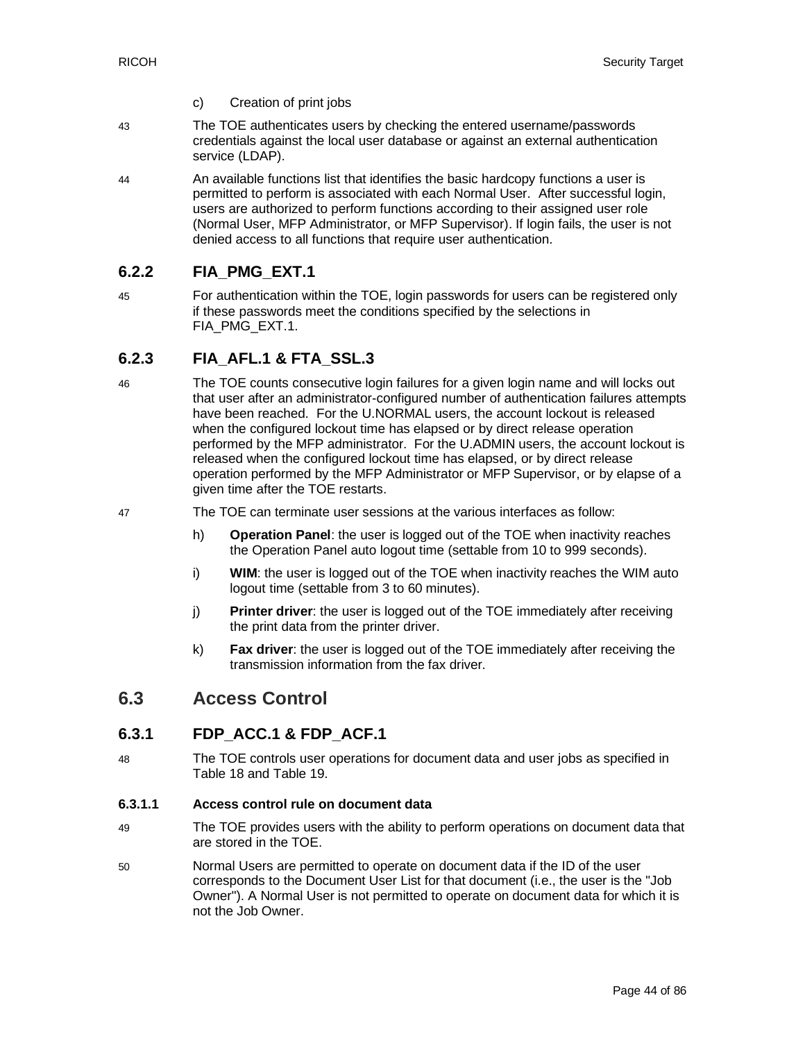c) Creation of print jobs

43 The TOE authenticates users by checking the entered username/passwords credentials against the local user database or against an external authentication service (LDAP).

44 An available functions list that identifies the basic hardcopy functions a user is permitted to perform is associated with each Normal User. After successful login, users are authorized to perform functions according to their assigned user role (Normal User, MFP Administrator, or MFP Supervisor). If login fails, the user is not denied access to all functions that require user authentication.

### 6.2.2 FIA_PMG_EXT.1

45 For authentication within the TOE, login passwords for users can be registered only if these passwords meet the conditions specified by the selections in FIA_PMG_EXT.1.

### 6.2.3 FIA_AFL.1 & FTA_SSL.3

46 The TOE counts consecutive login failures for a given login name and will locks out that user after an administrator-configured number of authentication failures attempts have been reached. For the U.NORMAL users, the account lockout is released when the configured lockout time has elapsed or by direct release operation performed by the MFP administrator. For the U.ADMIN users, the account lockout is released when the configured lockout time has elapsed, or by direct release operation performed by the MFP Administrator or MFP Supervisor, or by elapse of a given time after the TOE restarts.

47 The TOE can terminate user sessions at the various interfaces as follow:

h) **Operation Panel**: the user is logged out of the TOE when inactivity reaches the Operation Panel auto logout time (settable from 10 to 999 seconds).

i) **WIM**: the user is logged out of the TOE when inactivity reaches the WIM auto logout time (settable from 3 to 60 minutes).

j) **Printer driver**: the user is logged out of the TOE immediately after receiving the print data from the printer driver.

k) **Fax driver**: the user is logged out of the TOE immediately after receiving the transmission information from the fax driver.

## 6.3 Access Control

### 6.3.1 FDP_ACC.1 & FDP_ACF.1

48 The TOE controls user operations for document data and user jobs as specified in Table 18 and Table 19.

#### 6.3.1.1 Access control rule on document data

49 The TOE provides users with the ability to perform operations on document data that are stored in the TOE.

50 Normal Users are permitted to operate on document data if the ID of the user corresponds to the Document User List for that document (i.e., the user is the "Job Owner"). A Normal User is not permitted to operate on document data for which it is not the Job Owner.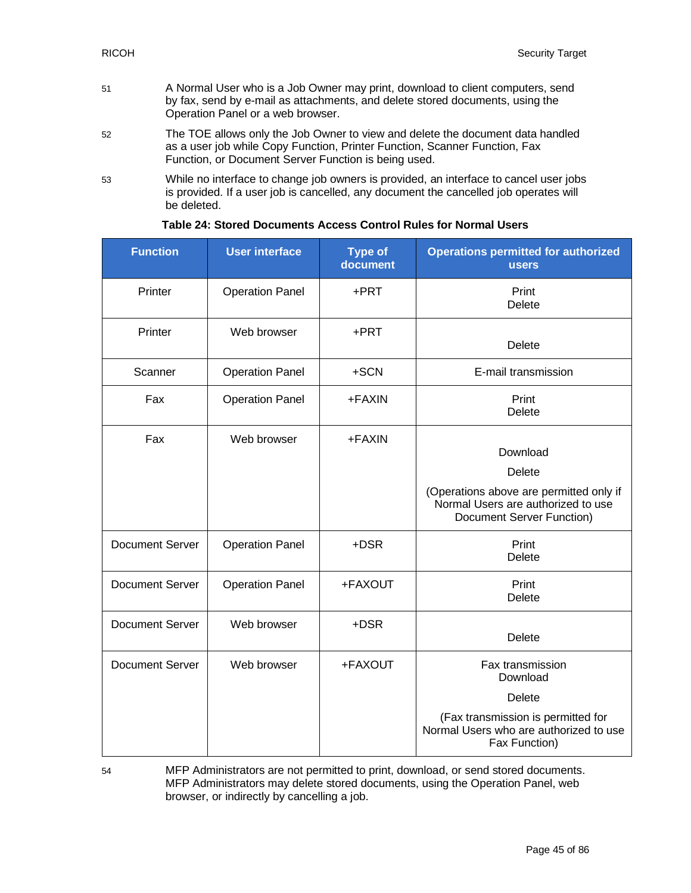51 A Normal User who is a Job Owner may print, download to client computers, send by fax, send by e-mail as attachments, and delete stored documents, using the Operation Panel or a web browser.

52 The TOE allows only the Job Owner to view and delete the document data handled as a user job while Copy Function, Printer Function, Scanner Function, Fax Function, or Document Server Function is being used.

53 While no interface to change job owners is provided, an interface to cancel user jobs is provided. If a user job is cancelled, any document the cancelled job operates will be deleted.

**Table 24: Stored Documents Access Control Rules for Normal Users**

| Function | User interface | Type of document | Operations permitted for authorized users |
|---|---|---|---|
| Printer | Operation Panel | +PRT | Print<br>Delete |
| Printer | Web browser | +PRT | Delete |
| Scanner | Operation Panel | +SCN | E-mail transmission |
| Fax | Operation Panel | +FAXIN | Print<br>Delete |
| Fax | Web browser | +FAXIN | Download<br>Delete<br>(Operations above are permitted only if Normal Users are authorized to use Document Server Function) |
| Document Server | Operation Panel | +DSR | Print<br>Delete |
| Document Server | Operation Panel | +FAXOUT | Print<br>Delete |
| Document Server | Web browser | +DSR | Delete |
| Document Server | Web browser | +FAXOUT | Fax transmission<br>Download<br>Delete<br>(Fax transmission is permitted for Normal Users who are authorized to use Fax Function) |

54 MFP Administrators are not permitted to print, download, or send stored documents. MFP Administrators may delete stored documents, using the Operation Panel, web browser, or indirectly by cancelling a job.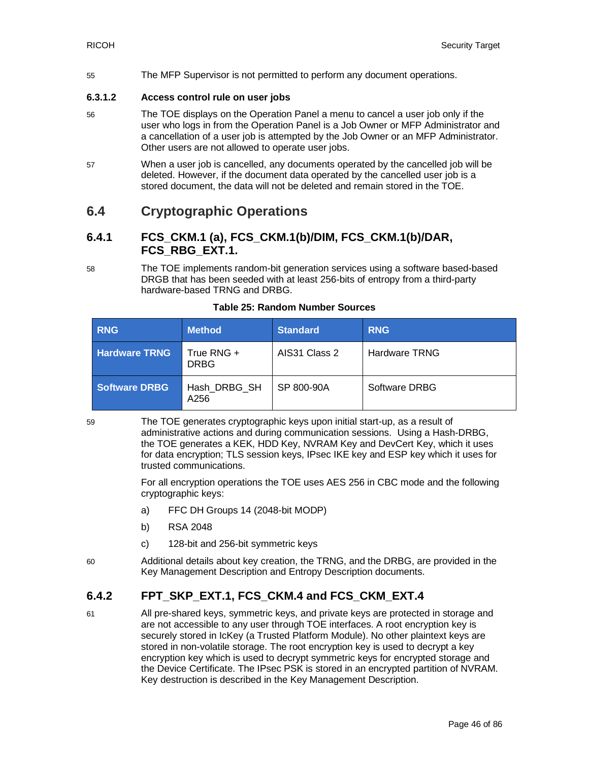55 The MFP Supervisor is not permitted to perform any document operations.

#### 6.3.1.2 Access control rule on user jobs

56 The TOE displays on the Operation Panel a menu to cancel a user job only if the user who logs in from the Operation Panel is a Job Owner or MFP Administrator and a cancellation of a user job is attempted by the Job Owner or an MFP Administrator. Other users are not allowed to operate user jobs.

57 When a user job is cancelled, any documents operated by the cancelled job will be deleted. However, if the document data operated by the cancelled user job is a stored document, the data will not be deleted and remain stored in the TOE.

## 6.4 Cryptographic Operations

### 6.4.1 FCS_CKM.1 (a), FCS_CKM.1(b)/DIM, FCS_CKM.1(b)/DAR, FCS_RBG_EXT.1.

58 The TOE implements random-bit generation services using a software based-based DRGB that has been seeded with at least 256-bits of entropy from a third-party hardware-based TRNG and DRBG.

**Table 25: Random Number Sources**

| RNG | Method | Standard | RNG |
|---|---|---|---|
| **Hardware TRNG** | True RNG + DRBG | AIS31 Class 2 | Hardware TRNG |
| **Software DRBG** | Hash_DRBG_SHA256 | SP 800-90A | Software DRBG |

59 The TOE generates cryptographic keys upon initial start-up, as a result of administrative actions and during communication sessions. Using a Hash-DRBG, the TOE generates a KEK, HDD Key, NVRAM Key and DevCert Key, which it uses for data encryption; TLS session keys, IPsec IKE key and ESP key which it uses for trusted communications.

For all encryption operations the TOE uses AES 256 in CBC mode and the following cryptographic keys:

a) FFC DH Groups 14 (2048-bit MODP)

b) RSA 2048

c) 128-bit and 256-bit symmetric keys

60 Additional details about key creation, the TRNG, and the DRBG, are provided in the Key Management Description and Entropy Description documents.

### 6.4.2 FPT_SKP_EXT.1, FCS_CKM.4 and FCS_CKM_EXT.4

61 All pre-shared keys, symmetric keys, and private keys are protected in storage and are not accessible to any user through TOE interfaces. A root encryption key is securely stored in IcKey (a Trusted Platform Module). No other plaintext keys are stored in non-volatile storage. The root encryption key is used to decrypt a key encryption key which is used to decrypt symmetric keys for encrypted storage and the Device Certificate. The IPsec PSK is stored in an encrypted partition of NVRAM. Key destruction is described in the Key Management Description.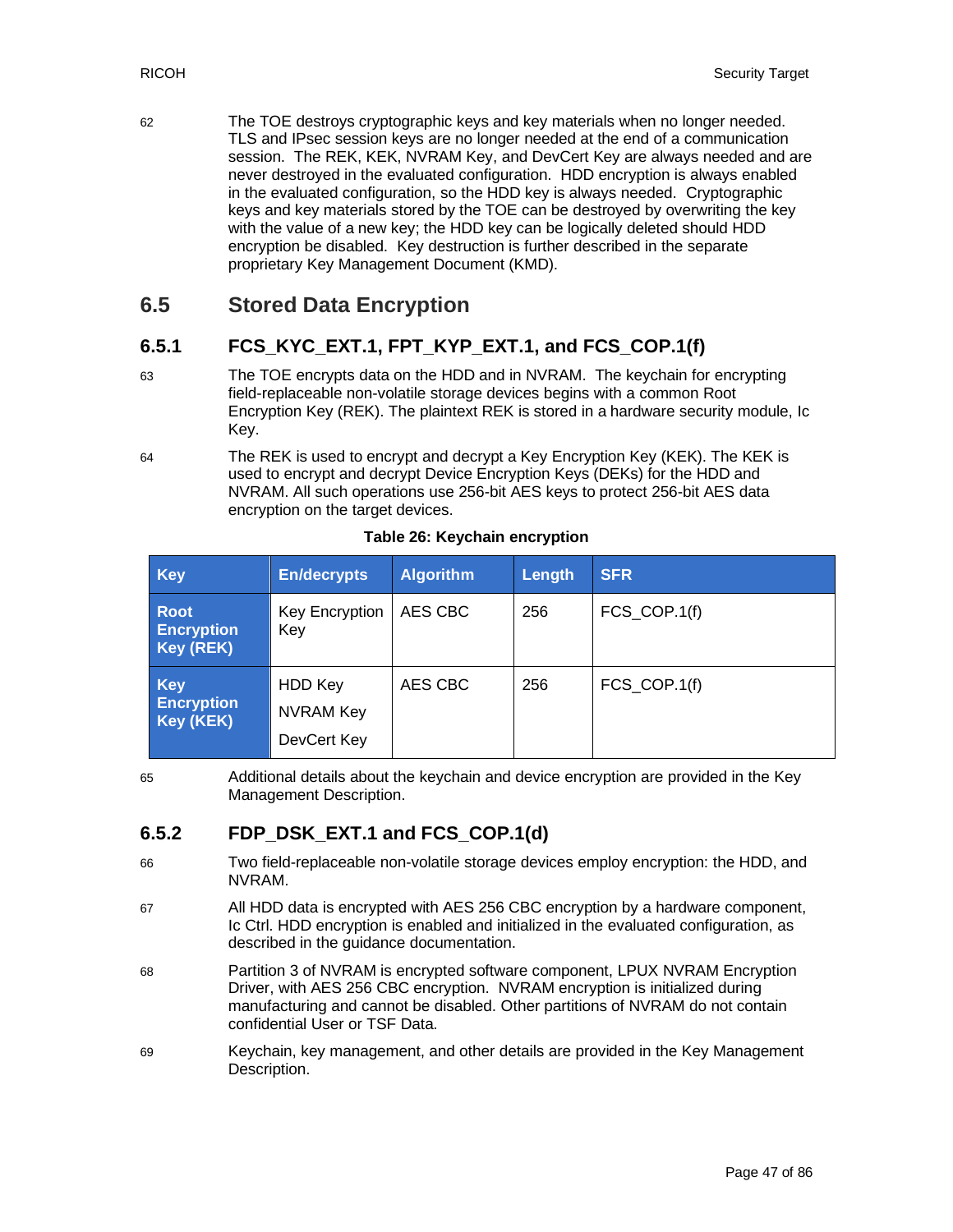62 The TOE destroys cryptographic keys and key materials when no longer needed. TLS and IPsec session keys are no longer needed at the end of a communication session. The REK, KEK, NVRAM Key, and DevCert Key are always needed and are never destroyed in the evaluated configuration. HDD encryption is always enabled in the evaluated configuration, so the HDD key is always needed. Cryptographic keys and key materials stored by the TOE can be destroyed by overwriting the key with the value of a new key; the HDD key can be logically deleted should HDD encryption be disabled. Key destruction is further described in the separate proprietary Key Management Document (KMD).

## 6.5 Stored Data Encryption

### 6.5.1 FCS_KYC_EXT.1, FPT_KYP_EXT.1, and FCS_COP.1(f)

63 The TOE encrypts data on the HDD and in NVRAM. The keychain for encrypting field-replaceable non-volatile storage devices begins with a common Root Encryption Key (REK). The plaintext REK is stored in a hardware security module, Ic Key.

64 The REK is used to encrypt and decrypt a Key Encryption Key (KEK). The KEK is used to encrypt and decrypt Device Encryption Keys (DEKs) for the HDD and NVRAM. All such operations use 256-bit AES keys to protect 256-bit AES data encryption on the target devices.

**Table 26: Keychain encryption**

| Key | En/decrypts | Algorithm | Length | SFR |
|---|---|---|---|---|
| **Root Encryption Key (REK)** | Key Encryption Key | AES CBC | 256 | FCS_COP.1(f) |
| **Key Encryption Key (KEK)** | HDD Key<br>NVRAM Key<br>DevCert Key | AES CBC | 256 | FCS_COP.1(f) |

65 Additional details about the keychain and device encryption are provided in the Key Management Description.

### 6.5.2 FDP_DSK_EXT.1 and FCS_COP.1(d)

66 Two field-replaceable non-volatile storage devices employ encryption: the HDD, and NVRAM.

67 All HDD data is encrypted with AES 256 CBC encryption by a hardware component, Ic Ctrl. HDD encryption is enabled and initialized in the evaluated configuration, as described in the guidance documentation.

68 Partition 3 of NVRAM is encrypted software component, LPUX NVRAM Encryption Driver, with AES 256 CBC encryption. NVRAM encryption is initialized during manufacturing and cannot be disabled. Other partitions of NVRAM do not contain confidential User or TSF Data.

69 Keychain, key management, and other details are provided in the Key Management Description.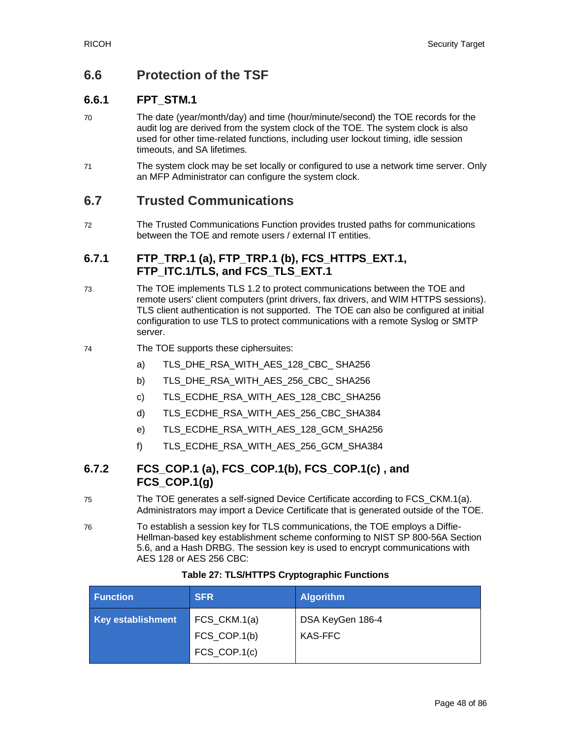## 6.6 Protection of the TSF

### 6.6.1 FPT_STM.1

70 The date (year/month/day) and time (hour/minute/second) the TOE records for the audit log are derived from the system clock of the TOE. The system clock is also used for other time-related functions, including user lockout timing, idle session timeouts, and SA lifetimes.

71 The system clock may be set locally or configured to use a network time server. Only an MFP Administrator can configure the system clock.

## 6.7 Trusted Communications

72 The Trusted Communications Function provides trusted paths for communications between the TOE and remote users / external IT entities.

### 6.7.1 FTP_TRP.1 (a), FTP_TRP.1 (b), FCS_HTTPS_EXT.1, FTP_ITC.1/TLS, and FCS_TLS_EXT.1

73 The TOE implements TLS 1.2 to protect communications between the TOE and remote users' client computers (print drivers, fax drivers, and WIM HTTPS sessions). TLS client authentication is not supported. The TOE can also be configured at initial configuration to use TLS to protect communications with a remote Syslog or SMTP server.

74 The TOE supports these ciphersuites:

a) TLS_DHE_RSA_WITH_AES_128_CBC_ SHA256

b) TLS_DHE_RSA_WITH_AES_256_CBC_ SHA256

c) TLS_ECDHE_RSA_WITH_AES_128_CBC_SHA256

d) TLS_ECDHE_RSA_WITH_AES_256_CBC_SHA384

e) TLS_ECDHE_RSA_WITH_AES_128_GCM_SHA256

f) TLS_ECDHE_RSA_WITH_AES_256_GCM_SHA384

### 6.7.2 FCS_COP.1 (a), FCS_COP.1(b), FCS_COP.1(c) , and FCS_COP.1(g)

75 The TOE generates a self-signed Device Certificate according to FCS_CKM.1(a). Administrators may import a Device Certificate that is generated outside of the TOE.

76 To establish a session key for TLS communications, the TOE employs a Diffie-Hellman-based key establishment scheme conforming to NIST SP 800-56A Section 5.6, and a Hash DRBG. The session key is used to encrypt communications with AES 128 or AES 256 CBC:

**Table 27: TLS/HTTPS Cryptographic Functions**

| Function | SFR | Algorithm |
|---|---|---|
| **Key establishment** | FCS_CKM.1(a)<br>FCS_COP.1(b)<br>FCS_COP.1(c) | DSA KeyGen 186-4<br>KAS-FFC |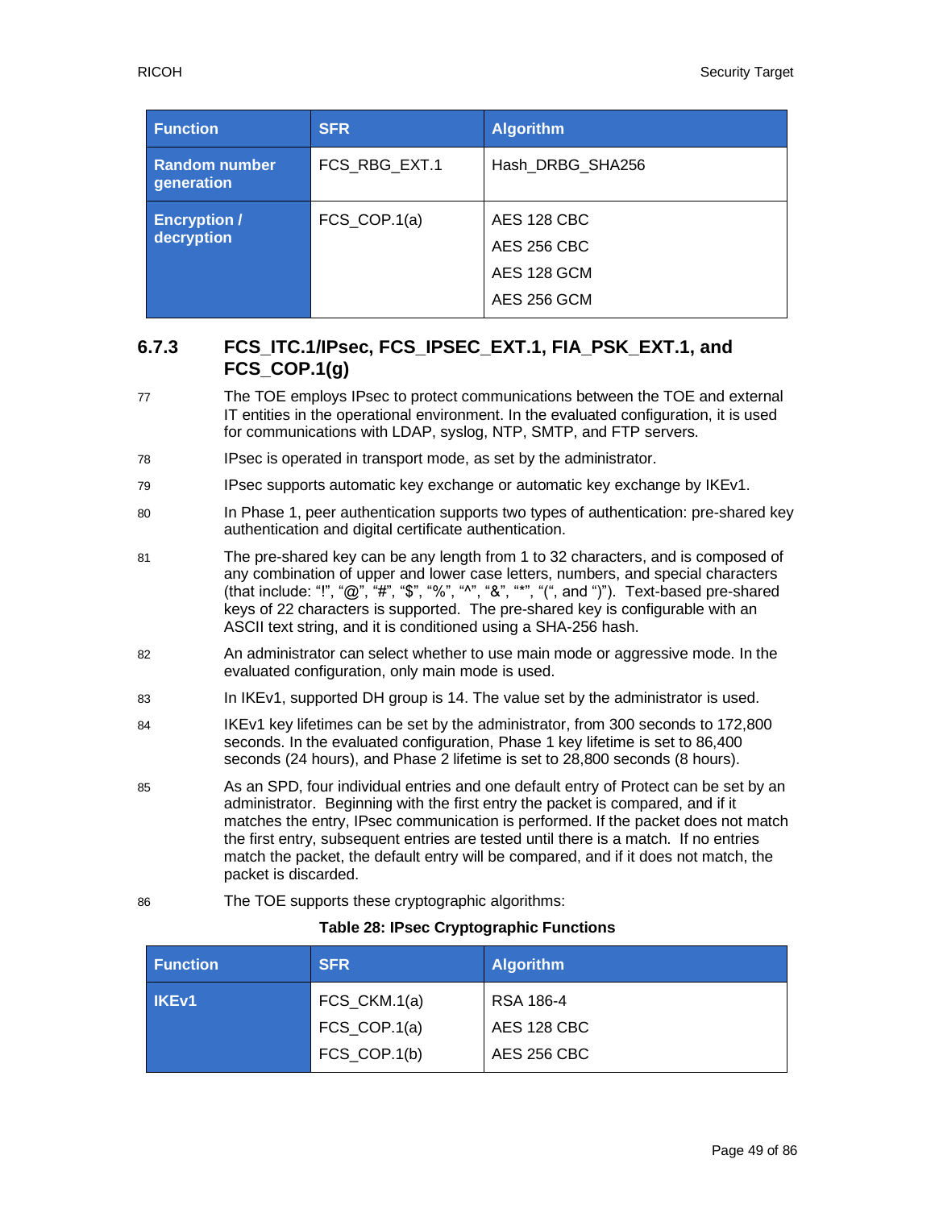| Function | SFR | Algorithm |
| --- | --- | --- |
| **Random number generation** | FCS_RBG_EXT.1 | Hash_DRBG_SHA256 |
| **Encryption / decryption** | FCS_COP.1(a) | AES 128 CBC<br>AES 256 CBC<br>AES 128 GCM<br>AES 256 GCM |

### 6.7.3 FCS_ITC.1/IPsec, FCS_IPSEC_EXT.1, FIA_PSK_EXT.1, and FCS_COP.1(g)

77 The TOE employs IPsec to protect communications between the TOE and external IT entities in the operational environment. In the evaluated configuration, it is used for communications with LDAP, syslog, NTP, SMTP, and FTP servers.

78 IPsec is operated in transport mode, as set by the administrator.

79 IPsec supports automatic key exchange or automatic key exchange by IKEv1.

80 In Phase 1, peer authentication supports two types of authentication: pre-shared key authentication and digital certificate authentication.

81 The pre-shared key can be any length from 1 to 32 characters, and is composed of any combination of upper and lower case letters, numbers, and special characters (that include: "!", "@", "#", "$", "%", "^", "&", "*", "(", and ")"). Text-based pre-shared keys of 22 characters is supported. The pre-shared key is configurable with an ASCII text string, and it is conditioned using a SHA-256 hash.

82 An administrator can select whether to use main mode or aggressive mode. In the evaluated configuration, only main mode is used.

83 In IKEv1, supported DH group is 14. The value set by the administrator is used.

84 IKEv1 key lifetimes can be set by the administrator, from 300 seconds to 172,800 seconds. In the evaluated configuration, Phase 1 key lifetime is set to 86,400 seconds (24 hours), and Phase 2 lifetime is set to 28,800 seconds (8 hours).

85 As an SPD, four individual entries and one default entry of Protect can be set by an administrator. Beginning with the first entry the packet is compared, and if it matches the entry, IPsec communication is performed. If the packet does not match the first entry, subsequent entries are tested until there is a match. If no entries match the packet, the default entry will be compared, and if it does not match, the packet is discarded.

86 The TOE supports these cryptographic algorithms:

**Table 28: IPsec Cryptographic Functions**

| Function | SFR | Algorithm |
| --- | --- | --- |
| **IKEv1** | FCS_CKM.1(a)<br>FCS_COP.1(a)<br>FCS_COP.1(b) | RSA 186-4<br>AES 128 CBC<br>AES 256 CBC |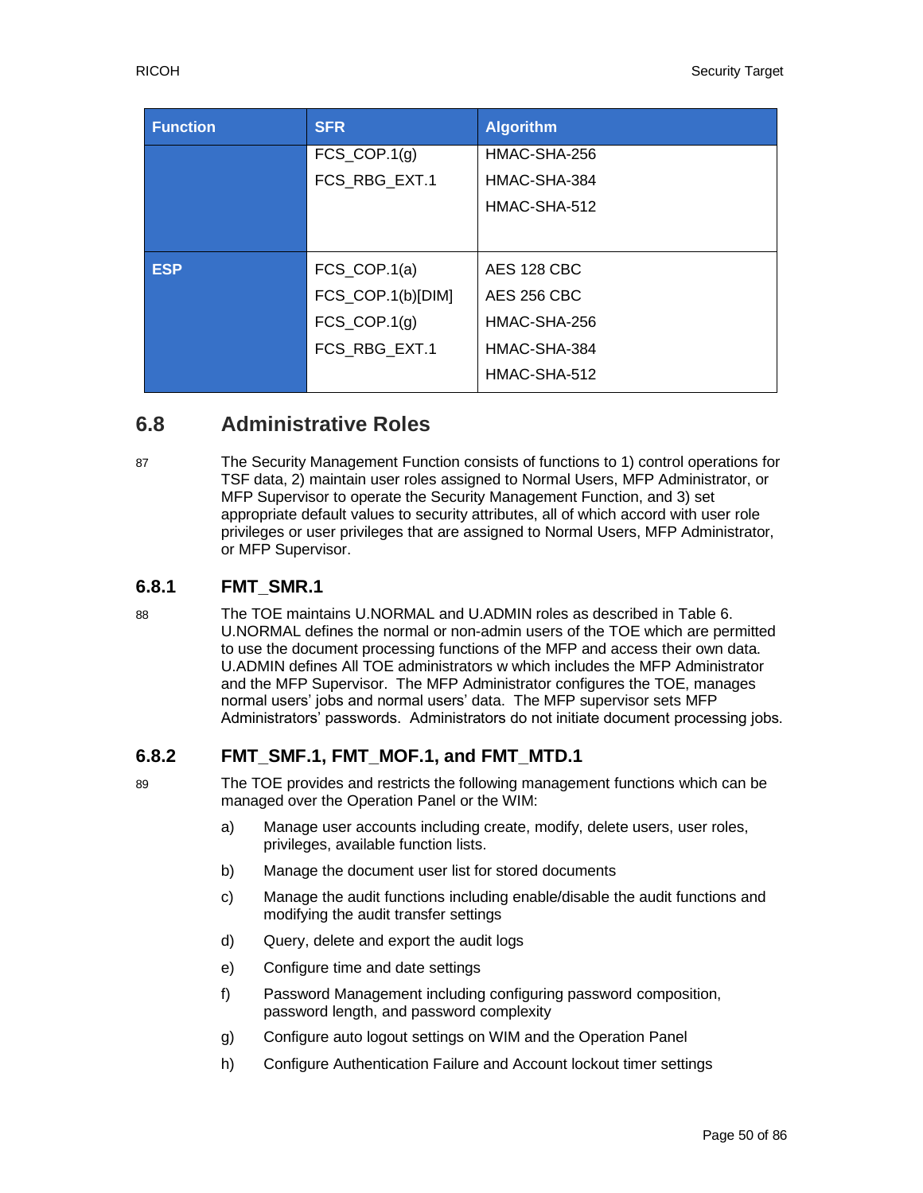| Function | SFR | Algorithm |
|---|---|---|
| | FCS_COP.1(g)<br>FCS_RBG_EXT.1 | HMAC-SHA-256<br>HMAC-SHA-384<br>HMAC-SHA-512 |
| ESP | FCS_COP.1(a)<br>FCS_COP.1(b)[DIM]<br>FCS_COP.1(g)<br>FCS_RBG_EXT.1 | AES 128 CBC<br>AES 256 CBC<br>HMAC-SHA-256<br>HMAC-SHA-384<br>HMAC-SHA-512 |

## 6.8 Administrative Roles

87 The Security Management Function consists of functions to 1) control operations for TSF data, 2) maintain user roles assigned to Normal Users, MFP Administrator, or MFP Supervisor to operate the Security Management Function, and 3) set appropriate default values to security attributes, all of which accord with user role privileges or user privileges that are assigned to Normal Users, MFP Administrator, or MFP Supervisor.

### 6.8.1 FMT_SMR.1

88 The TOE maintains U.NORMAL and U.ADMIN roles as described in Table 6. U.NORMAL defines the normal or non-admin users of the TOE which are permitted to use the document processing functions of the MFP and access their own data. U.ADMIN defines All TOE administrators w which includes the MFP Administrator and the MFP Supervisor. The MFP Administrator configures the TOE, manages normal users' jobs and normal users' data. The MFP supervisor sets MFP Administrators' passwords. Administrators do not initiate document processing jobs.

### 6.8.2 FMT_SMF.1, FMT_MOF.1, and FMT_MTD.1

89 The TOE provides and restricts the following management functions which can be managed over the Operation Panel or the WIM:

a) Manage user accounts including create, modify, delete users, user roles, privileges, available function lists.

b) Manage the document user list for stored documents

c) Manage the audit functions including enable/disable the audit functions and modifying the audit transfer settings

d) Query, delete and export the audit logs

e) Configure time and date settings

f) Password Management including configuring password composition, password length, and password complexity

g) Configure auto logout settings on WIM and the Operation Panel

h) Configure Authentication Failure and Account lockout timer settings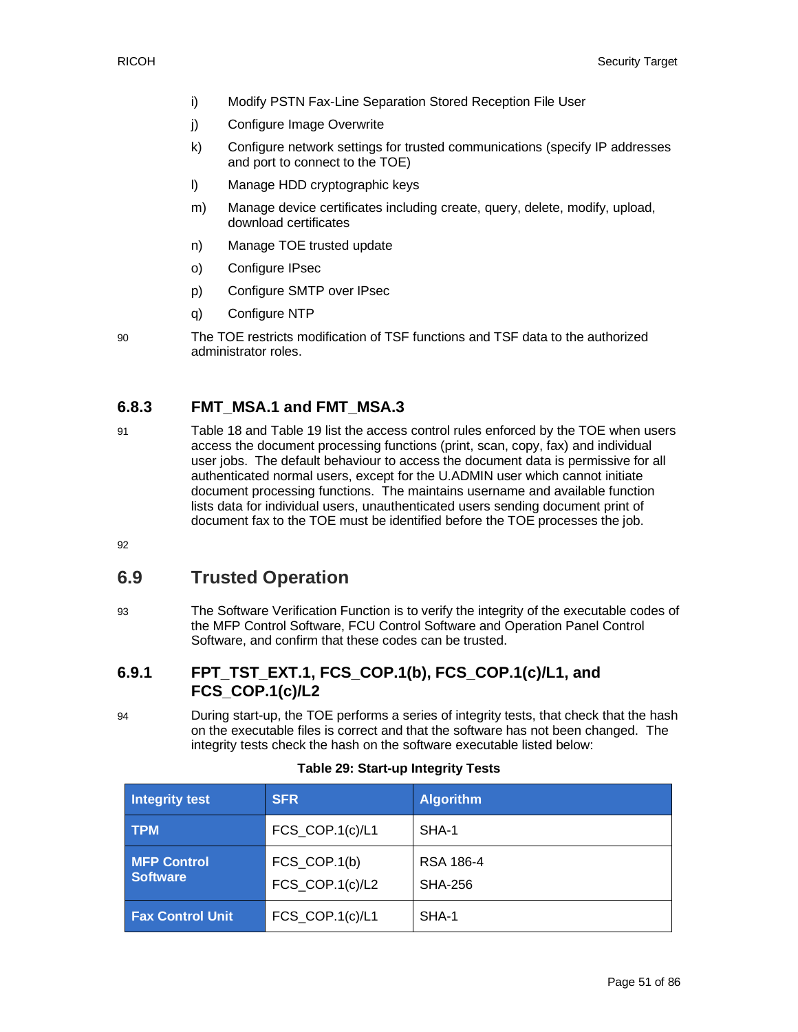i) Modify PSTN Fax-Line Separation Stored Reception File User

j) Configure Image Overwrite

k) Configure network settings for trusted communications (specify IP addresses and port to connect to the TOE)

l) Manage HDD cryptographic keys

m) Manage device certificates including create, query, delete, modify, upload, download certificates

n) Manage TOE trusted update

o) Configure IPsec

p) Configure SMTP over IPsec

q) Configure NTP

90 The TOE restricts modification of TSF functions and TSF data to the authorized administrator roles.

### 6.8.3 FMT_MSA.1 and FMT_MSA.3

91 Table 18 and Table 19 list the access control rules enforced by the TOE when users access the document processing functions (print, scan, copy, fax) and individual user jobs. The default behaviour to access the document data is permissive for all authenticated normal users, except for the U.ADMIN user which cannot initiate document processing functions. The maintains username and available function lists data for individual users, unauthenticated users sending document print of document fax to the TOE must be identified before the TOE processes the job.

92

## 6.9 Trusted Operation

93 The Software Verification Function is to verify the integrity of the executable codes of the MFP Control Software, FCU Control Software and Operation Panel Control Software, and confirm that these codes can be trusted.

### 6.9.1 FPT_TST_EXT.1, FCS_COP.1(b), FCS_COP.1(c)/L1, and FCS_COP.1(c)/L2

94 During start-up, the TOE performs a series of integrity tests, that check that the hash on the executable files is correct and that the software has not been changed. The integrity tests check the hash on the software executable listed below:

**Table 29: Start-up Integrity Tests**

| Integrity test | SFR | Algorithm |
|---|---|---|
| **TPM** | FCS_COP.1(c)/L1 | SHA-1 |
| **MFP Control Software** | FCS_COP.1(b)<br>FCS_COP.1(c)/L2 | RSA 186-4<br>SHA-256 |
| **Fax Control Unit** | FCS_COP.1(c)/L1 | SHA-1 |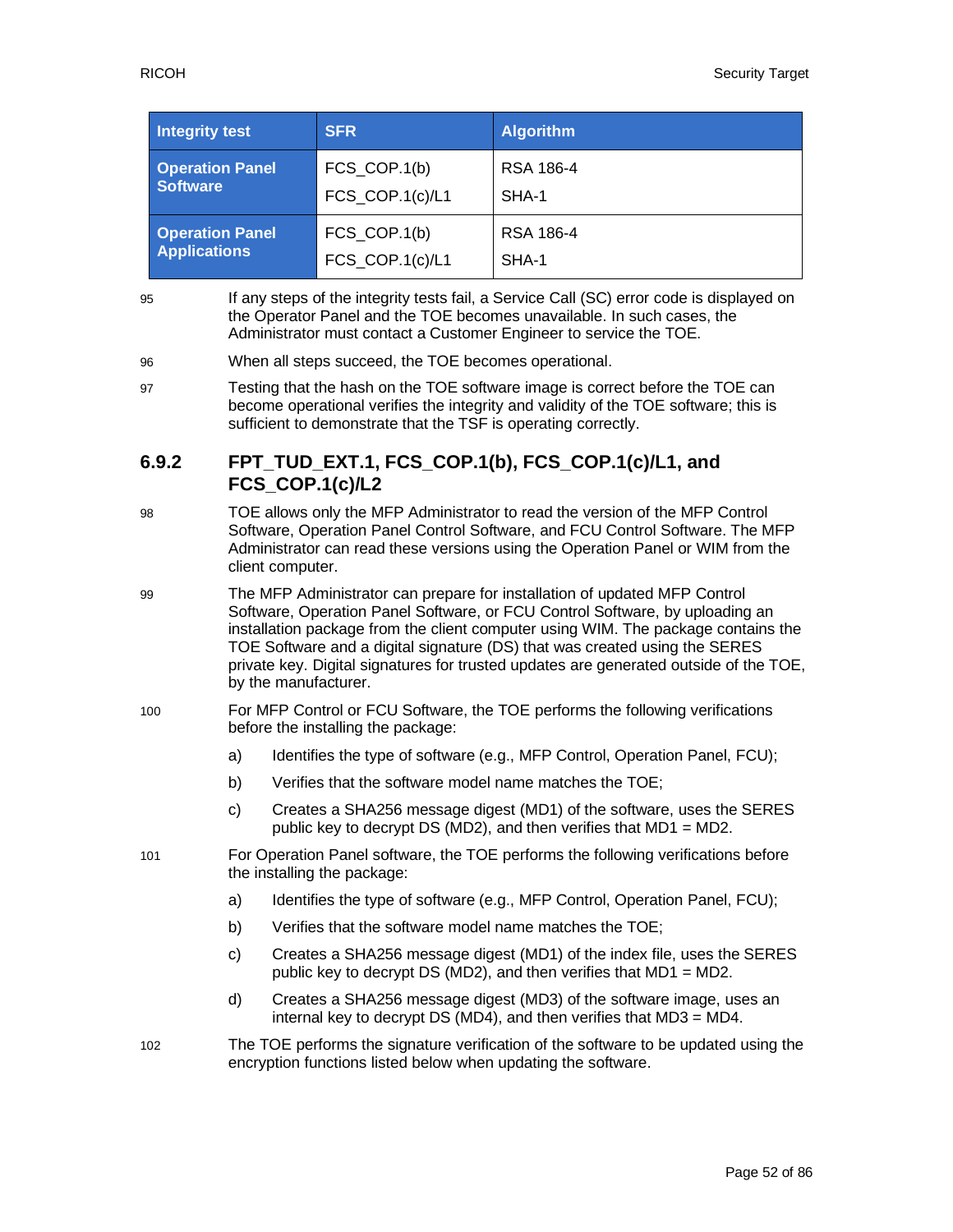| Integrity test | SFR | Algorithm |
|---|---|---|
| **Operation Panel Software** | FCS_COP.1(b)<br>FCS_COP.1(c)/L1 | RSA 186-4<br>SHA-1 |
| **Operation Panel Applications** | FCS_COP.1(b)<br>FCS_COP.1(c)/L1 | RSA 186-4<br>SHA-1 |

95 If any steps of the integrity tests fail, a Service Call (SC) error code is displayed on the Operator Panel and the TOE becomes unavailable. In such cases, the Administrator must contact a Customer Engineer to service the TOE.

96 When all steps succeed, the TOE becomes operational.

97 Testing that the hash on the TOE software image is correct before the TOE can become operational verifies the integrity and validity of the TOE software; this is sufficient to demonstrate that the TSF is operating correctly.

### 6.9.2 FPT_TUD_EXT.1, FCS_COP.1(b), FCS_COP.1(c)/L1, and FCS_COP.1(c)/L2

98 TOE allows only the MFP Administrator to read the version of the MFP Control Software, Operation Panel Control Software, and FCU Control Software. The MFP Administrator can read these versions using the Operation Panel or WIM from the client computer.

99 The MFP Administrator can prepare for installation of updated MFP Control Software, Operation Panel Software, or FCU Control Software, by uploading an installation package from the client computer using WIM. The package contains the TOE Software and a digital signature (DS) that was created using the SERES private key. Digital signatures for trusted updates are generated outside of the TOE, by the manufacturer.

100 For MFP Control or FCU Software, the TOE performs the following verifications before the installing the package:

a) Identifies the type of software (e.g., MFP Control, Operation Panel, FCU);

b) Verifies that the software model name matches the TOE;

c) Creates a SHA256 message digest (MD1) of the software, uses the SERES public key to decrypt DS (MD2), and then verifies that MD1 = MD2.

101 For Operation Panel software, the TOE performs the following verifications before the installing the package:

a) Identifies the type of software (e.g., MFP Control, Operation Panel, FCU);

b) Verifies that the software model name matches the TOE;

c) Creates a SHA256 message digest (MD1) of the index file, uses the SERES public key to decrypt DS (MD2), and then verifies that MD1 = MD2.

d) Creates a SHA256 message digest (MD3) of the software image, uses an internal key to decrypt DS (MD4), and then verifies that MD3 = MD4.

102 The TOE performs the signature verification of the software to be updated using the encryption functions listed below when updating the software.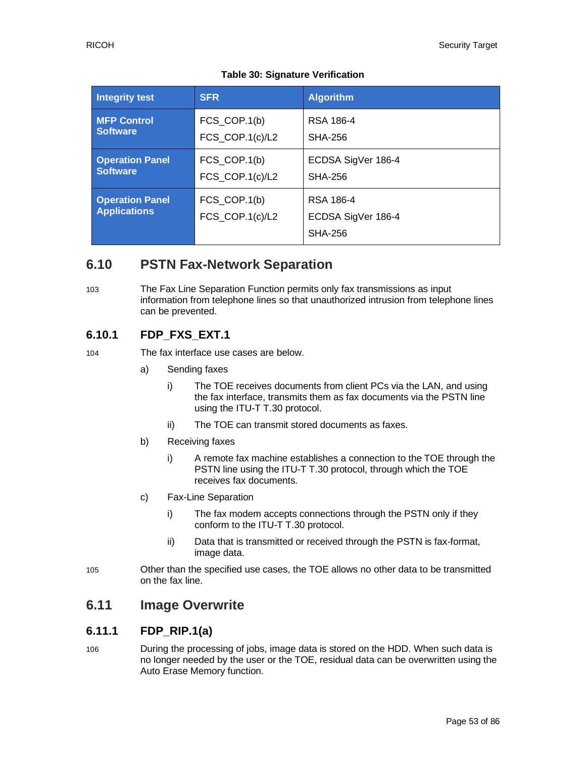**Table 30: Signature Verification**

| Integrity test | SFR | Algorithm |
|---|---|---|
| **MFP Control Software** | FCS_COP.1(b)<br>FCS_COP.1(c)/L2 | RSA 186-4<br>SHA-256 |
| **Operation Panel Software** | FCS_COP.1(b)<br>FCS_COP.1(c)/L2 | ECDSA SigVer 186-4<br>SHA-256 |
| **Operation Panel Applications** | FCS_COP.1(b)<br>FCS_COP.1(c)/L2 | RSA 186-4<br>ECDSA SigVer 186-4<br>SHA-256 |

## 6.10 PSTN Fax-Network Separation

103 The Fax Line Separation Function permits only fax transmissions as input information from telephone lines so that unauthorized intrusion from telephone lines can be prevented.

### 6.10.1 FDP_FXS_EXT.1

104 The fax interface use cases are below.

a) Sending faxes

   i) The TOE receives documents from client PCs via the LAN, and using the fax interface, transmits them as fax documents via the PSTN line using the ITU-T T.30 protocol.

   ii) The TOE can transmit stored documents as faxes.

b) Receiving faxes

   i) A remote fax machine establishes a connection to the TOE through the PSTN line using the ITU-T T.30 protocol, through which the TOE receives fax documents.

c) Fax-Line Separation

   i) The fax modem accepts connections through the PSTN only if they conform to the ITU-T T.30 protocol.

   ii) Data that is transmitted or received through the PSTN is fax-format, image data.

105 Other than the specified use cases, the TOE allows no other data to be transmitted on the fax line.

## 6.11 Image Overwrite

### 6.11.1 FDP_RIP.1(a)

106 During the processing of jobs, image data is stored on the HDD. When such data is no longer needed by the user or the TOE, residual data can be overwritten using the Auto Erase Memory function.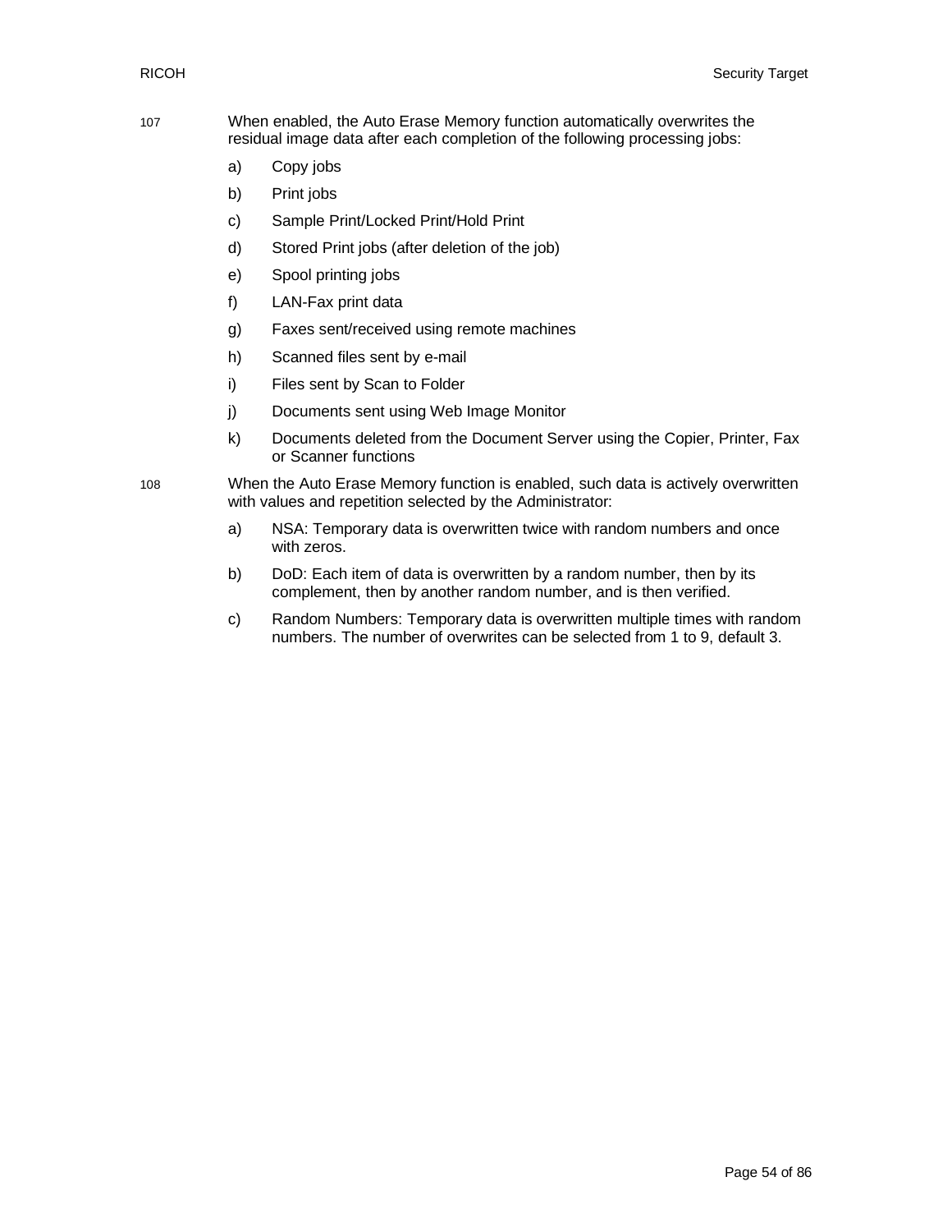107 When enabled, the Auto Erase Memory function automatically overwrites the residual image data after each completion of the following processing jobs:

a) Copy jobs

b) Print jobs

c) Sample Print/Locked Print/Hold Print

d) Stored Print jobs (after deletion of the job)

e) Spool printing jobs

f) LAN-Fax print data

g) Faxes sent/received using remote machines

h) Scanned files sent by e-mail

i) Files sent by Scan to Folder

j) Documents sent using Web Image Monitor

k) Documents deleted from the Document Server using the Copier, Printer, Fax or Scanner functions

108 When the Auto Erase Memory function is enabled, such data is actively overwritten with values and repetition selected by the Administrator:

a) NSA: Temporary data is overwritten twice with random numbers and once with zeros.

b) DoD: Each item of data is overwritten by a random number, then by its complement, then by another random number, and is then verified.

c) Random Numbers: Temporary data is overwritten multiple times with random numbers. The number of overwrites can be selected from 1 to 9, default 3.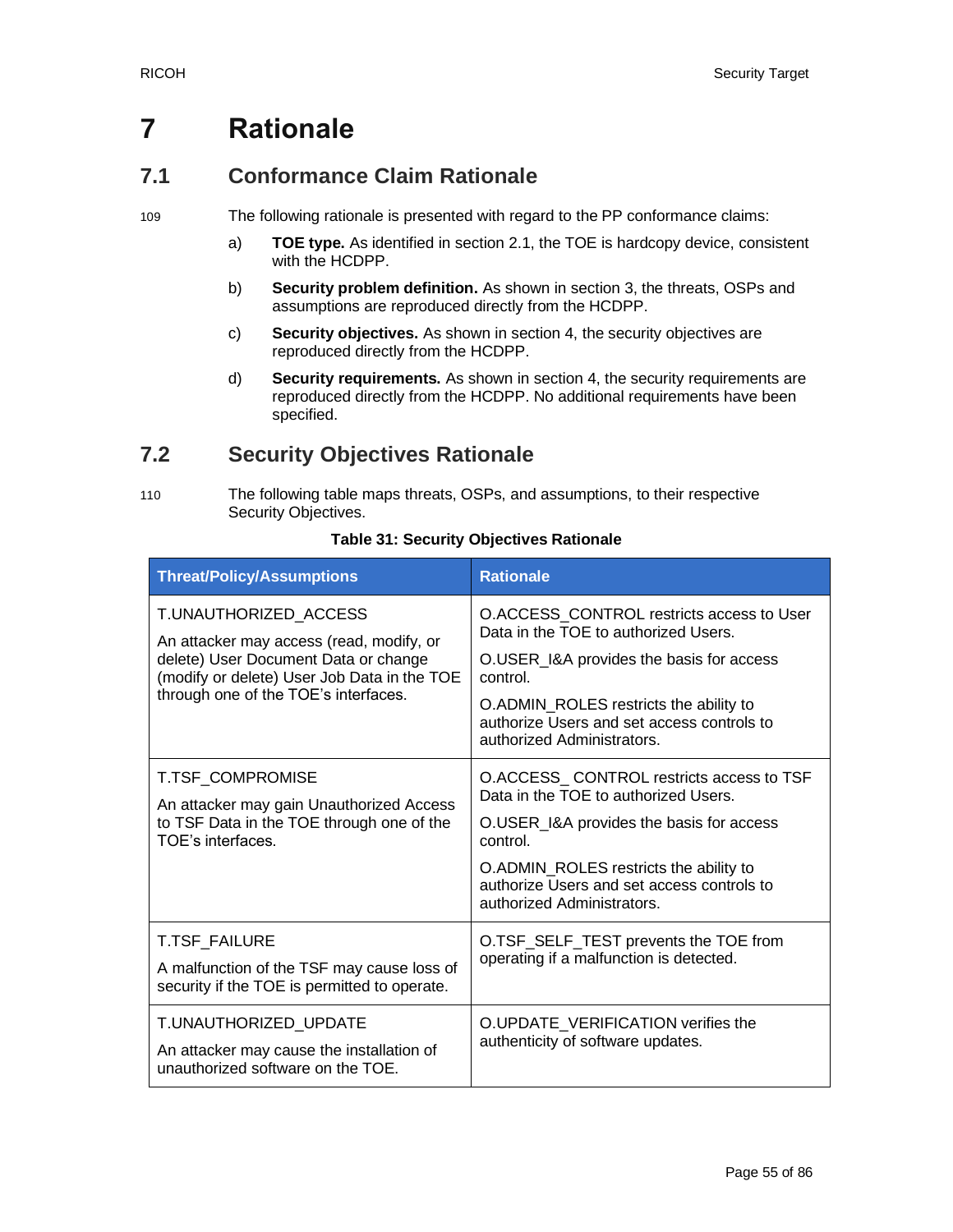# 7 Rationale

## 7.1 Conformance Claim Rationale

109 The following rationale is presented with regard to the PP conformance claims:

a) **TOE type.** As identified in section 2.1, the TOE is hardcopy device, consistent with the HCDPP.

b) **Security problem definition.** As shown in section 3, the threats, OSPs and assumptions are reproduced directly from the HCDPP.

c) **Security objectives.** As shown in section 4, the security objectives are reproduced directly from the HCDPP.

d) **Security requirements.** As shown in section 4, the security requirements are reproduced directly from the HCDPP. No additional requirements have been specified.

## 7.2 Security Objectives Rationale

110 The following table maps threats, OSPs, and assumptions, to their respective Security Objectives.

**Table 31: Security Objectives Rationale**

| Threat/Policy/Assumptions | Rationale |
|---|---|
| T.UNAUTHORIZED_ACCESS<br><br>An attacker may access (read, modify, or delete) User Document Data or change (modify or delete) User Job Data in the TOE through one of the TOE's interfaces. | O.ACCESS_CONTROL restricts access to User Data in the TOE to authorized Users.<br><br>O.USER_I&A provides the basis for access control.<br><br>O.ADMIN_ROLES restricts the ability to authorize Users and set access controls to authorized Administrators. |
| T.TSF_COMPROMISE<br><br>An attacker may gain Unauthorized Access to TSF Data in the TOE through one of the TOE's interfaces. | O.ACCESS_ CONTROL restricts access to TSF Data in the TOE to authorized Users.<br><br>O.USER_I&A provides the basis for access control.<br><br>O.ADMIN_ROLES restricts the ability to authorize Users and set access controls to authorized Administrators. |
| T.TSF_FAILURE<br><br>A malfunction of the TSF may cause loss of security if the TOE is permitted to operate. | O.TSF_SELF_TEST prevents the TOE from operating if a malfunction is detected. |
| T.UNAUTHORIZED_UPDATE<br><br>An attacker may cause the installation of unauthorized software on the TOE. | O.UPDATE_VERIFICATION verifies the authenticity of software updates. |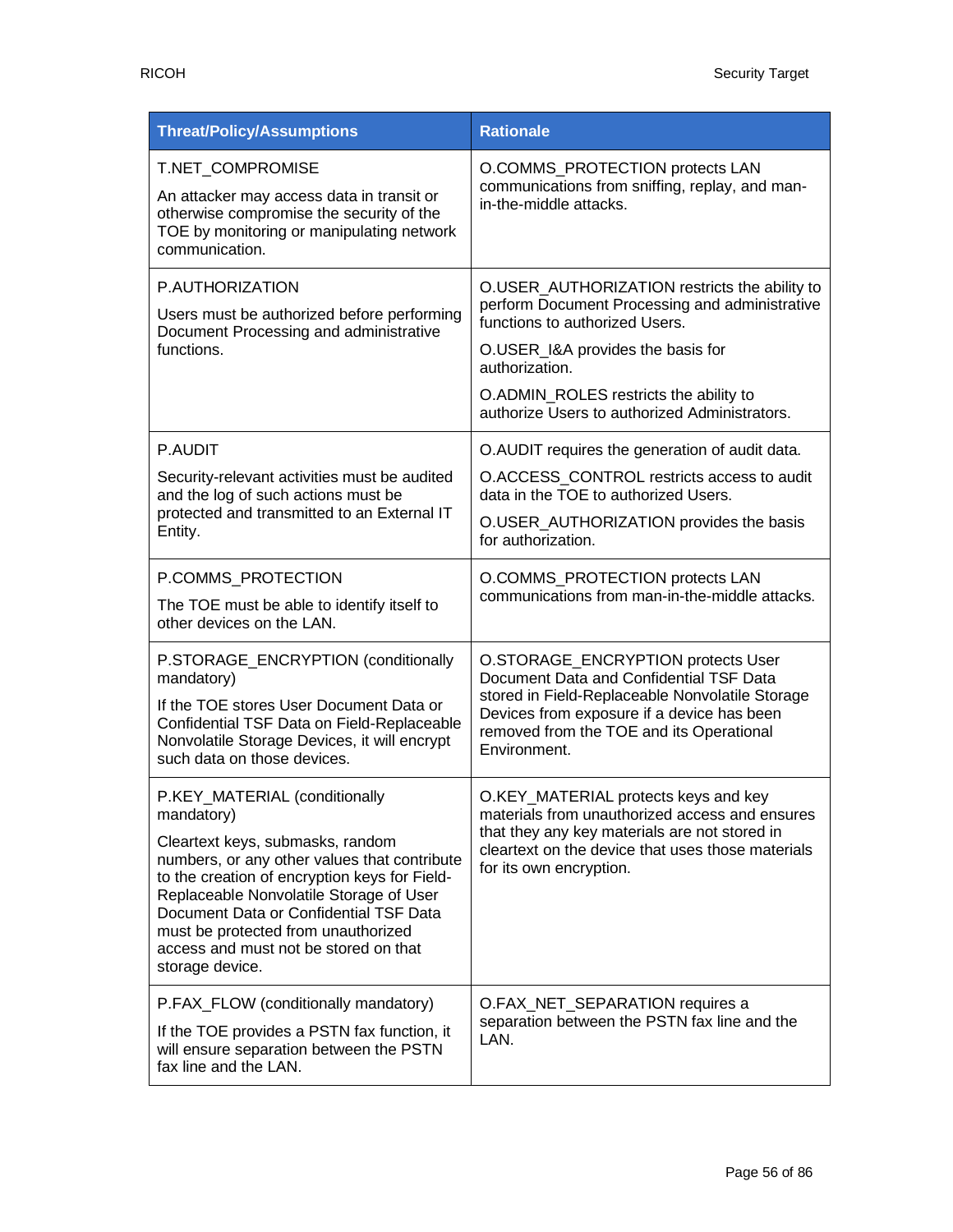| Threat/Policy/Assumptions | Rationale |
|---|---|
| T.NET_COMPROMISE<br><br>An attacker may access data in transit or otherwise compromise the security of the TOE by monitoring or manipulating network communication. | O.COMMS_PROTECTION protects LAN communications from sniffing, replay, and man-in-the-middle attacks. |
| P.AUTHORIZATION<br><br>Users must be authorized before performing Document Processing and administrative functions. | O.USER_AUTHORIZATION restricts the ability to perform Document Processing and administrative functions to authorized Users.<br><br>O.USER_I&A provides the basis for authorization.<br><br>O.ADMIN_ROLES restricts the ability to authorize Users to authorized Administrators. |
| P.AUDIT<br><br>Security-relevant activities must be audited and the log of such actions must be protected and transmitted to an External IT Entity. | O.AUDIT requires the generation of audit data.<br><br>O.ACCESS_CONTROL restricts access to audit data in the TOE to authorized Users.<br><br>O.USER_AUTHORIZATION provides the basis for authorization. |
| P.COMMS_PROTECTION<br><br>The TOE must be able to identify itself to other devices on the LAN. | O.COMMS_PROTECTION protects LAN communications from man-in-the-middle attacks. |
| P.STORAGE_ENCRYPTION (conditionally mandatory)<br><br>If the TOE stores User Document Data or Confidential TSF Data on Field-Replaceable Nonvolatile Storage Devices, it will encrypt such data on those devices. | O.STORAGE_ENCRYPTION protects User Document Data and Confidential TSF Data stored in Field-Replaceable Nonvolatile Storage Devices from exposure if a device has been removed from the TOE and its Operational Environment. |
| P.KEY_MATERIAL (conditionally mandatory)<br><br>Cleartext keys, submasks, random numbers, or any other values that contribute to the creation of encryption keys for Field-Replaceable Nonvolatile Storage of User Document Data or Confidential TSF Data must be protected from unauthorized access and must not be stored on that storage device. | O.KEY_MATERIAL protects keys and key materials from unauthorized access and ensures that they any key materials are not stored in cleartext on the device that uses those materials for its own encryption. |
| P.FAX_FLOW (conditionally mandatory)<br><br>If the TOE provides a PSTN fax function, it will ensure separation between the PSTN fax line and the LAN. | O.FAX_NET_SEPARATION requires a separation between the PSTN fax line and the LAN. |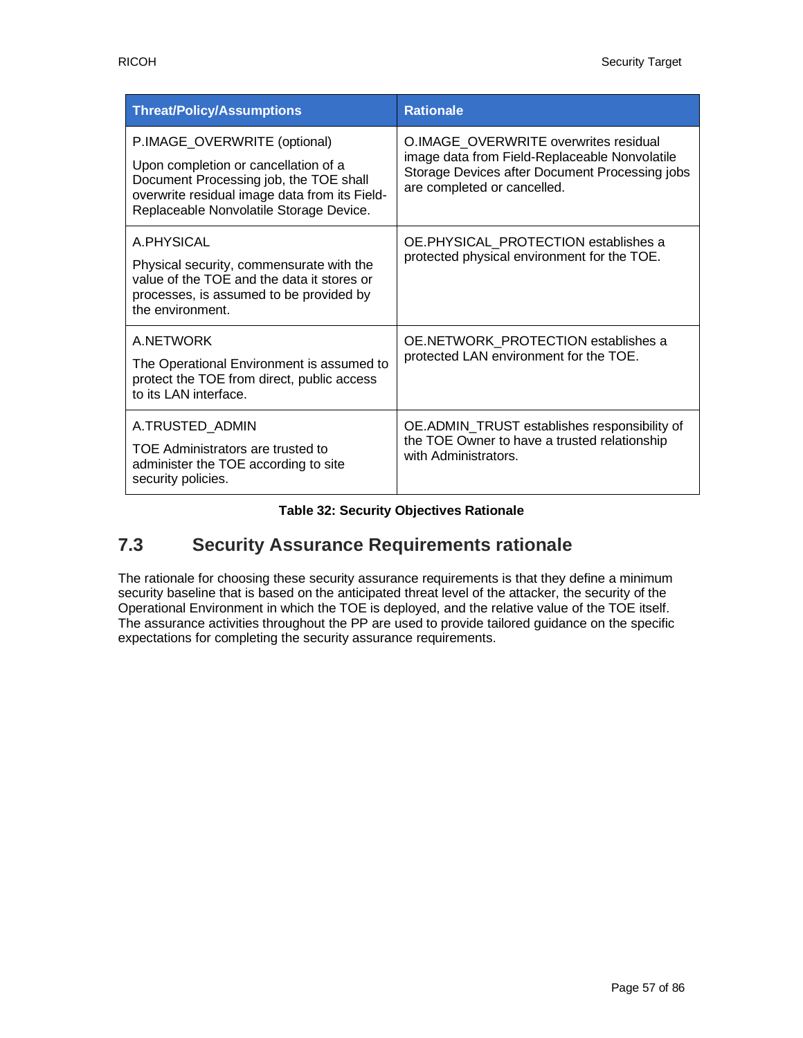| Threat/Policy/Assumptions | Rationale |
| --- | --- |
| P.IMAGE_OVERWRITE (optional)<br><br>Upon completion or cancellation of a Document Processing job, the TOE shall overwrite residual image data from its Field-Replaceable Nonvolatile Storage Device. | O.IMAGE_OVERWRITE overwrites residual image data from Field-Replaceable Nonvolatile Storage Devices after Document Processing jobs are completed or cancelled. |
| A.PHYSICAL<br><br>Physical security, commensurate with the value of the TOE and the data it stores or processes, is assumed to be provided by the environment. | OE.PHYSICAL_PROTECTION establishes a protected physical environment for the TOE. |
| A.NETWORK<br><br>The Operational Environment is assumed to protect the TOE from direct, public access to its LAN interface. | OE.NETWORK_PROTECTION establishes a protected LAN environment for the TOE. |
| A.TRUSTED_ADMIN<br><br>TOE Administrators are trusted to administer the TOE according to site security policies. | OE.ADMIN_TRUST establishes responsibility of the TOE Owner to have a trusted relationship with Administrators. |

**Table 32: Security Objectives Rationale**

## 7.3 Security Assurance Requirements rationale

The rationale for choosing these security assurance requirements is that they define a minimum security baseline that is based on the anticipated threat level of the attacker, the security of the Operational Environment in which the TOE is deployed, and the relative value of the TOE itself. The assurance activities throughout the PP are used to provide tailored guidance on the specific expectations for completing the security assurance requirements.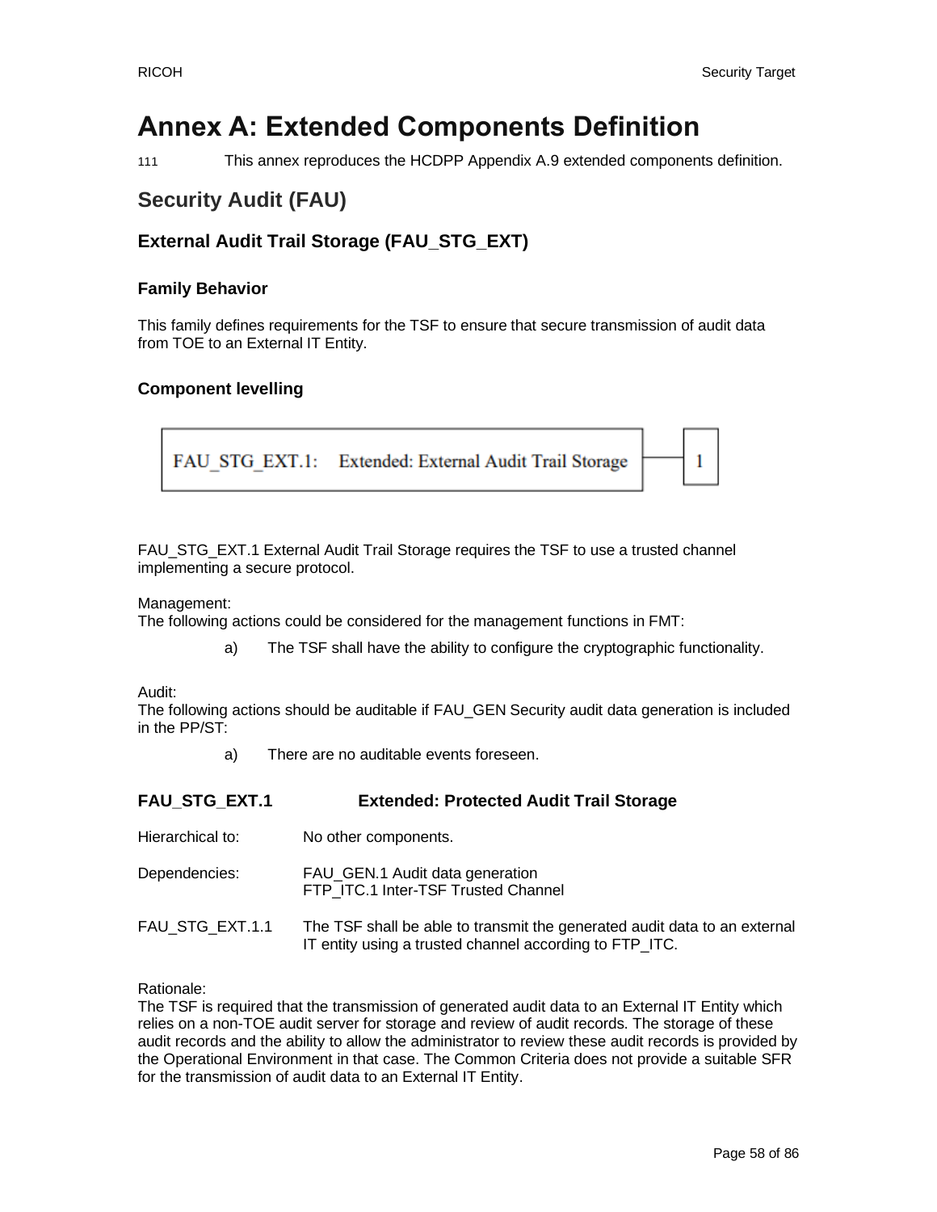# Annex A: Extended Components Definition

111 This annex reproduces the HCDPP Appendix A.9 extended components definition.

## Security Audit (FAU)

### External Audit Trail Storage (FAU_STG_EXT)

#### Family Behavior

This family defines requirements for the TSF to ensure that secure transmission of audit data from TOE to an External IT Entity.

#### Component levelling

| FAU_STG_EXT.1: Extended: External Audit Trail Storage | — | 1 |
|---|---|---|

FAU_STG_EXT.1 External Audit Trail Storage requires the TSF to use a trusted channel implementing a secure protocol.

Management:
The following actions could be considered for the management functions in FMT:

a) The TSF shall have the ability to configure the cryptographic functionality.

Audit:
The following actions should be auditable if FAU_GEN Security audit data generation is included in the PP/ST:

a) There are no auditable events foreseen.

**FAU_STG_EXT.1 Extended: Protected Audit Trail Storage**

Hierarchical to: No other components.

Dependencies: FAU_GEN.1 Audit data generation
FTP_ITC.1 Inter-TSF Trusted Channel

FAU_STG_EXT.1.1 The TSF shall be able to transmit the generated audit data to an external IT entity using a trusted channel according to FTP_ITC.

Rationale:
The TSF is required that the transmission of generated audit data to an External IT Entity which relies on a non-TOE audit server for storage and review of audit records. The storage of these audit records and the ability to allow the administrator to review these audit records is provided by the Operational Environment in that case. The Common Criteria does not provide a suitable SFR for the transmission of audit data to an External IT Entity.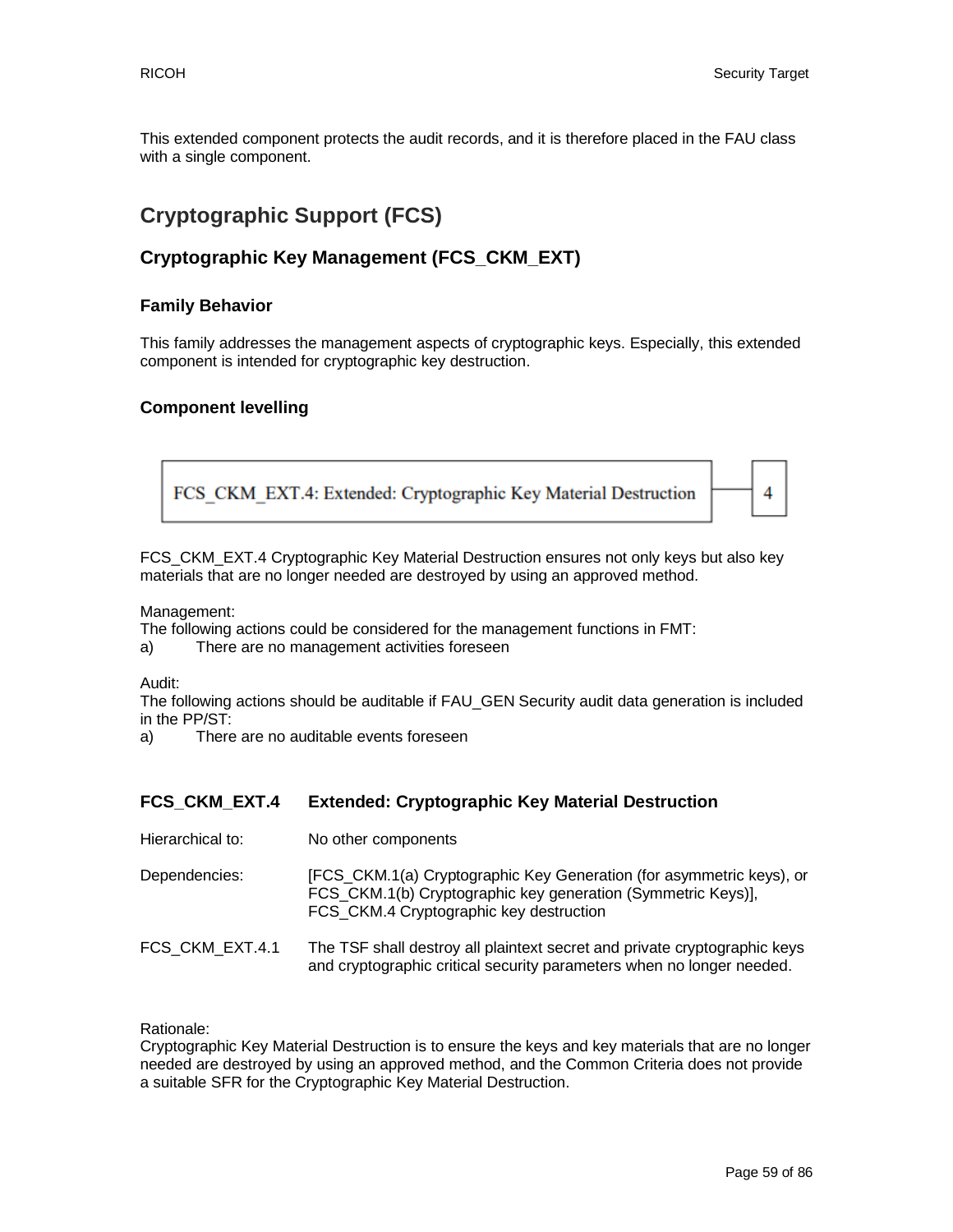This extended component protects the audit records, and it is therefore placed in the FAU class with a single component.

## Cryptographic Support (FCS)

### Cryptographic Key Management (FCS_CKM_EXT)

#### Family Behavior

This family addresses the management aspects of cryptographic keys. Especially, this extended component is intended for cryptographic key destruction.

#### Component levelling

FCS_CKM_EXT.4: Extended: Cryptographic Key Material Destruction — 4

FCS_CKM_EXT.4 Cryptographic Key Material Destruction ensures not only keys but also key materials that are no longer needed are destroyed by using an approved method.

Management:
The following actions could be considered for the management functions in FMT:
a) There are no management activities foreseen

Audit:
The following actions should be auditable if FAU_GEN Security audit data generation is included in the PP/ST:
a) There are no auditable events foreseen

#### FCS_CKM_EXT.4 Extended: Cryptographic Key Material Destruction

Hierarchical to: No other components

Dependencies: [FCS_CKM.1(a) Cryptographic Key Generation (for asymmetric keys), or FCS_CKM.1(b) Cryptographic key generation (Symmetric Keys)], FCS_CKM.4 Cryptographic key destruction

FCS_CKM_EXT.4.1 The TSF shall destroy all plaintext secret and private cryptographic keys and cryptographic critical security parameters when no longer needed.

Rationale:
Cryptographic Key Material Destruction is to ensure the keys and key materials that are no longer needed are destroyed by using an approved method, and the Common Criteria does not provide a suitable SFR for the Cryptographic Key Material Destruction.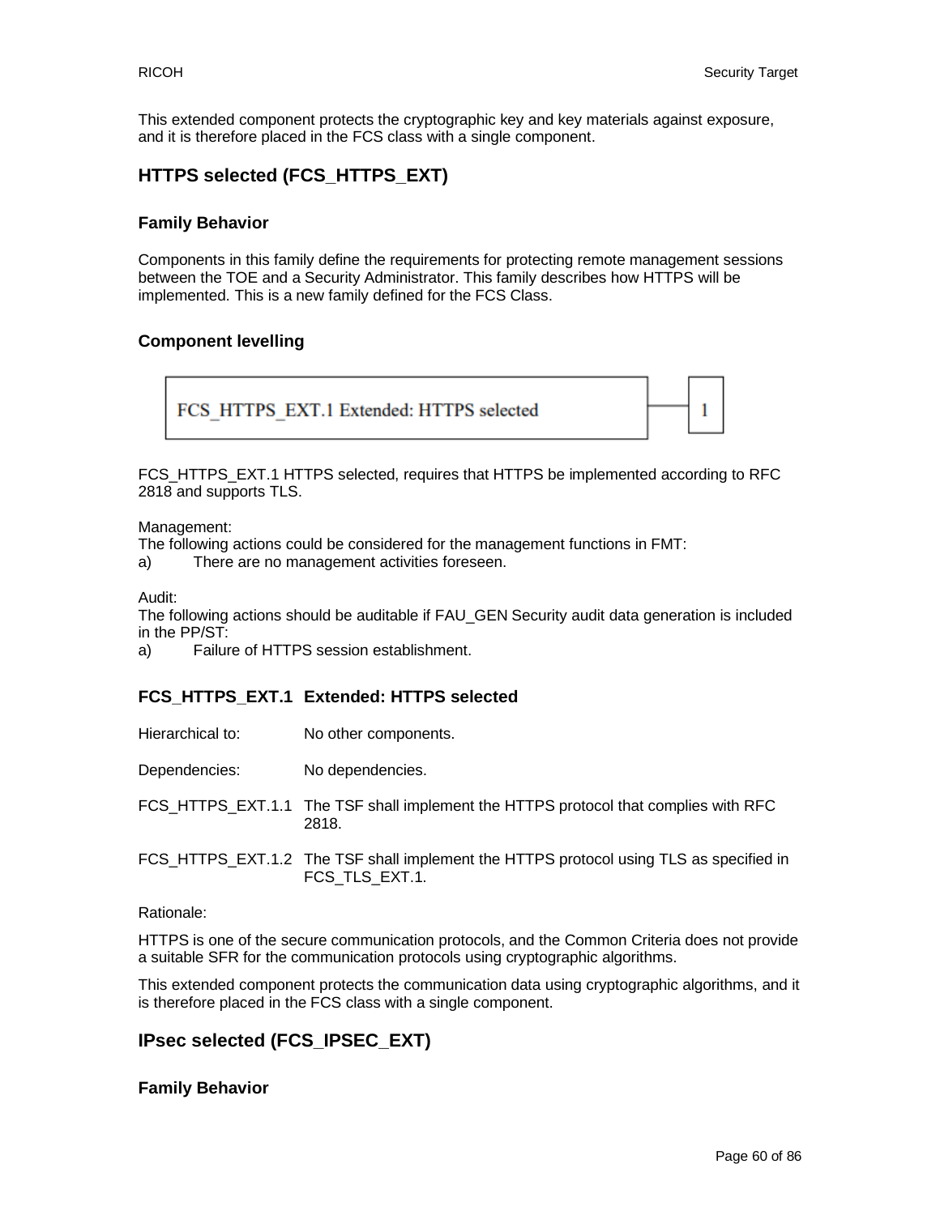This extended component protects the cryptographic key and key materials against exposure, and it is therefore placed in the FCS class with a single component.

## HTTPS selected (FCS_HTTPS_EXT)

### Family Behavior

Components in this family define the requirements for protecting remote management sessions between the TOE and a Security Administrator. This family describes how HTTPS will be implemented. This is a new family defined for the FCS Class.

### Component levelling

| FCS_HTTPS_EXT.1 Extended: HTTPS selected | — 1 |
|---|---|

FCS_HTTPS_EXT.1 HTTPS selected, requires that HTTPS be implemented according to RFC 2818 and supports TLS.

Management:
The following actions could be considered for the management functions in FMT:
a) There are no management activities foreseen.

Audit:
The following actions should be auditable if FAU_GEN Security audit data generation is included in the PP/ST:
a) Failure of HTTPS session establishment.

### FCS_HTTPS_EXT.1 Extended: HTTPS selected

Hierarchical to: No other components.

Dependencies: No dependencies.

FCS_HTTPS_EXT.1.1 The TSF shall implement the HTTPS protocol that complies with RFC 2818.

FCS_HTTPS_EXT.1.2 The TSF shall implement the HTTPS protocol using TLS as specified in FCS_TLS_EXT.1.

Rationale:

HTTPS is one of the secure communication protocols, and the Common Criteria does not provide a suitable SFR for the communication protocols using cryptographic algorithms.

This extended component protects the communication data using cryptographic algorithms, and it is therefore placed in the FCS class with a single component.

## IPsec selected (FCS_IPSEC_EXT)

### Family Behavior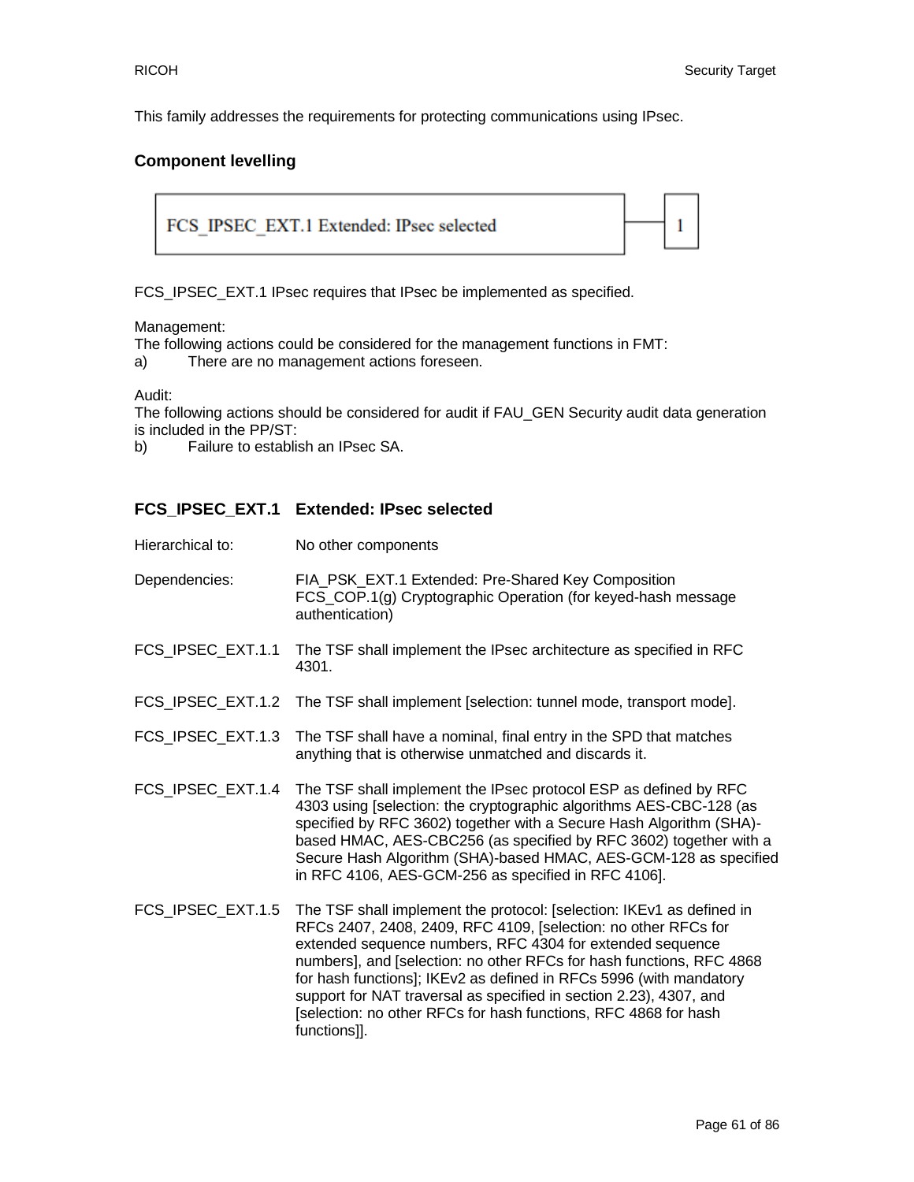This family addresses the requirements for protecting communications using IPsec.

### Component levelling

| FCS_IPSEC_EXT.1 Extended: IPsec selected | 1 |
|---|---|

FCS_IPSEC_EXT.1 IPsec requires that IPsec be implemented as specified.

Management:
The following actions could be considered for the management functions in FMT:
a) There are no management actions foreseen.

Audit:
The following actions should be considered for audit if FAU_GEN Security audit data generation is included in the PP/ST:
b) Failure to establish an IPsec SA.

### FCS_IPSEC_EXT.1 Extended: IPsec selected

| | |
|---|---|
| Hierarchical to: | No other components |
| Dependencies: | FIA_PSK_EXT.1 Extended: Pre-Shared Key Composition<br>FCS_COP.1(g) Cryptographic Operation (for keyed-hash message authentication) |
| FCS_IPSEC_EXT.1.1 | The TSF shall implement the IPsec architecture as specified in RFC 4301. |
| FCS_IPSEC_EXT.1.2 | The TSF shall implement [selection: tunnel mode, transport mode]. |
| FCS_IPSEC_EXT.1.3 | The TSF shall have a nominal, final entry in the SPD that matches anything that is otherwise unmatched and discards it. |
| FCS_IPSEC_EXT.1.4 | The TSF shall implement the IPsec protocol ESP as defined by RFC 4303 using [selection: the cryptographic algorithms AES-CBC-128 (as specified by RFC 3602) together with a Secure Hash Algorithm (SHA)-based HMAC, AES-CBC256 (as specified by RFC 3602) together with a Secure Hash Algorithm (SHA)-based HMAC, AES-GCM-128 as specified in RFC 4106, AES-GCM-256 as specified in RFC 4106]. |
| FCS_IPSEC_EXT.1.5 | The TSF shall implement the protocol: [selection: IKEv1 as defined in RFCs 2407, 2408, 2409, RFC 4109, [selection: no other RFCs for extended sequence numbers, RFC 4304 for extended sequence numbers], and [selection: no other RFCs for hash functions, RFC 4868 for hash functions]; IKEv2 as defined in RFCs 5996 (with mandatory support for NAT traversal as specified in section 2.23), 4307, and [selection: no other RFCs for hash functions, RFC 4868 for hash functions]]. |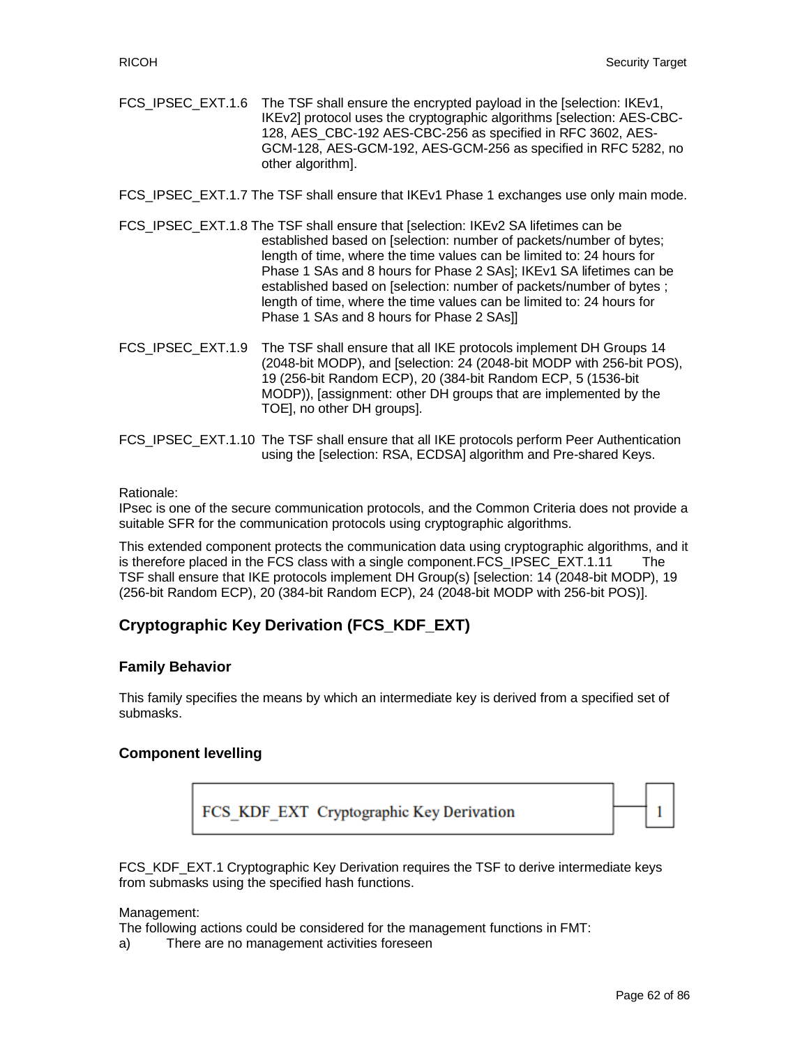FCS_IPSEC_EXT.1.6 The TSF shall ensure the encrypted payload in the [selection: IKEv1, IKEv2] protocol uses the cryptographic algorithms [selection: AES-CBC-128, AES_CBC-192 AES-CBC-256 as specified in RFC 3602, AES-GCM-128, AES-GCM-192, AES-GCM-256 as specified in RFC 5282, no other algorithm].

FCS_IPSEC_EXT.1.7 The TSF shall ensure that IKEv1 Phase 1 exchanges use only main mode.

FCS_IPSEC_EXT.1.8 The TSF shall ensure that [selection: IKEv2 SA lifetimes can be established based on [selection: number of packets/number of bytes; length of time, where the time values can be limited to: 24 hours for Phase 1 SAs and 8 hours for Phase 2 SAs]; IKEv1 SA lifetimes can be established based on [selection: number of packets/number of bytes ; length of time, where the time values can be limited to: 24 hours for Phase 1 SAs and 8 hours for Phase 2 SAs]]

FCS_IPSEC_EXT.1.9 The TSF shall ensure that all IKE protocols implement DH Groups 14 (2048-bit MODP), and [selection: 24 (2048-bit MODP with 256-bit POS), 19 (256-bit Random ECP), 20 (384-bit Random ECP, 5 (1536-bit MODP)), [assignment: other DH groups that are implemented by the TOE], no other DH groups].

FCS_IPSEC_EXT.1.10 The TSF shall ensure that all IKE protocols perform Peer Authentication using the [selection: RSA, ECDSA] algorithm and Pre-shared Keys.

Rationale:
IPsec is one of the secure communication protocols, and the Common Criteria does not provide a suitable SFR for the communication protocols using cryptographic algorithms.

This extended component protects the communication data using cryptographic algorithms, and it is therefore placed in the FCS class with a single component.FCS_IPSEC_EXT.1.11 The TSF shall ensure that IKE protocols implement DH Group(s) [selection: 14 (2048-bit MODP), 19 (256-bit Random ECP), 20 (384-bit Random ECP), 24 (2048-bit MODP with 256-bit POS)].

## Cryptographic Key Derivation (FCS_KDF_EXT)

### Family Behavior

This family specifies the means by which an intermediate key is derived from a specified set of submasks.

### Component levelling

FCS_KDF_EXT Cryptographic Key Derivation — 1

FCS_KDF_EXT.1 Cryptographic Key Derivation requires the TSF to derive intermediate keys from submasks using the specified hash functions.

Management:
The following actions could be considered for the management functions in FMT:

a) There are no management activities foreseen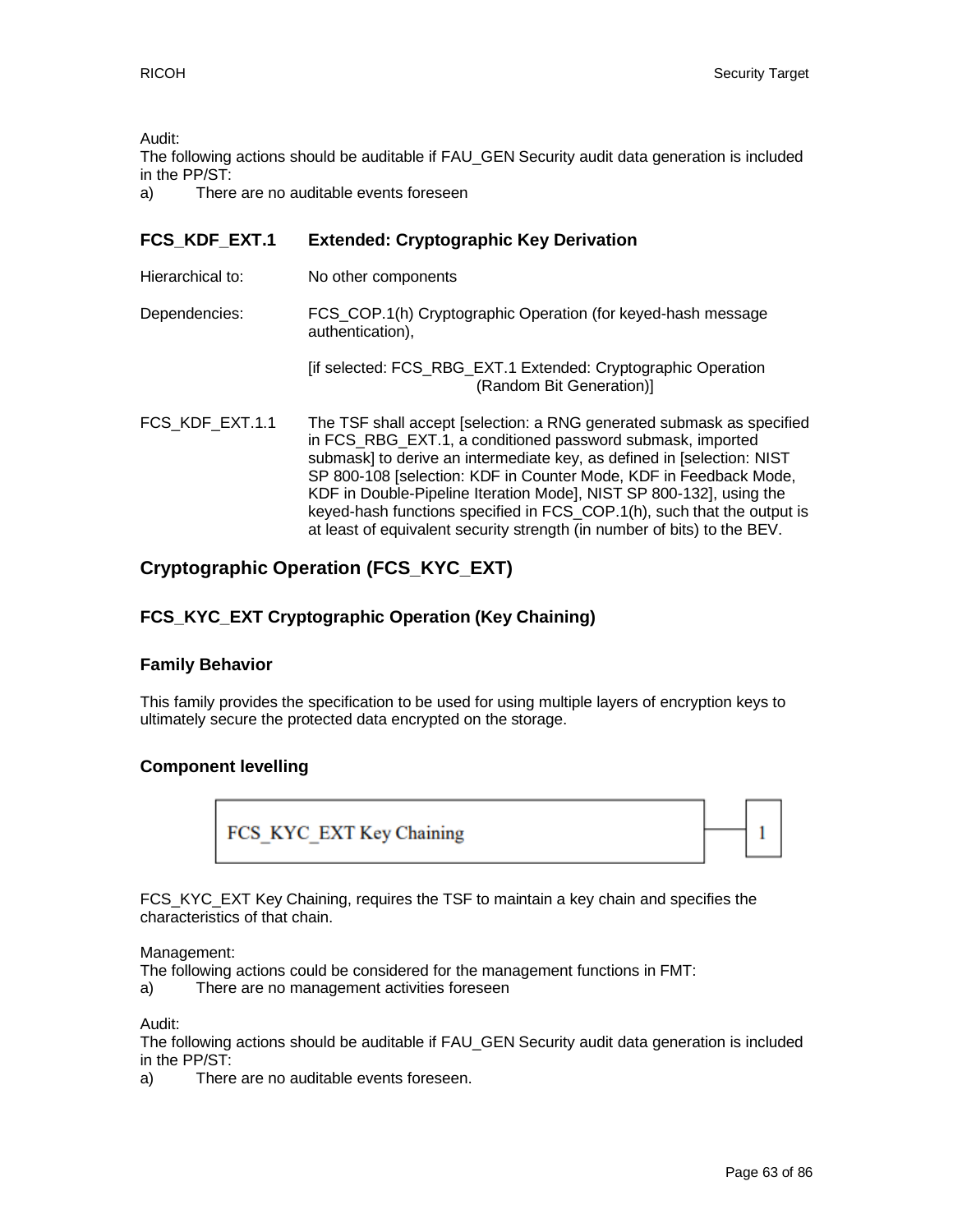Audit:
The following actions should be auditable if FAU_GEN Security audit data generation is included in the PP/ST:
a) There are no auditable events foreseen

### FCS_KDF_EXT.1 Extended: Cryptographic Key Derivation

Hierarchical to: No other components

Dependencies: FCS_COP.1(h) Cryptographic Operation (for keyed-hash message authentication),

[if selected: FCS_RBG_EXT.1 Extended: Cryptographic Operation (Random Bit Generation)]

FCS_KDF_EXT.1.1 The TSF shall accept [selection: a RNG generated submask as specified in FCS_RBG_EXT.1, a conditioned password submask, imported submask] to derive an intermediate key, as defined in [selection: NIST SP 800-108 [selection: KDF in Counter Mode, KDF in Feedback Mode, KDF in Double-Pipeline Iteration Mode], NIST SP 800-132], using the keyed-hash functions specified in FCS_COP.1(h), such that the output is at least of equivalent security strength (in number of bits) to the BEV.

## Cryptographic Operation (FCS_KYC_EXT)

### FCS_KYC_EXT Cryptographic Operation (Key Chaining)

### Family Behavior

This family provides the specification to be used for using multiple layers of encryption keys to ultimately secure the protected data encrypted on the storage.

### Component levelling

| FCS_KYC_EXT Key Chaining | 1 |
|---|---|

FCS_KYC_EXT Key Chaining, requires the TSF to maintain a key chain and specifies the characteristics of that chain.

Management:
The following actions could be considered for the management functions in FMT:
a) There are no management activities foreseen

Audit:
The following actions should be auditable if FAU_GEN Security audit data generation is included in the PP/ST:
a) There are no auditable events foreseen.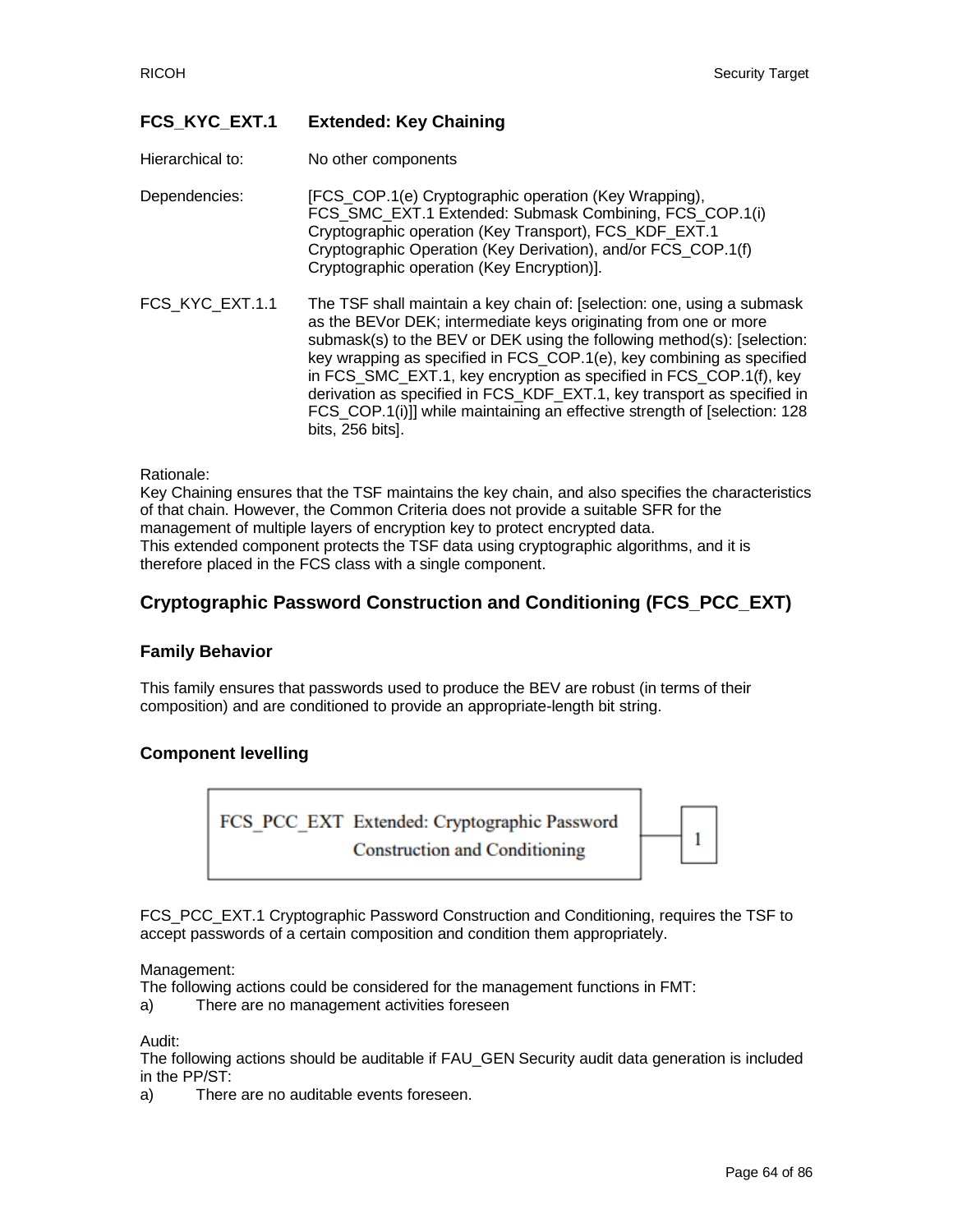**FCS_KYC_EXT.1 Extended: Key Chaining**

Hierarchical to: No other components

Dependencies: [FCS_COP.1(e) Cryptographic operation (Key Wrapping), FCS_SMC_EXT.1 Extended: Submask Combining, FCS_COP.1(i) Cryptographic operation (Key Transport), FCS_KDF_EXT.1 Cryptographic Operation (Key Derivation), and/or FCS_COP.1(f) Cryptographic operation (Key Encryption)].

FCS_KYC_EXT.1.1 The TSF shall maintain a key chain of: [selection: one, using a submask as the BEVor DEK; intermediate keys originating from one or more submask(s) to the BEV or DEK using the following method(s): [selection: key wrapping as specified in FCS_COP.1(e), key combining as specified in FCS_SMC_EXT.1, key encryption as specified in FCS_COP.1(f), key derivation as specified in FCS_KDF_EXT.1, key transport as specified in FCS_COP.1(i)]] while maintaining an effective strength of [selection: 128 bits, 256 bits].

Rationale:
Key Chaining ensures that the TSF maintains the key chain, and also specifies the characteristics of that chain. However, the Common Criteria does not provide a suitable SFR for the management of multiple layers of encryption key to protect encrypted data.
This extended component protects the TSF data using cryptographic algorithms, and it is therefore placed in the FCS class with a single component.

## Cryptographic Password Construction and Conditioning (FCS_PCC_EXT)

### Family Behavior

This family ensures that passwords used to produce the BEV are robust (in terms of their composition) and are conditioned to provide an appropriate-length bit string.

### Component levelling

FCS_PCC_EXT Extended: Cryptographic Password Construction and Conditioning — 1

FCS_PCC_EXT.1 Cryptographic Password Construction and Conditioning, requires the TSF to accept passwords of a certain composition and condition them appropriately.

Management:
The following actions could be considered for the management functions in FMT:
a) There are no management activities foreseen

Audit:
The following actions should be auditable if FAU_GEN Security audit data generation is included in the PP/ST:
a) There are no auditable events foreseen.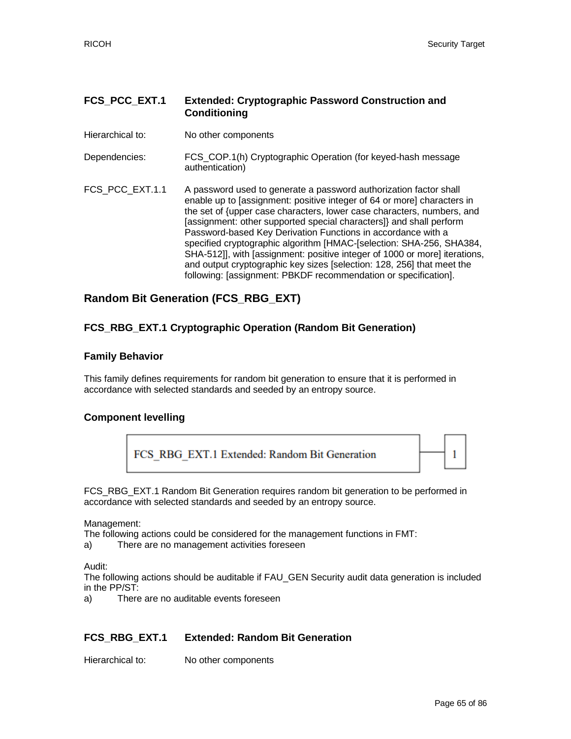### FCS_PCC_EXT.1 Extended: Cryptographic Password Construction and Conditioning

Hierarchical to: No other components

Dependencies: FCS_COP.1(h) Cryptographic Operation (for keyed-hash message authentication)

FCS_PCC_EXT.1.1 A password used to generate a password authorization factor shall enable up to [assignment: positive integer of 64 or more] characters in the set of {upper case characters, lower case characters, numbers, and [assignment: other supported special characters]} and shall perform Password-based Key Derivation Functions in accordance with a specified cryptographic algorithm [HMAC-[selection: SHA-256, SHA384, SHA-512]], with [assignment: positive integer of 1000 or more] iterations, and output cryptographic key sizes [selection: 128, 256] that meet the following: [assignment: PBKDF recommendation or specification].

## Random Bit Generation (FCS_RBG_EXT)

### FCS_RBG_EXT.1 Cryptographic Operation (Random Bit Generation)

### Family Behavior

This family defines requirements for random bit generation to ensure that it is performed in accordance with selected standards and seeded by an entropy source.

### Component levelling

| FCS_RBG_EXT.1 Extended: Random Bit Generation | — | 1 |
|---|---|---|

FCS_RBG_EXT.1 Random Bit Generation requires random bit generation to be performed in accordance with selected standards and seeded by an entropy source.

Management:
The following actions could be considered for the management functions in FMT:
a) There are no management activities foreseen

Audit:
The following actions should be auditable if FAU_GEN Security audit data generation is included in the PP/ST:
a) There are no auditable events foreseen

### FCS_RBG_EXT.1 Extended: Random Bit Generation

Hierarchical to: No other components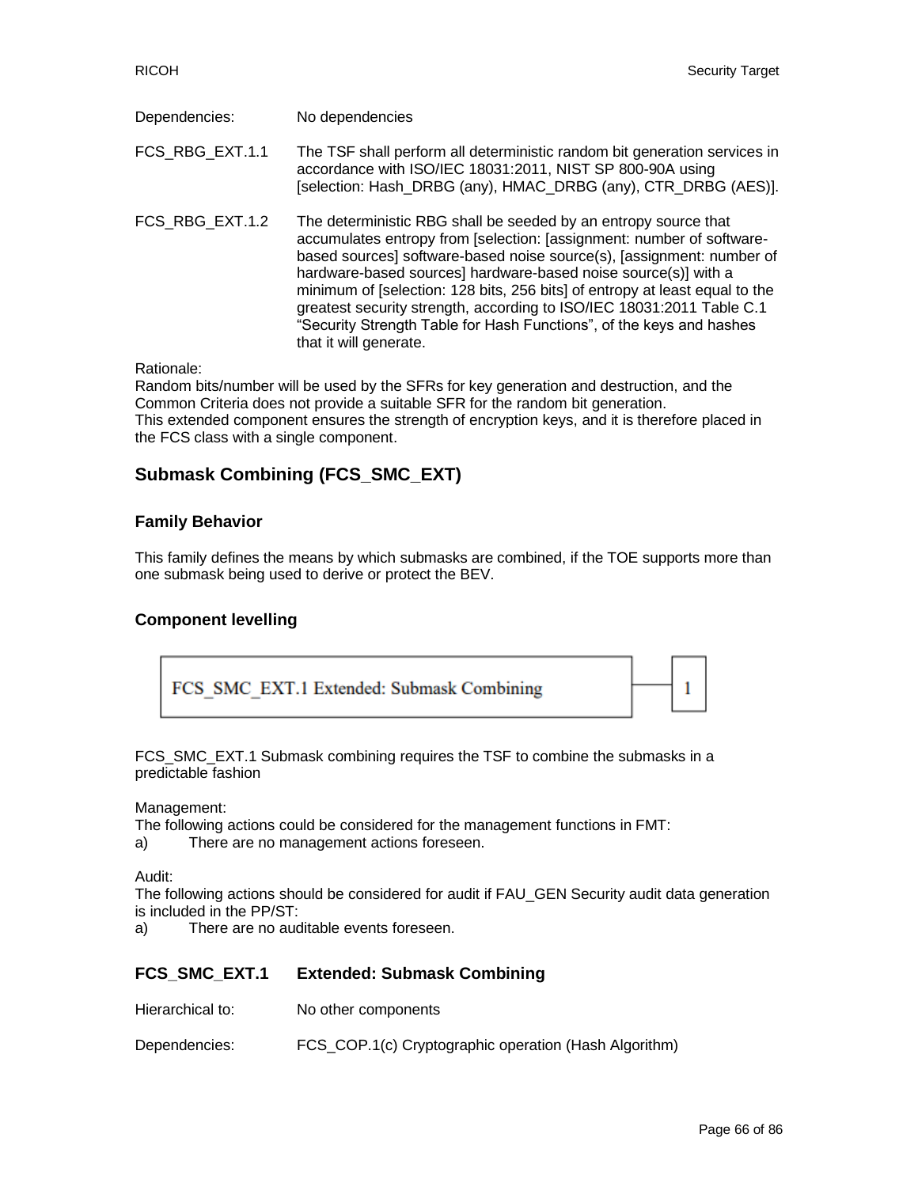Dependencies: No dependencies

FCS_RBG_EXT.1.1 The TSF shall perform all deterministic random bit generation services in accordance with ISO/IEC 18031:2011, NIST SP 800-90A using [selection: Hash_DRBG (any), HMAC_DRBG (any), CTR_DRBG (AES)].

FCS_RBG_EXT.1.2 The deterministic RBG shall be seeded by an entropy source that accumulates entropy from [selection: [assignment: number of software-based sources] software-based noise source(s), [assignment: number of hardware-based sources] hardware-based noise source(s)] with a minimum of [selection: 128 bits, 256 bits] of entropy at least equal to the greatest security strength, according to ISO/IEC 18031:2011 Table C.1 "Security Strength Table for Hash Functions", of the keys and hashes that it will generate.

Rationale:
Random bits/number will be used by the SFRs for key generation and destruction, and the Common Criteria does not provide a suitable SFR for the random bit generation.
This extended component ensures the strength of encryption keys, and it is therefore placed in the FCS class with a single component.

## Submask Combining (FCS_SMC_EXT)

### Family Behavior

This family defines the means by which submasks are combined, if the TOE supports more than one submask being used to derive or protect the BEV.

### Component levelling

| FCS_SMC_EXT.1 Extended: Submask Combining | — 1 |
|---|---|

FCS_SMC_EXT.1 Submask combining requires the TSF to combine the submasks in a predictable fashion

Management:
The following actions could be considered for the management functions in FMT:
a) There are no management actions foreseen.

Audit:
The following actions should be considered for audit if FAU_GEN Security audit data generation is included in the PP/ST:
a) There are no auditable events foreseen.

### FCS_SMC_EXT.1 Extended: Submask Combining

Hierarchical to: No other components

Dependencies: FCS_COP.1(c) Cryptographic operation (Hash Algorithm)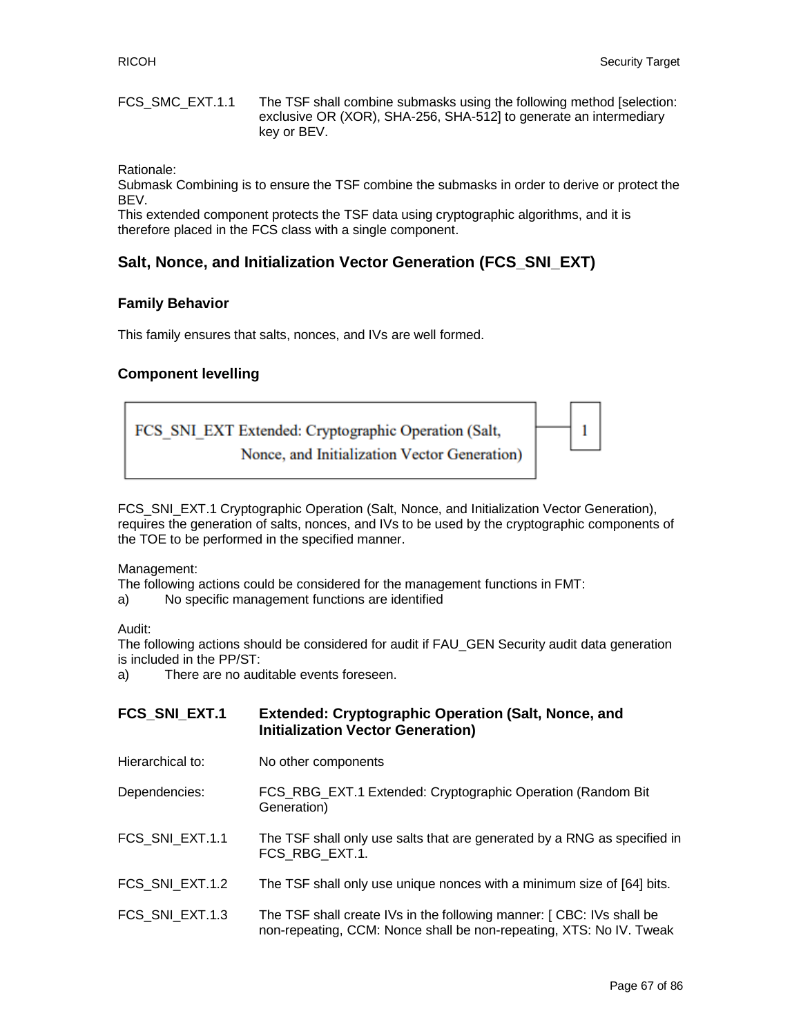| | |
|---|---|
| FCS_SMC_EXT.1.1 | The TSF shall combine submasks using the following method [selection: exclusive OR (XOR), SHA-256, SHA-512] to generate an intermediary key or BEV. |

Rationale:
Submask Combining is to ensure the TSF combine the submasks in order to derive or protect the BEV.
This extended component protects the TSF data using cryptographic algorithms, and it is therefore placed in the FCS class with a single component.

## Salt, Nonce, and Initialization Vector Generation (FCS_SNI_EXT)

### Family Behavior

This family ensures that salts, nonces, and IVs are well formed.

### Component levelling

| FCS_SNI_EXT Extended: Cryptographic Operation (Salt, Nonce, and Initialization Vector Generation) | — 1 |
|---|---|

FCS_SNI_EXT.1 Cryptographic Operation (Salt, Nonce, and Initialization Vector Generation), requires the generation of salts, nonces, and IVs to be used by the cryptographic components of the TOE to be performed in the specified manner.

Management:
The following actions could be considered for the management functions in FMT:
a) No specific management functions are identified

Audit:
The following actions should be considered for audit if FAU_GEN Security audit data generation is included in the PP/ST:
a) There are no auditable events foreseen.

| | |
|---|---|
| **FCS_SNI_EXT.1** | **Extended: Cryptographic Operation (Salt, Nonce, and Initialization Vector Generation)** |
| Hierarchical to: | No other components |
| Dependencies: | FCS_RBG_EXT.1 Extended: Cryptographic Operation (Random Bit Generation) |
| FCS_SNI_EXT.1.1 | The TSF shall only use salts that are generated by a RNG as specified in FCS_RBG_EXT.1. |
| FCS_SNI_EXT.1.2 | The TSF shall only use unique nonces with a minimum size of [64] bits. |
| FCS_SNI_EXT.1.3 | The TSF shall create IVs in the following manner: [ CBC: IVs shall be non-repeating, CCM: Nonce shall be non-repeating, XTS: No IV. Tweak |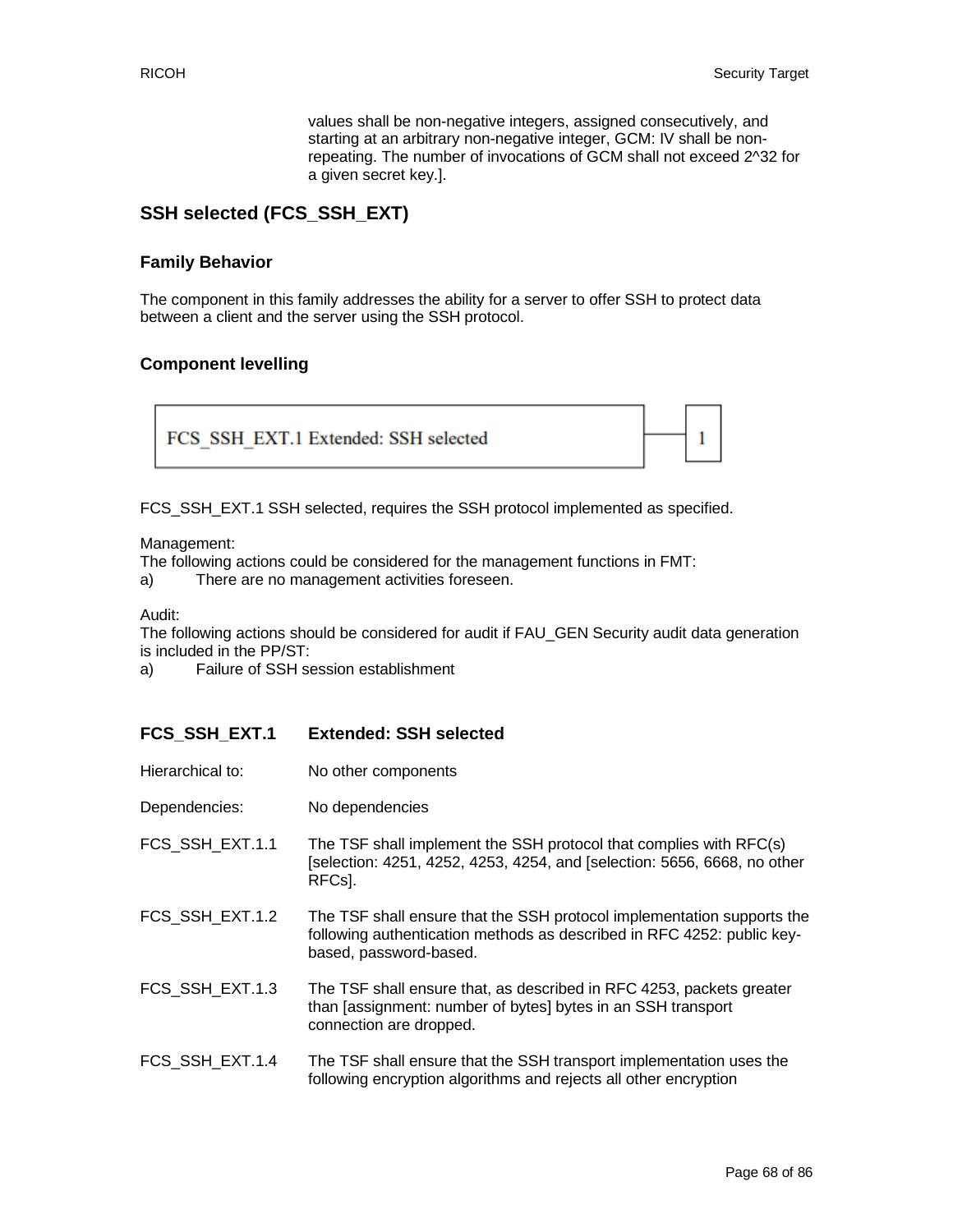values shall be non-negative integers, assigned consecutively, and starting at an arbitrary non-negative integer, GCM: IV shall be non-repeating. The number of invocations of GCM shall not exceed 2^32 for a given secret key.].

## SSH selected (FCS_SSH_EXT)

### Family Behavior

The component in this family addresses the ability for a server to offer SSH to protect data between a client and the server using the SSH protocol.

### Component levelling

| FCS_SSH_EXT.1 Extended: SSH selected | 1 |
|---|---|

FCS_SSH_EXT.1 SSH selected, requires the SSH protocol implemented as specified.

Management:
The following actions could be considered for the management functions in FMT:
a) There are no management activities foreseen.

Audit:
The following actions should be considered for audit if FAU_GEN Security audit data generation is included in the PP/ST:
a) Failure of SSH session establishment

### FCS_SSH_EXT.1 Extended: SSH selected

Hierarchical to: No other components

Dependencies: No dependencies

FCS_SSH_EXT.1.1 The TSF shall implement the SSH protocol that complies with RFC(s) [selection: 4251, 4252, 4253, 4254, and [selection: 5656, 6668, no other RFCs].

FCS_SSH_EXT.1.2 The TSF shall ensure that the SSH protocol implementation supports the following authentication methods as described in RFC 4252: public key-based, password-based.

FCS_SSH_EXT.1.3 The TSF shall ensure that, as described in RFC 4253, packets greater than [assignment: number of bytes] bytes in an SSH transport connection are dropped.

FCS_SSH_EXT.1.4 The TSF shall ensure that the SSH transport implementation uses the following encryption algorithms and rejects all other encryption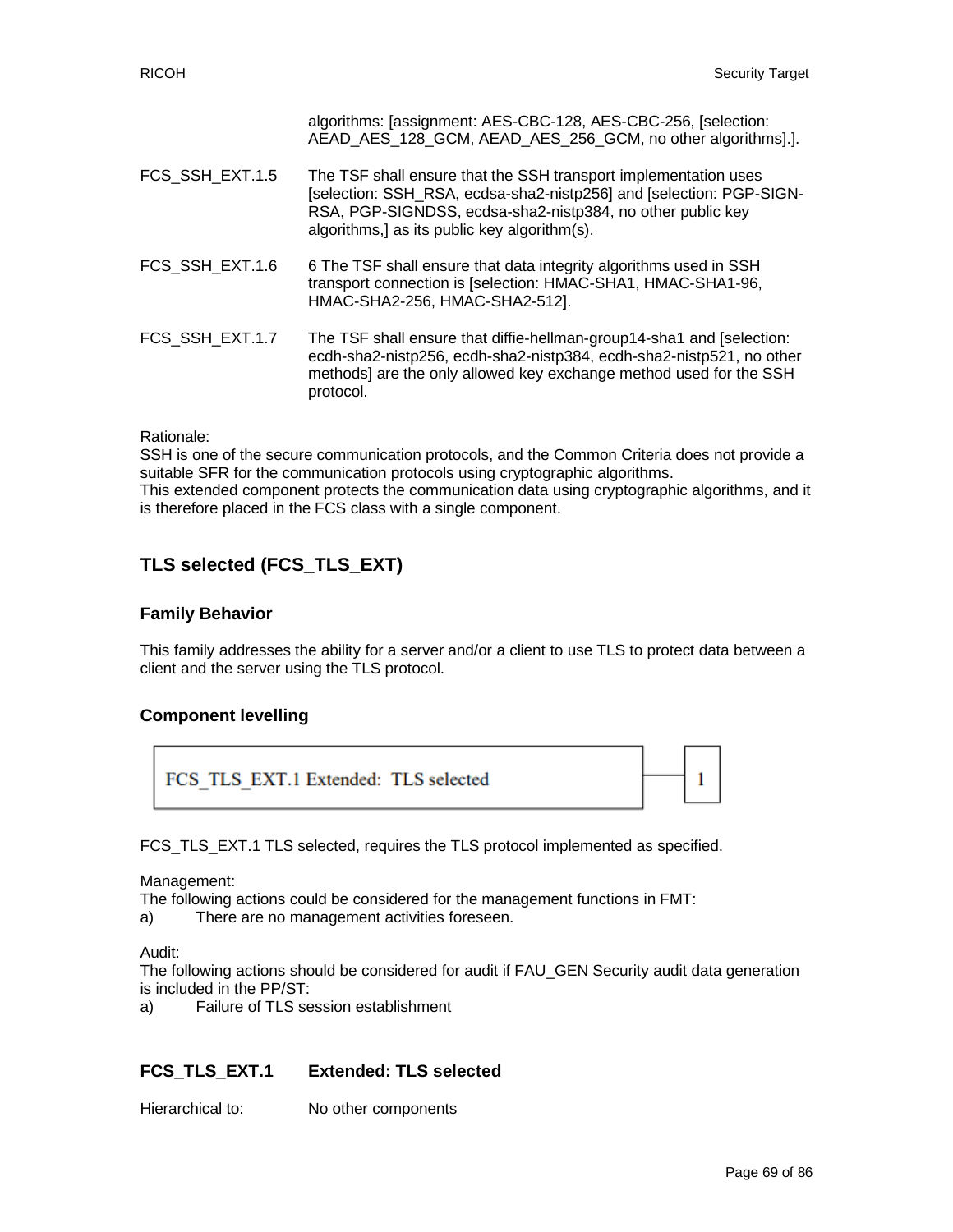| | |
|---|---|
| | algorithms: [assignment: AES-CBC-128, AES-CBC-256, [selection: AEAD_AES_128_GCM, AEAD_AES_256_GCM, no other algorithms].]. |
| FCS_SSH_EXT.1.5 | The TSF shall ensure that the SSH transport implementation uses [selection: SSH_RSA, ecdsa-sha2-nistp256] and [selection: PGP-SIGN-RSA, PGP-SIGNDSS, ecdsa-sha2-nistp384, no other public key algorithms,] as its public key algorithm(s). |
| FCS_SSH_EXT.1.6 | 6 The TSF shall ensure that data integrity algorithms used in SSH transport connection is [selection: HMAC-SHA1, HMAC-SHA1-96, HMAC-SHA2-256, HMAC-SHA2-512]. |
| FCS_SSH_EXT.1.7 | The TSF shall ensure that diffie-hellman-group14-sha1 and [selection: ecdh-sha2-nistp256, ecdh-sha2-nistp384, ecdh-sha2-nistp521, no other methods] are the only allowed key exchange method used for the SSH protocol. |

Rationale:
SSH is one of the secure communication protocols, and the Common Criteria does not provide a suitable SFR for the communication protocols using cryptographic algorithms.
This extended component protects the communication data using cryptographic algorithms, and it is therefore placed in the FCS class with a single component.

## TLS selected (FCS_TLS_EXT)

### Family Behavior

This family addresses the ability for a server and/or a client to use TLS to protect data between a client and the server using the TLS protocol.

### Component levelling

| FCS_TLS_EXT.1 Extended: TLS selected | — | 1 |
|---|---|---|

FCS_TLS_EXT.1 TLS selected, requires the TLS protocol implemented as specified.

Management:
The following actions could be considered for the management functions in FMT:
a) There are no management activities foreseen.

Audit:
The following actions should be considered for audit if FAU_GEN Security audit data generation is included in the PP/ST:
a) Failure of TLS session establishment

### FCS_TLS_EXT.1 Extended: TLS selected

Hierarchical to: No other components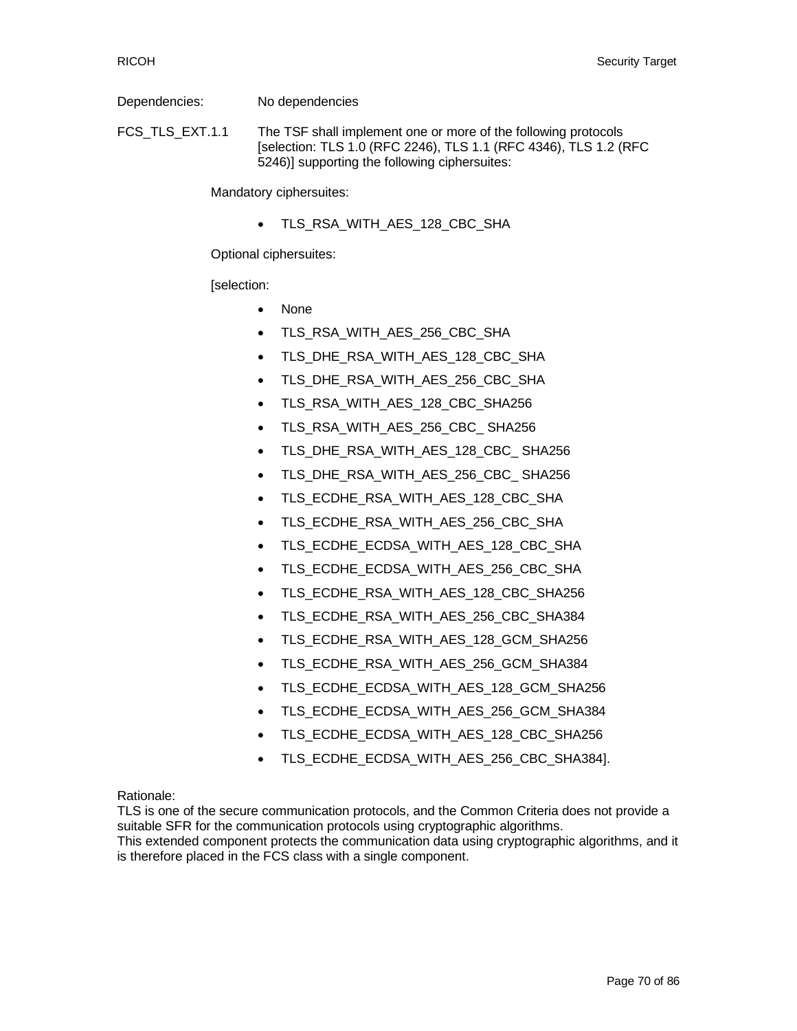Dependencies: No dependencies

FCS_TLS_EXT.1.1 The TSF shall implement one or more of the following protocols [selection: TLS 1.0 (RFC 2246), TLS 1.1 (RFC 4346), TLS 1.2 (RFC 5246)] supporting the following ciphersuites:

Mandatory ciphersuites:

- TLS_RSA_WITH_AES_128_CBC_SHA

Optional ciphersuites:

[selection:

- None
- TLS_RSA_WITH_AES_256_CBC_SHA
- TLS_DHE_RSA_WITH_AES_128_CBC_SHA
- TLS_DHE_RSA_WITH_AES_256_CBC_SHA
- TLS_RSA_WITH_AES_128_CBC_SHA256
- TLS_RSA_WITH_AES_256_CBC_ SHA256
- TLS_DHE_RSA_WITH_AES_128_CBC_ SHA256
- TLS_DHE_RSA_WITH_AES_256_CBC_ SHA256
- TLS_ECDHE_RSA_WITH_AES_128_CBC_SHA
- TLS_ECDHE_RSA_WITH_AES_256_CBC_SHA
- TLS_ECDHE_ECDSA_WITH_AES_128_CBC_SHA
- TLS_ECDHE_ECDSA_WITH_AES_256_CBC_SHA
- TLS_ECDHE_RSA_WITH_AES_128_CBC_SHA256
- TLS_ECDHE_RSA_WITH_AES_256_CBC_SHA384
- TLS_ECDHE_RSA_WITH_AES_128_GCM_SHA256
- TLS_ECDHE_RSA_WITH_AES_256_GCM_SHA384
- TLS_ECDHE_ECDSA_WITH_AES_128_GCM_SHA256
- TLS_ECDHE_ECDSA_WITH_AES_256_GCM_SHA384
- TLS_ECDHE_ECDSA_WITH_AES_128_CBC_SHA256
- TLS_ECDHE_ECDSA_WITH_AES_256_CBC_SHA384].

Rationale:
TLS is one of the secure communication protocols, and the Common Criteria does not provide a suitable SFR for the communication protocols using cryptographic algorithms.
This extended component protects the communication data using cryptographic algorithms, and it is therefore placed in the FCS class with a single component.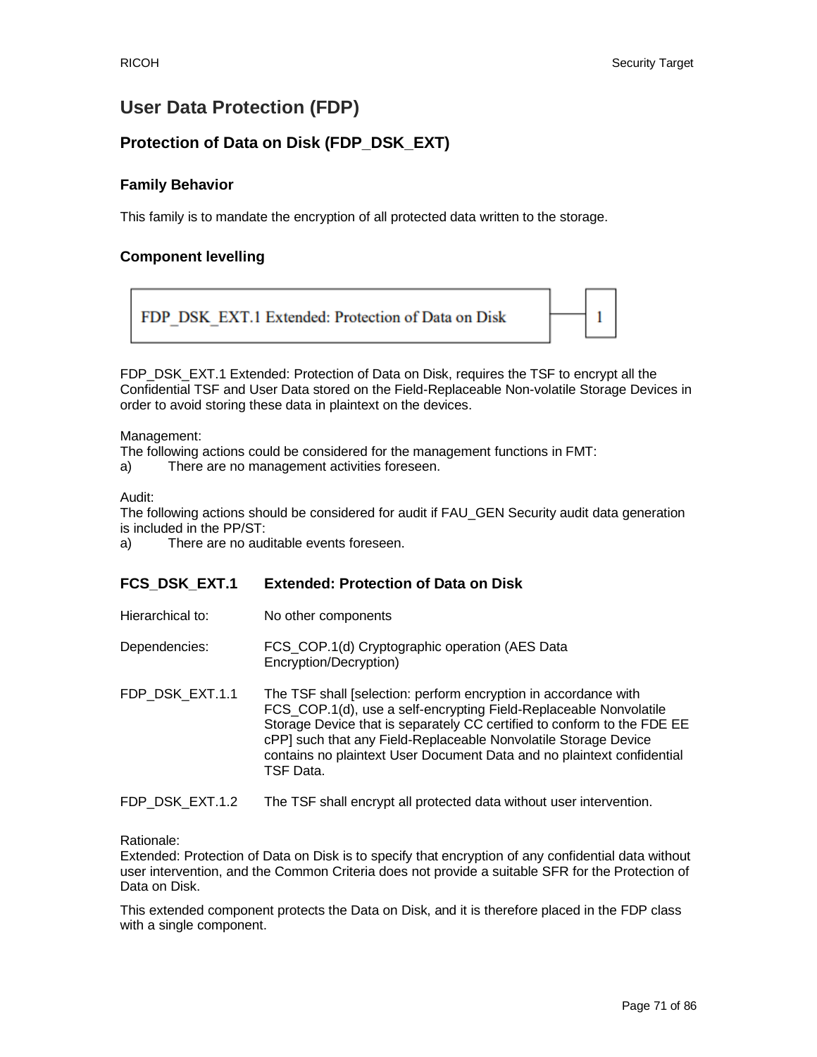## User Data Protection (FDP)

### Protection of Data on Disk (FDP_DSK_EXT)

#### Family Behavior

This family is to mandate the encryption of all protected data written to the storage.

#### Component levelling

| FDP_DSK_EXT.1 Extended: Protection of Data on Disk | 1 |
|---|---|

FDP_DSK_EXT.1 Extended: Protection of Data on Disk, requires the TSF to encrypt all the Confidential TSF and User Data stored on the Field-Replaceable Non-volatile Storage Devices in order to avoid storing these data in plaintext on the devices.

Management:
The following actions could be considered for the management functions in FMT:
a) There are no management activities foreseen.

Audit:
The following actions should be considered for audit if FAU_GEN Security audit data generation is included in the PP/ST:
a) There are no auditable events foreseen.

#### FCS_DSK_EXT.1 Extended: Protection of Data on Disk

Hierarchical to: No other components

Dependencies: FCS_COP.1(d) Cryptographic operation (AES Data Encryption/Decryption)

FDP_DSK_EXT.1.1 The TSF shall [selection: perform encryption in accordance with FCS_COP.1(d), use a self-encrypting Field-Replaceable Nonvolatile Storage Device that is separately CC certified to conform to the FDE EE cPP] such that any Field-Replaceable Nonvolatile Storage Device contains no plaintext User Document Data and no plaintext confidential TSF Data.

FDP_DSK_EXT.1.2 The TSF shall encrypt all protected data without user intervention.

Rationale:
Extended: Protection of Data on Disk is to specify that encryption of any confidential data without user intervention, and the Common Criteria does not provide a suitable SFR for the Protection of Data on Disk.

This extended component protects the Data on Disk, and it is therefore placed in the FDP class with a single component.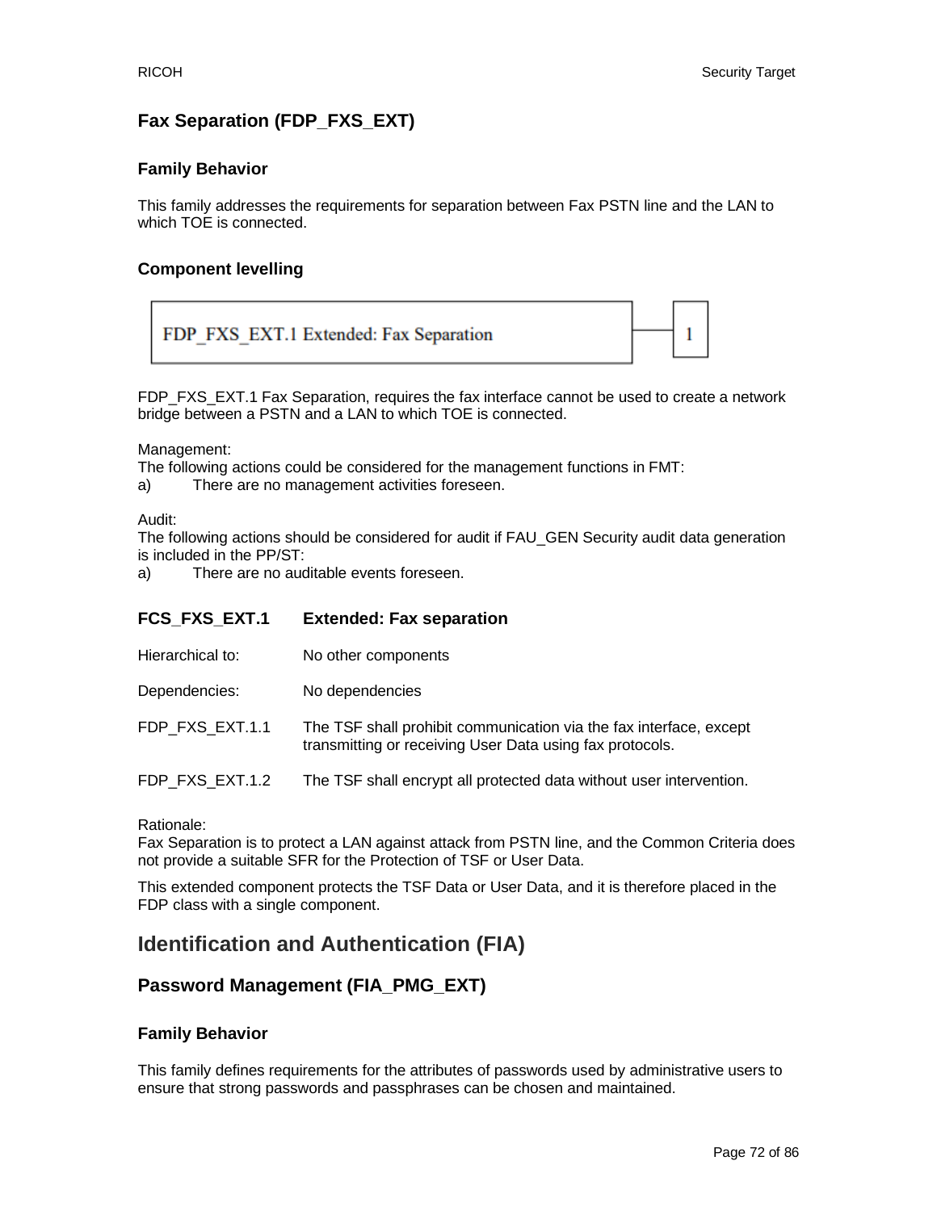### Fax Separation (FDP_FXS_EXT)

#### Family Behavior

This family addresses the requirements for separation between Fax PSTN line and the LAN to which TOE is connected.

#### Component levelling

| FDP_FXS_EXT.1 Extended: Fax Separation | 1 |
|---|---|

FDP_FXS_EXT.1 Fax Separation, requires the fax interface cannot be used to create a network bridge between a PSTN and a LAN to which TOE is connected.

Management:
The following actions could be considered for the management functions in FMT:
a) There are no management activities foreseen.

Audit:
The following actions should be considered for audit if FAU_GEN Security audit data generation is included in the PP/ST:
a) There are no auditable events foreseen.

**FCS_FXS_EXT.1 Extended: Fax separation**

Hierarchical to: No other components

Dependencies: No dependencies

FDP_FXS_EXT.1.1 The TSF shall prohibit communication via the fax interface, except transmitting or receiving User Data using fax protocols.

FDP_FXS_EXT.1.2 The TSF shall encrypt all protected data without user intervention.

Rationale:
Fax Separation is to protect a LAN against attack from PSTN line, and the Common Criteria does not provide a suitable SFR for the Protection of TSF or User Data.

This extended component protects the TSF Data or User Data, and it is therefore placed in the FDP class with a single component.

## Identification and Authentication (FIA)

### Password Management (FIA_PMG_EXT)

#### Family Behavior

This family defines requirements for the attributes of passwords used by administrative users to ensure that strong passwords and passphrases can be chosen and maintained.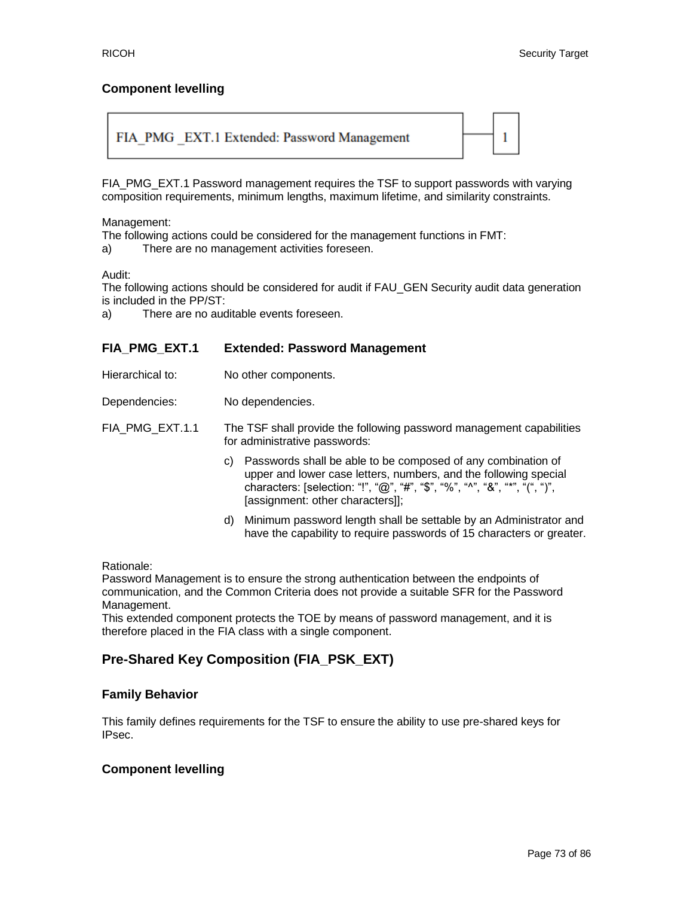### Component levelling

FIA_PMG _EXT.1 Extended: Password Management — 1

FIA_PMG_EXT.1 Password management requires the TSF to support passwords with varying composition requirements, minimum lengths, maximum lifetime, and similarity constraints.

Management:
The following actions could be considered for the management functions in FMT:
a) There are no management activities foreseen.

Audit:
The following actions should be considered for audit if FAU_GEN Security audit data generation is included in the PP/ST:
a) There are no auditable events foreseen.

### FIA_PMG_EXT.1 Extended: Password Management

Hierarchical to: No other components.

Dependencies: No dependencies.

FIA_PMG_EXT.1.1 The TSF shall provide the following password management capabilities for administrative passwords:

c) Passwords shall be able to be composed of any combination of upper and lower case letters, numbers, and the following special characters: [selection: "!", "@", "#", "$", "%", "^", "&", "*", "(", ")", [assignment: other characters]];

d) Minimum password length shall be settable by an Administrator and have the capability to require passwords of 15 characters or greater.

Rationale:
Password Management is to ensure the strong authentication between the endpoints of communication, and the Common Criteria does not provide a suitable SFR for the Password Management.
This extended component protects the TOE by means of password management, and it is therefore placed in the FIA class with a single component.

## Pre-Shared Key Composition (FIA_PSK_EXT)

### Family Behavior

This family defines requirements for the TSF to ensure the ability to use pre-shared keys for IPsec.

### Component levelling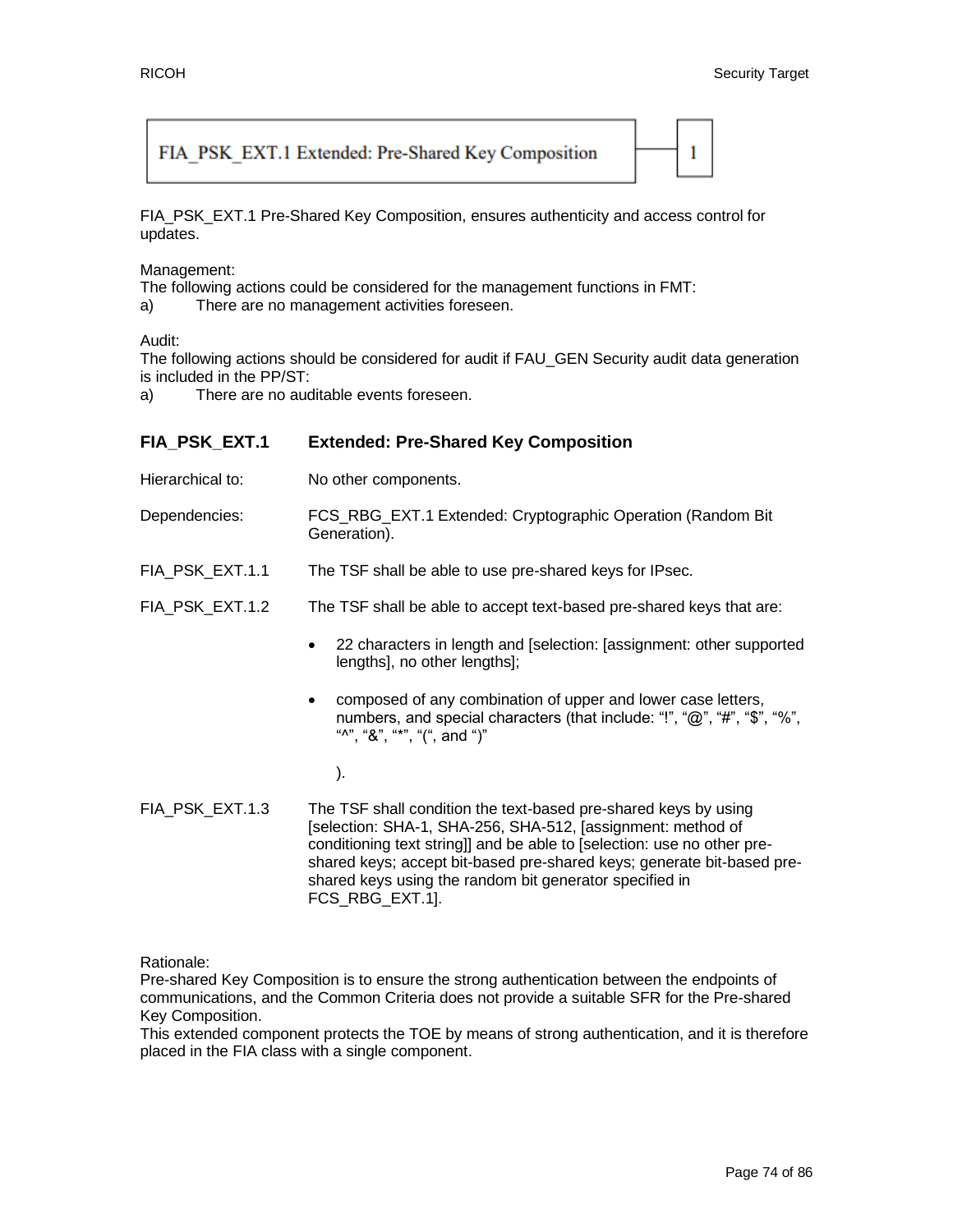FIA_PSK_EXT.1 Extended: Pre-Shared Key Composition — 1

FIA_PSK_EXT.1 Pre-Shared Key Composition, ensures authenticity and access control for updates.

Management:
The following actions could be considered for the management functions in FMT:
a) There are no management activities foreseen.

Audit:
The following actions should be considered for audit if FAU_GEN Security audit data generation is included in the PP/ST:
a) There are no auditable events foreseen.

### FIA_PSK_EXT.1 Extended: Pre-Shared Key Composition

Hierarchical to: No other components.

Dependencies: FCS_RBG_EXT.1 Extended: Cryptographic Operation (Random Bit Generation).

FIA_PSK_EXT.1.1 The TSF shall be able to use pre-shared keys for IPsec.

FIA_PSK_EXT.1.2 The TSF shall be able to accept text-based pre-shared keys that are:

- 22 characters in length and [selection: [assignment: other supported lengths], no other lengths];
- composed of any combination of upper and lower case letters, numbers, and special characters (that include: "!", "@", "#", "$", "%", "^", "&", "*", "(", and ")"

  ).

FIA_PSK_EXT.1.3 The TSF shall condition the text-based pre-shared keys by using [selection: SHA-1, SHA-256, SHA-512, [assignment: method of conditioning text string]] and be able to [selection: use no other pre-shared keys; accept bit-based pre-shared keys; generate bit-based pre-shared keys using the random bit generator specified in FCS_RBG_EXT.1].

Rationale:
Pre-shared Key Composition is to ensure the strong authentication between the endpoints of communications, and the Common Criteria does not provide a suitable SFR for the Pre-shared Key Composition.
This extended component protects the TOE by means of strong authentication, and it is therefore placed in the FIA class with a single component.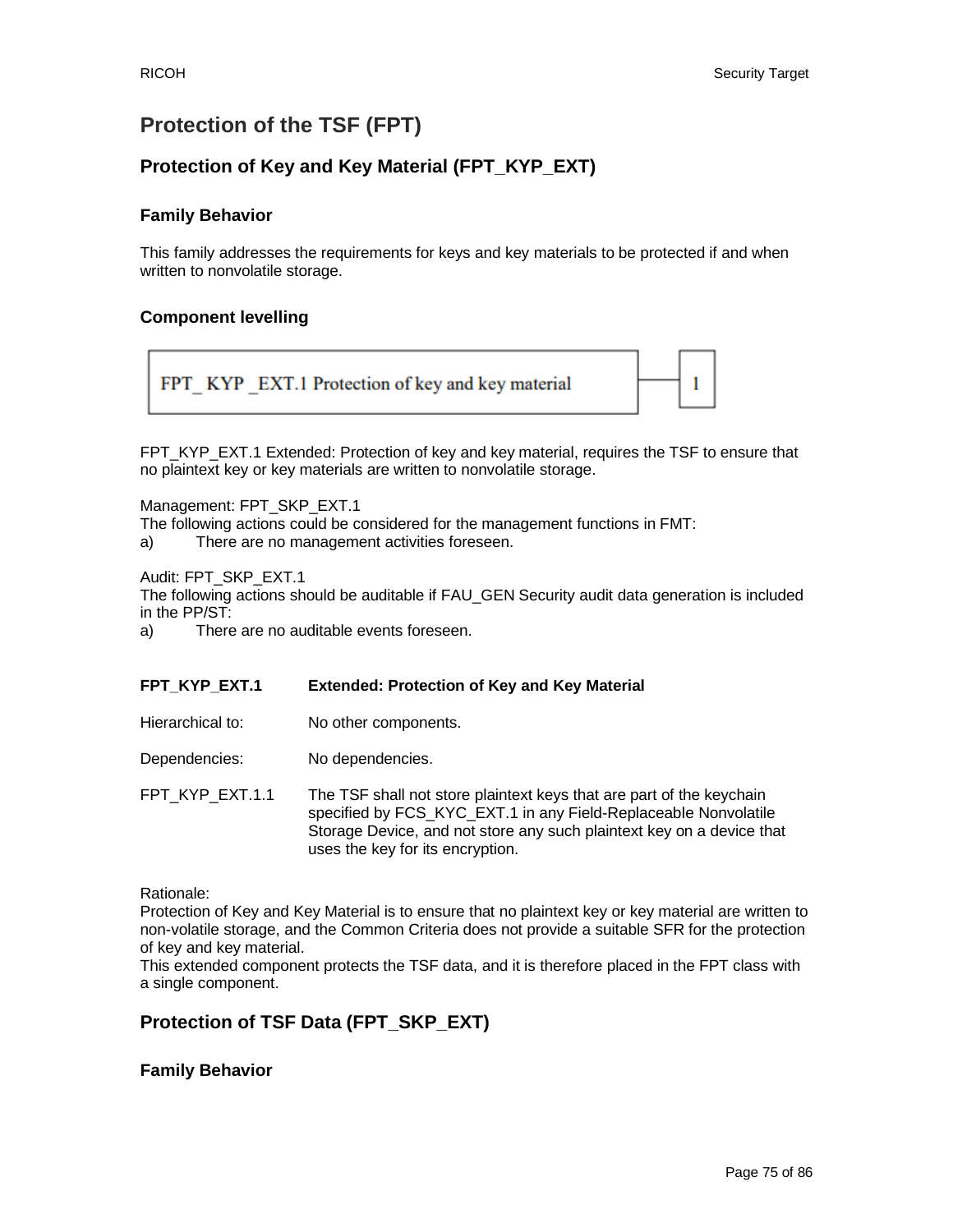# Protection of the TSF (FPT)

## Protection of Key and Key Material (FPT_KYP_EXT)

### Family Behavior

This family addresses the requirements for keys and key materials to be protected if and when written to nonvolatile storage.

### Component levelling

| FPT_ KYP _EXT.1 Protection of key and key material | 1 |
|---|---|

FPT_KYP_EXT.1 Extended: Protection of key and key material, requires the TSF to ensure that no plaintext key or key materials are written to nonvolatile storage.

Management: FPT_SKP_EXT.1
The following actions could be considered for the management functions in FMT:
a) There are no management activities foreseen.

Audit: FPT_SKP_EXT.1
The following actions should be auditable if FAU_GEN Security audit data generation is included in the PP/ST:
a) There are no auditable events foreseen.

**FPT_KYP_EXT.1 Extended: Protection of Key and Key Material**

Hierarchical to: No other components.

Dependencies: No dependencies.

FPT_KYP_EXT.1.1 The TSF shall not store plaintext keys that are part of the keychain specified by FCS_KYC_EXT.1 in any Field-Replaceable Nonvolatile Storage Device, and not store any such plaintext key on a device that uses the key for its encryption.

Rationale:
Protection of Key and Key Material is to ensure that no plaintext key or key material are written to non-volatile storage, and the Common Criteria does not provide a suitable SFR for the protection of key and key material.
This extended component protects the TSF data, and it is therefore placed in the FPT class with a single component.

## Protection of TSF Data (FPT_SKP_EXT)

### Family Behavior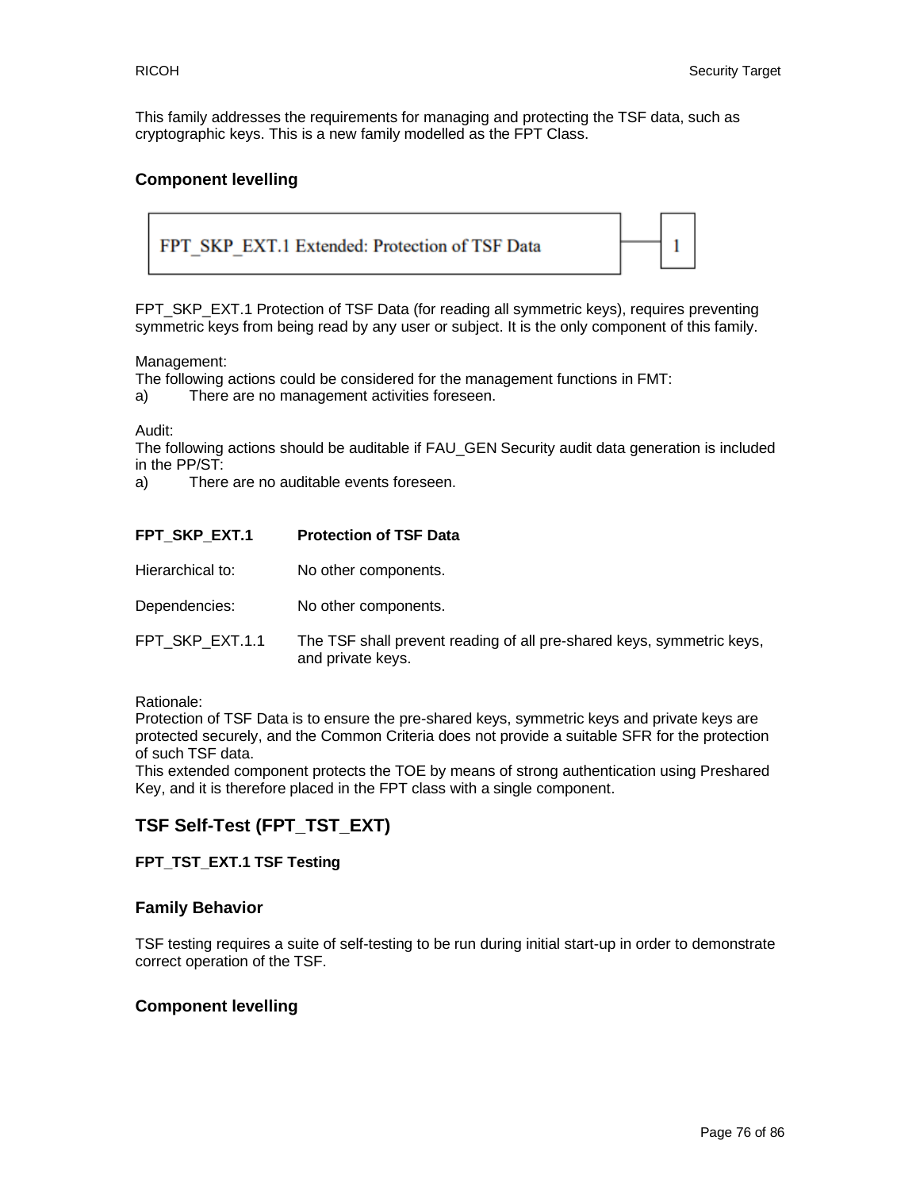This family addresses the requirements for managing and protecting the TSF data, such as cryptographic keys. This is a new family modelled as the FPT Class.

### Component levelling

| FPT_SKP_EXT.1 Extended: Protection of TSF Data | 1 |
|---|---|

FPT_SKP_EXT.1 Protection of TSF Data (for reading all symmetric keys), requires preventing symmetric keys from being read by any user or subject. It is the only component of this family.

Management:
The following actions could be considered for the management functions in FMT:
a) There are no management activities foreseen.

Audit:
The following actions should be auditable if FAU_GEN Security audit data generation is included in the PP/ST:
a) There are no auditable events foreseen.

| **FPT_SKP_EXT.1** | **Protection of TSF Data** |
|---|---|
| Hierarchical to: | No other components. |
| Dependencies: | No other components. |
| FPT_SKP_EXT.1.1 | The TSF shall prevent reading of all pre-shared keys, symmetric keys, and private keys. |

Rationale:
Protection of TSF Data is to ensure the pre-shared keys, symmetric keys and private keys are protected securely, and the Common Criteria does not provide a suitable SFR for the protection of such TSF data.
This extended component protects the TOE by means of strong authentication using Preshared Key, and it is therefore placed in the FPT class with a single component.

## TSF Self-Test (FPT_TST_EXT)

#### FPT_TST_EXT.1 TSF Testing

### Family Behavior

TSF testing requires a suite of self-testing to be run during initial start-up in order to demonstrate correct operation of the TSF.

### Component levelling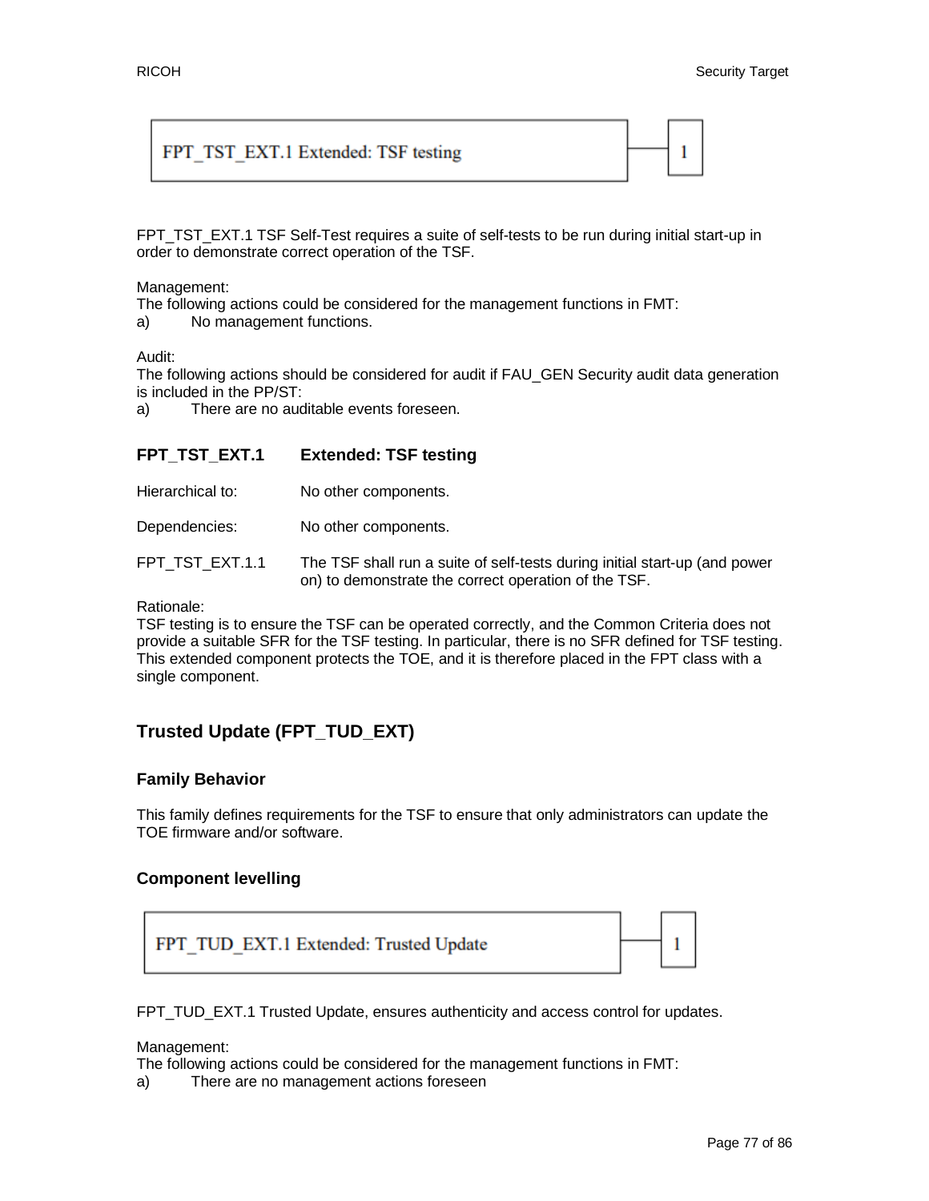FPT_TST_EXT.1 Extended: TSF testing — 1

FPT_TST_EXT.1 TSF Self-Test requires a suite of self-tests to be run during initial start-up in order to demonstrate correct operation of the TSF.

Management:
The following actions could be considered for the management functions in FMT:
a) No management functions.

Audit:
The following actions should be considered for audit if FAU_GEN Security audit data generation is included in the PP/ST:
a) There are no auditable events foreseen.

**FPT_TST_EXT.1 Extended: TSF testing**

Hierarchical to: No other components.

Dependencies: No other components.

FPT_TST_EXT.1.1 The TSF shall run a suite of self-tests during initial start-up (and power on) to demonstrate the correct operation of the TSF.

Rationale:
TSF testing is to ensure the TSF can be operated correctly, and the Common Criteria does not provide a suitable SFR for the TSF testing. In particular, there is no SFR defined for TSF testing. This extended component protects the TOE, and it is therefore placed in the FPT class with a single component.

## Trusted Update (FPT_TUD_EXT)

### Family Behavior

This family defines requirements for the TSF to ensure that only administrators can update the TOE firmware and/or software.

### Component levelling

FPT_TUD_EXT.1 Extended: Trusted Update — 1

FPT_TUD_EXT.1 Trusted Update, ensures authenticity and access control for updates.

Management:
The following actions could be considered for the management functions in FMT:
a) There are no management actions foreseen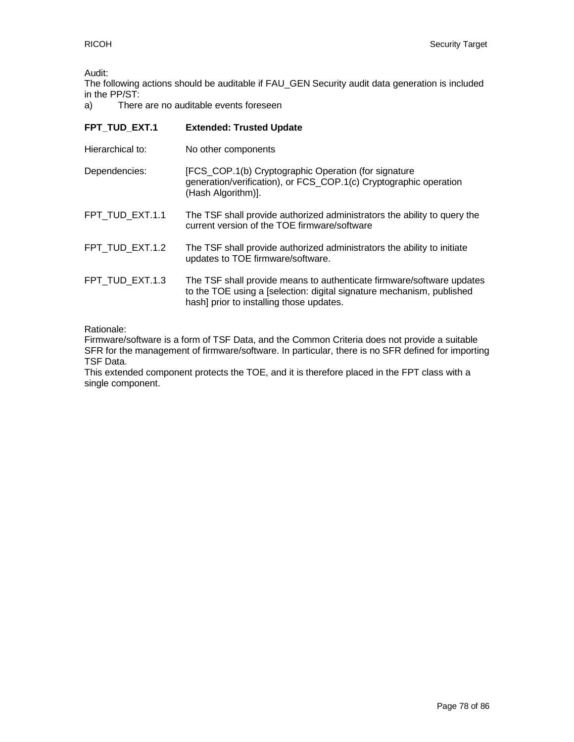Audit:
The following actions should be auditable if FAU_GEN Security audit data generation is included in the PP/ST:

a) There are no auditable events foreseen

| **FPT_TUD_EXT.1** | **Extended: Trusted Update** |
|---|---|
| Hierarchical to: | No other components |
| Dependencies: | [FCS_COP.1(b) Cryptographic Operation (for signature generation/verification), or FCS_COP.1(c) Cryptographic operation (Hash Algorithm)]. |
| FPT_TUD_EXT.1.1 | The TSF shall provide authorized administrators the ability to query the current version of the TOE firmware/software |
| FPT_TUD_EXT.1.2 | The TSF shall provide authorized administrators the ability to initiate updates to TOE firmware/software. |
| FPT_TUD_EXT.1.3 | The TSF shall provide means to authenticate firmware/software updates to the TOE using a [selection: digital signature mechanism, published hash] prior to installing those updates. |

Rationale:
Firmware/software is a form of TSF Data, and the Common Criteria does not provide a suitable SFR for the management of firmware/software. In particular, there is no SFR defined for importing TSF Data.
This extended component protects the TOE, and it is therefore placed in the FPT class with a single component.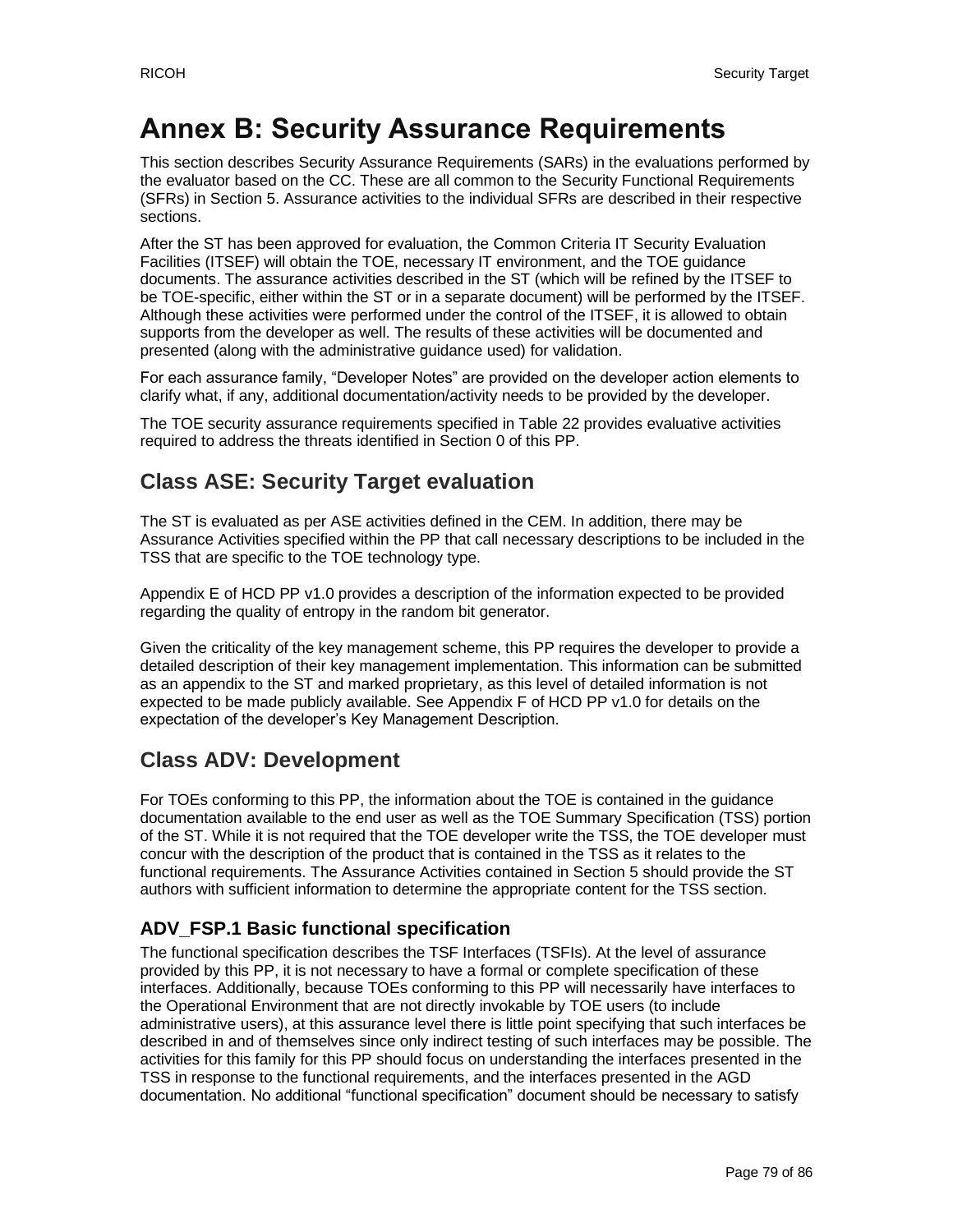# Annex B: Security Assurance Requirements

This section describes Security Assurance Requirements (SARs) in the evaluations performed by the evaluator based on the CC. These are all common to the Security Functional Requirements (SFRs) in Section 5. Assurance activities to the individual SFRs are described in their respective sections.

After the ST has been approved for evaluation, the Common Criteria IT Security Evaluation Facilities (ITSEF) will obtain the TOE, necessary IT environment, and the TOE guidance documents. The assurance activities described in the ST (which will be refined by the ITSEF to be TOE-specific, either within the ST or in a separate document) will be performed by the ITSEF. Although these activities were performed under the control of the ITSEF, it is allowed to obtain supports from the developer as well. The results of these activities will be documented and presented (along with the administrative guidance used) for validation.

For each assurance family, “Developer Notes” are provided on the developer action elements to clarify what, if any, additional documentation/activity needs to be provided by the developer.

The TOE security assurance requirements specified in Table 22 provides evaluative activities required to address the threats identified in Section 0 of this PP.

## Class ASE: Security Target evaluation

The ST is evaluated as per ASE activities defined in the CEM. In addition, there may be Assurance Activities specified within the PP that call necessary descriptions to be included in the TSS that are specific to the TOE technology type.

Appendix E of HCD PP v1.0 provides a description of the information expected to be provided regarding the quality of entropy in the random bit generator.

Given the criticality of the key management scheme, this PP requires the developer to provide a detailed description of their key management implementation. This information can be submitted as an appendix to the ST and marked proprietary, as this level of detailed information is not expected to be made publicly available. See Appendix F of HCD PP v1.0 for details on the expectation of the developer’s Key Management Description.

## Class ADV: Development

For TOEs conforming to this PP, the information about the TOE is contained in the guidance documentation available to the end user as well as the TOE Summary Specification (TSS) portion of the ST. While it is not required that the TOE developer write the TSS, the TOE developer must concur with the description of the product that is contained in the TSS as it relates to the functional requirements. The Assurance Activities contained in Section 5 should provide the ST authors with sufficient information to determine the appropriate content for the TSS section.

### ADV_FSP.1 Basic functional specification

The functional specification describes the TSF Interfaces (TSFIs). At the level of assurance provided by this PP, it is not necessary to have a formal or complete specification of these interfaces. Additionally, because TOEs conforming to this PP will necessarily have interfaces to the Operational Environment that are not directly invokable by TOE users (to include administrative users), at this assurance level there is little point specifying that such interfaces be described in and of themselves since only indirect testing of such interfaces may be possible. The activities for this family for this PP should focus on understanding the interfaces presented in the TSS in response to the functional requirements, and the interfaces presented in the AGD documentation. No additional “functional specification” document should be necessary to satisfy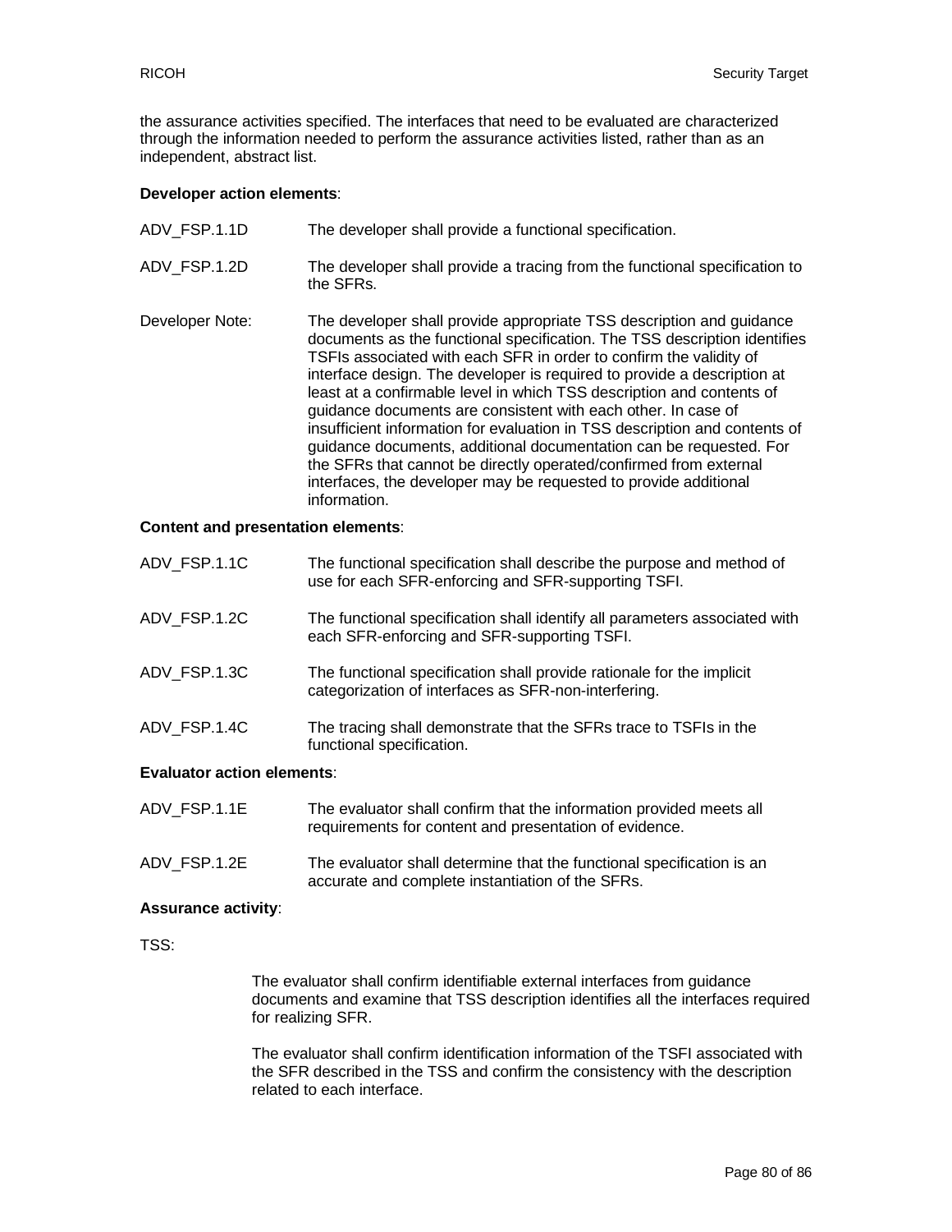the assurance activities specified. The interfaces that need to be evaluated are characterized through the information needed to perform the assurance activities listed, rather than as an independent, abstract list.

**Developer action elements**:

ADV_FSP.1.1D The developer shall provide a functional specification.

ADV_FSP.1.2D The developer shall provide a tracing from the functional specification to the SFRs.

Developer Note: The developer shall provide appropriate TSS description and guidance documents as the functional specification. The TSS description identifies TSFIs associated with each SFR in order to confirm the validity of interface design. The developer is required to provide a description at least at a confirmable level in which TSS description and contents of guidance documents are consistent with each other. In case of insufficient information for evaluation in TSS description and contents of guidance documents, additional documentation can be requested. For the SFRs that cannot be directly operated/confirmed from external interfaces, the developer may be requested to provide additional information.

**Content and presentation elements**:

ADV_FSP.1.1C The functional specification shall describe the purpose and method of use for each SFR-enforcing and SFR-supporting TSFI.

ADV_FSP.1.2C The functional specification shall identify all parameters associated with each SFR-enforcing and SFR-supporting TSFI.

ADV_FSP.1.3C The functional specification shall provide rationale for the implicit categorization of interfaces as SFR-non-interfering.

ADV_FSP.1.4C The tracing shall demonstrate that the SFRs trace to TSFIs in the functional specification.

**Evaluator action elements**:

ADV_FSP.1.1E The evaluator shall confirm that the information provided meets all requirements for content and presentation of evidence.

ADV_FSP.1.2E The evaluator shall determine that the functional specification is an accurate and complete instantiation of the SFRs.

**Assurance activity**:

TSS:

The evaluator shall confirm identifiable external interfaces from guidance documents and examine that TSS description identifies all the interfaces required for realizing SFR.

The evaluator shall confirm identification information of the TSFI associated with the SFR described in the TSS and confirm the consistency with the description related to each interface.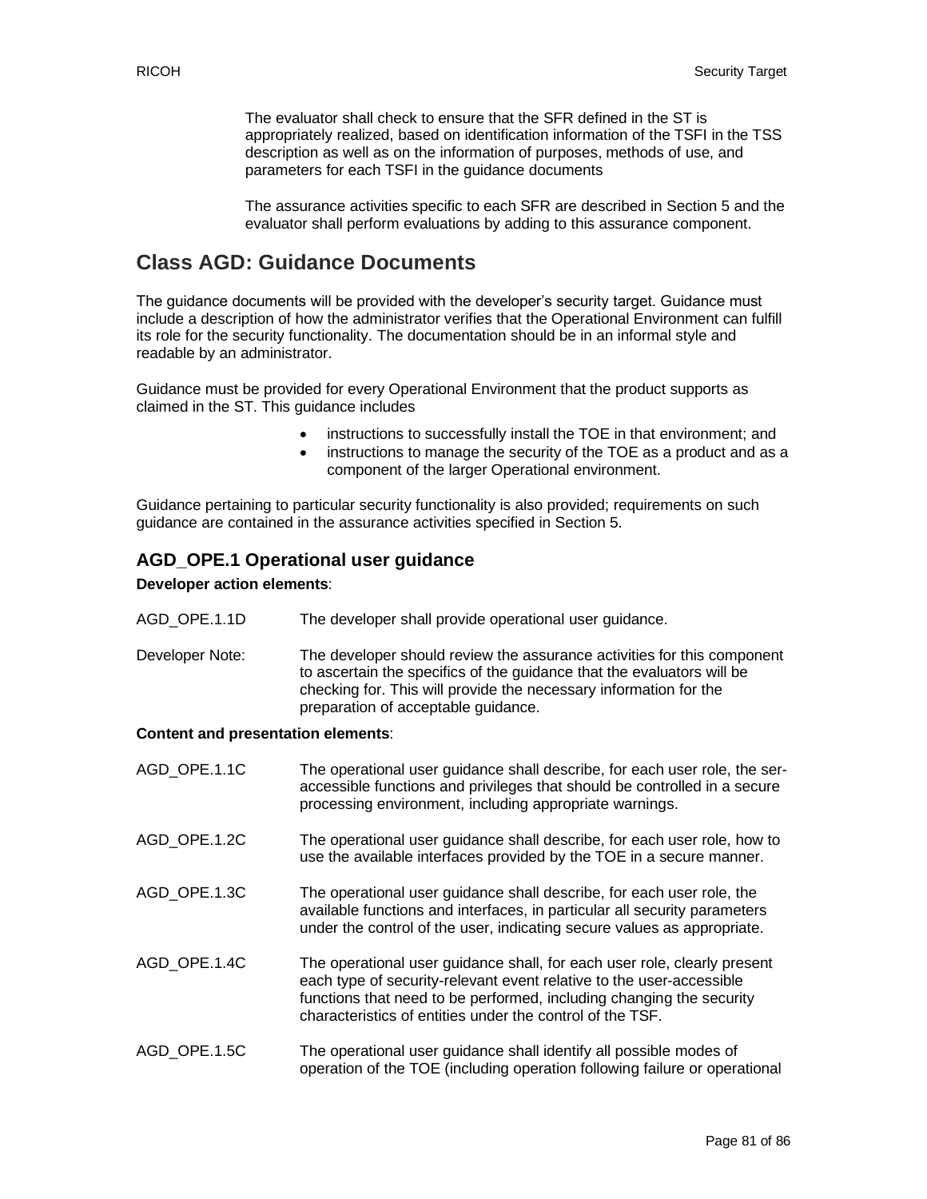The evaluator shall check to ensure that the SFR defined in the ST is appropriately realized, based on identification information of the TSFI in the TSS description as well as on the information of purposes, methods of use, and parameters for each TSFI in the guidance documents

The assurance activities specific to each SFR are described in Section 5 and the evaluator shall perform evaluations by adding to this assurance component.

## Class AGD: Guidance Documents

The guidance documents will be provided with the developer's security target. Guidance must include a description of how the administrator verifies that the Operational Environment can fulfill its role for the security functionality. The documentation should be in an informal style and readable by an administrator.

Guidance must be provided for every Operational Environment that the product supports as claimed in the ST. This guidance includes

- instructions to successfully install the TOE in that environment; and
- instructions to manage the security of the TOE as a product and as a component of the larger Operational environment.

Guidance pertaining to particular security functionality is also provided; requirements on such guidance are contained in the assurance activities specified in Section 5.

### AGD_OPE.1 Operational user guidance

**Developer action elements**:

AGD_OPE.1.1D The developer shall provide operational user guidance.

Developer Note: The developer should review the assurance activities for this component to ascertain the specifics of the guidance that the evaluators will be checking for. This will provide the necessary information for the preparation of acceptable guidance.

**Content and presentation elements**:

AGD_OPE.1.1C The operational user guidance shall describe, for each user role, the ser-accessible functions and privileges that should be controlled in a secure processing environment, including appropriate warnings.

AGD_OPE.1.2C The operational user guidance shall describe, for each user role, how to use the available interfaces provided by the TOE in a secure manner.

AGD_OPE.1.3C The operational user guidance shall describe, for each user role, the available functions and interfaces, in particular all security parameters under the control of the user, indicating secure values as appropriate.

AGD_OPE.1.4C The operational user guidance shall, for each user role, clearly present each type of security-relevant event relative to the user-accessible functions that need to be performed, including changing the security characteristics of entities under the control of the TSF.

AGD_OPE.1.5C The operational user guidance shall identify all possible modes of operation of the TOE (including operation following failure or operational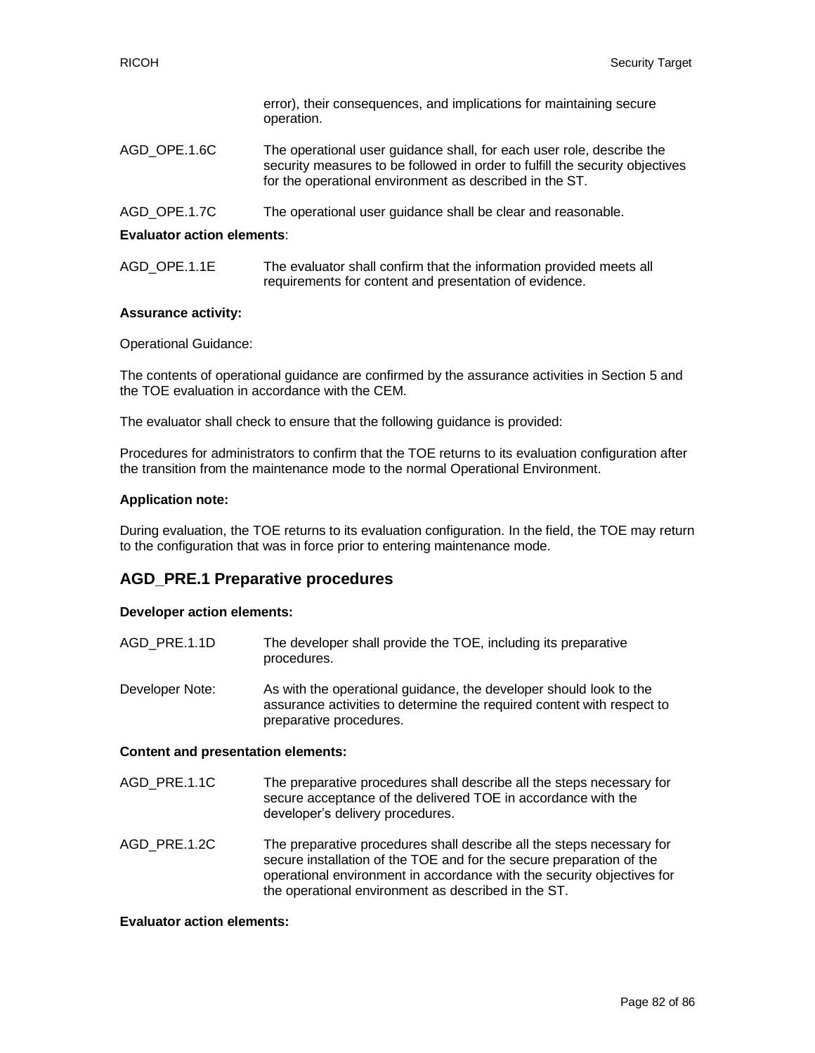error), their consequences, and implications for maintaining secure operation.

| | |
|---|---|
| AGD_OPE.1.6C | The operational user guidance shall, for each user role, describe the security measures to be followed in order to fulfill the security objectives for the operational environment as described in the ST. |
| AGD_OPE.1.7C | The operational user guidance shall be clear and reasonable. |

**Evaluator action elements**:

| | |
|---|---|
| AGD_OPE.1.1E | The evaluator shall confirm that the information provided meets all requirements for content and presentation of evidence. |

**Assurance activity:**

Operational Guidance:

The contents of operational guidance are confirmed by the assurance activities in Section 5 and the TOE evaluation in accordance with the CEM.

The evaluator shall check to ensure that the following guidance is provided:

Procedures for administrators to confirm that the TOE returns to its evaluation configuration after the transition from the maintenance mode to the normal Operational Environment.

**Application note:**

During evaluation, the TOE returns to its evaluation configuration. In the field, the TOE may return to the configuration that was in force prior to entering maintenance mode.

## AGD_PRE.1 Preparative procedures

**Developer action elements:**

| | |
|---|---|
| AGD_PRE.1.1D | The developer shall provide the TOE, including its preparative procedures. |
| Developer Note: | As with the operational guidance, the developer should look to the assurance activities to determine the required content with respect to preparative procedures. |

**Content and presentation elements:**

| | |
|---|---|
| AGD_PRE.1.1C | The preparative procedures shall describe all the steps necessary for secure acceptance of the delivered TOE in accordance with the developer's delivery procedures. |
| AGD_PRE.1.2C | The preparative procedures shall describe all the steps necessary for secure installation of the TOE and for the secure preparation of the operational environment in accordance with the security objectives for the operational environment as described in the ST. |

**Evaluator action elements:**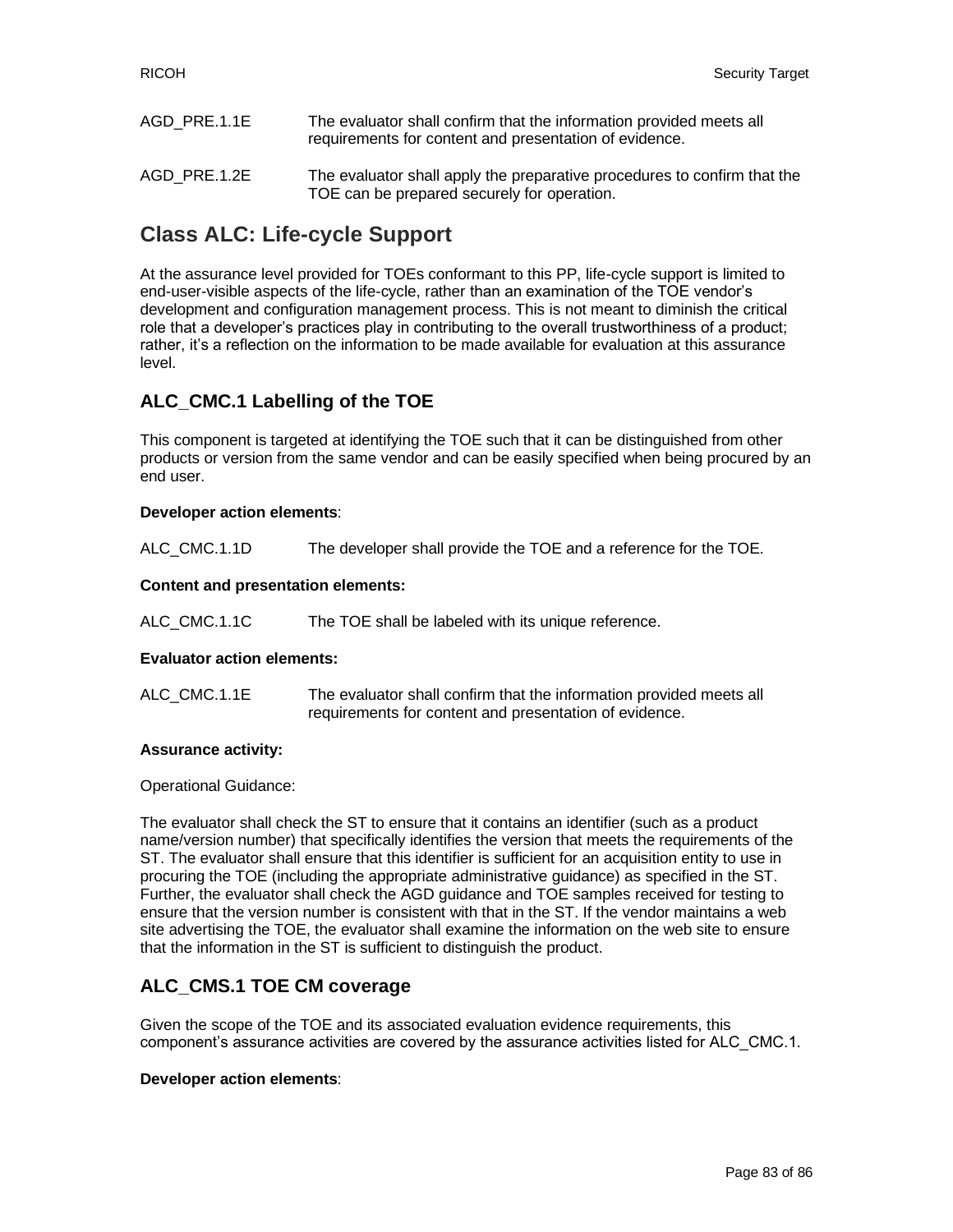AGD_PRE.1.1E The evaluator shall confirm that the information provided meets all requirements for content and presentation of evidence.

AGD_PRE.1.2E The evaluator shall apply the preparative procedures to confirm that the TOE can be prepared securely for operation.

# Class ALC: Life-cycle Support

At the assurance level provided for TOEs conformant to this PP, life-cycle support is limited to end-user-visible aspects of the life-cycle, rather than an examination of the TOE vendor's development and configuration management process. This is not meant to diminish the critical role that a developer's practices play in contributing to the overall trustworthiness of a product; rather, it's a reflection on the information to be made available for evaluation at this assurance level.

## ALC_CMC.1 Labelling of the TOE

This component is targeted at identifying the TOE such that it can be distinguished from other products or version from the same vendor and can be easily specified when being procured by an end user.

**Developer action elements**:

ALC_CMC.1.1D The developer shall provide the TOE and a reference for the TOE.

**Content and presentation elements:**

ALC_CMC.1.1C The TOE shall be labeled with its unique reference.

**Evaluator action elements:**

ALC_CMC.1.1E The evaluator shall confirm that the information provided meets all requirements for content and presentation of evidence.

**Assurance activity:**

Operational Guidance:

The evaluator shall check the ST to ensure that it contains an identifier (such as a product name/version number) that specifically identifies the version that meets the requirements of the ST. The evaluator shall ensure that this identifier is sufficient for an acquisition entity to use in procuring the TOE (including the appropriate administrative guidance) as specified in the ST. Further, the evaluator shall check the AGD guidance and TOE samples received for testing to ensure that the version number is consistent with that in the ST. If the vendor maintains a web site advertising the TOE, the evaluator shall examine the information on the web site to ensure that the information in the ST is sufficient to distinguish the product.

## ALC_CMS.1 TOE CM coverage

Given the scope of the TOE and its associated evaluation evidence requirements, this component's assurance activities are covered by the assurance activities listed for ALC_CMC.1.

**Developer action elements**: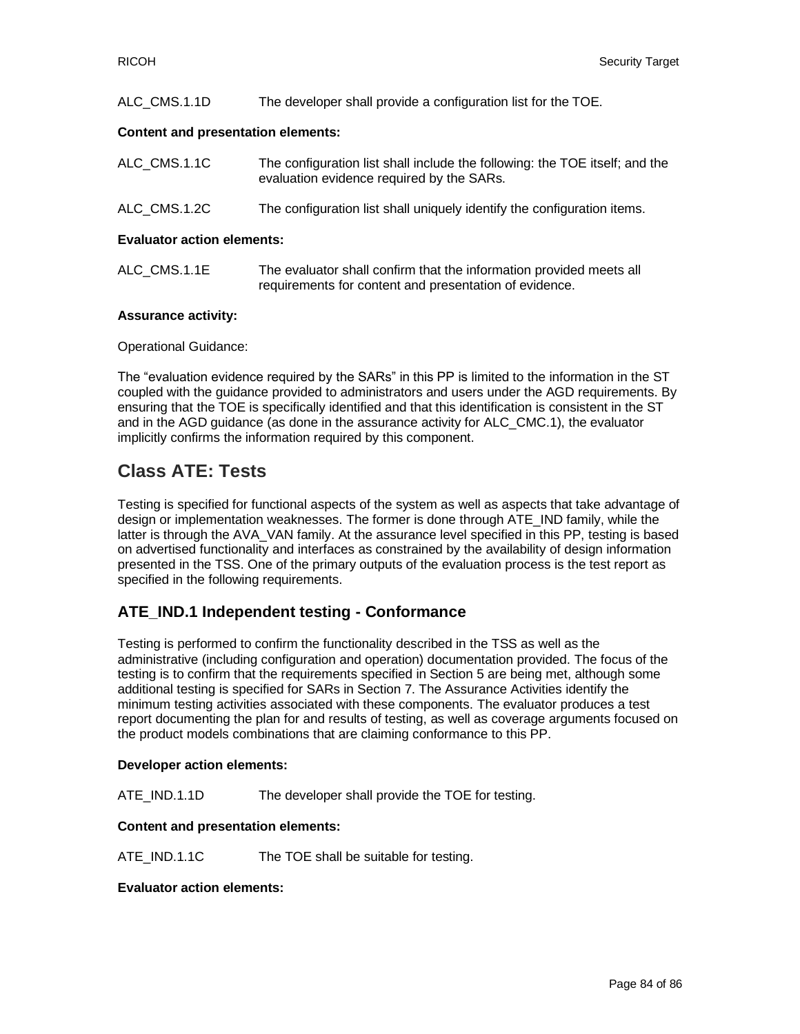ALC_CMS.1.1D The developer shall provide a configuration list for the TOE.

**Content and presentation elements:**

ALC_CMS.1.1C The configuration list shall include the following: the TOE itself; and the evaluation evidence required by the SARs.

ALC_CMS.1.2C The configuration list shall uniquely identify the configuration items.

**Evaluator action elements:**

ALC_CMS.1.1E The evaluator shall confirm that the information provided meets all requirements for content and presentation of evidence.

**Assurance activity:**

Operational Guidance:

The "evaluation evidence required by the SARs" in this PP is limited to the information in the ST coupled with the guidance provided to administrators and users under the AGD requirements. By ensuring that the TOE is specifically identified and that this identification is consistent in the ST and in the AGD guidance (as done in the assurance activity for ALC_CMC.1), the evaluator implicitly confirms the information required by this component.

## Class ATE: Tests

Testing is specified for functional aspects of the system as well as aspects that take advantage of design or implementation weaknesses. The former is done through ATE_IND family, while the latter is through the AVA_VAN family. At the assurance level specified in this PP, testing is based on advertised functionality and interfaces as constrained by the availability of design information presented in the TSS. One of the primary outputs of the evaluation process is the test report as specified in the following requirements.

### ATE_IND.1 Independent testing - Conformance

Testing is performed to confirm the functionality described in the TSS as well as the administrative (including configuration and operation) documentation provided. The focus of the testing is to confirm that the requirements specified in Section 5 are being met, although some additional testing is specified for SARs in Section 7. The Assurance Activities identify the minimum testing activities associated with these components. The evaluator produces a test report documenting the plan for and results of testing, as well as coverage arguments focused on the product models combinations that are claiming conformance to this PP.

**Developer action elements:**

ATE_IND.1.1D The developer shall provide the TOE for testing.

**Content and presentation elements:**

ATE_IND.1.1C The TOE shall be suitable for testing.

**Evaluator action elements:**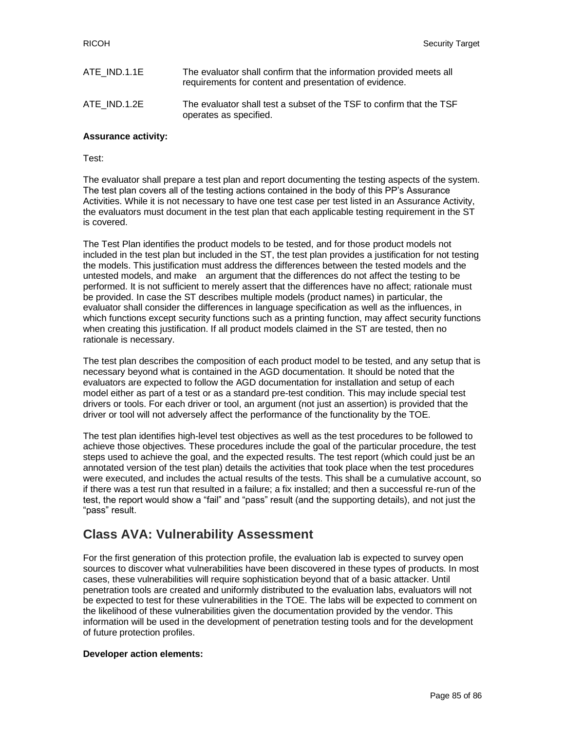| | |
|---|---|
| ATE_IND.1.1E | The evaluator shall confirm that the information provided meets all requirements for content and presentation of evidence. |
| ATE_IND.1.2E | The evaluator shall test a subset of the TSF to confirm that the TSF operates as specified. |

**Assurance activity:**

Test:

The evaluator shall prepare a test plan and report documenting the testing aspects of the system. The test plan covers all of the testing actions contained in the body of this PP's Assurance Activities. While it is not necessary to have one test case per test listed in an Assurance Activity, the evaluators must document in the test plan that each applicable testing requirement in the ST is covered.

The Test Plan identifies the product models to be tested, and for those product models not included in the test plan but included in the ST, the test plan provides a justification for not testing the models. This justification must address the differences between the tested models and the untested models, and make an argument that the differences do not affect the testing to be performed. It is not sufficient to merely assert that the differences have no affect; rationale must be provided. In case the ST describes multiple models (product names) in particular, the evaluator shall consider the differences in language specification as well as the influences, in which functions except security functions such as a printing function, may affect security functions when creating this justification. If all product models claimed in the ST are tested, then no rationale is necessary.

The test plan describes the composition of each product model to be tested, and any setup that is necessary beyond what is contained in the AGD documentation. It should be noted that the evaluators are expected to follow the AGD documentation for installation and setup of each model either as part of a test or as a standard pre-test condition. This may include special test drivers or tools. For each driver or tool, an argument (not just an assertion) is provided that the driver or tool will not adversely affect the performance of the functionality by the TOE.

The test plan identifies high-level test objectives as well as the test procedures to be followed to achieve those objectives. These procedures include the goal of the particular procedure, the test steps used to achieve the goal, and the expected results. The test report (which could just be an annotated version of the test plan) details the activities that took place when the test procedures were executed, and includes the actual results of the tests. This shall be a cumulative account, so if there was a test run that resulted in a failure; a fix installed; and then a successful re-run of the test, the report would show a "fail" and "pass" result (and the supporting details), and not just the "pass" result.

## Class AVA: Vulnerability Assessment

For the first generation of this protection profile, the evaluation lab is expected to survey open sources to discover what vulnerabilities have been discovered in these types of products. In most cases, these vulnerabilities will require sophistication beyond that of a basic attacker. Until penetration tools are created and uniformly distributed to the evaluation labs, evaluators will not be expected to test for these vulnerabilities in the TOE. The labs will be expected to comment on the likelihood of these vulnerabilities given the documentation provided by the vendor. This information will be used in the development of penetration testing tools and for the development of future protection profiles.

**Developer action elements:**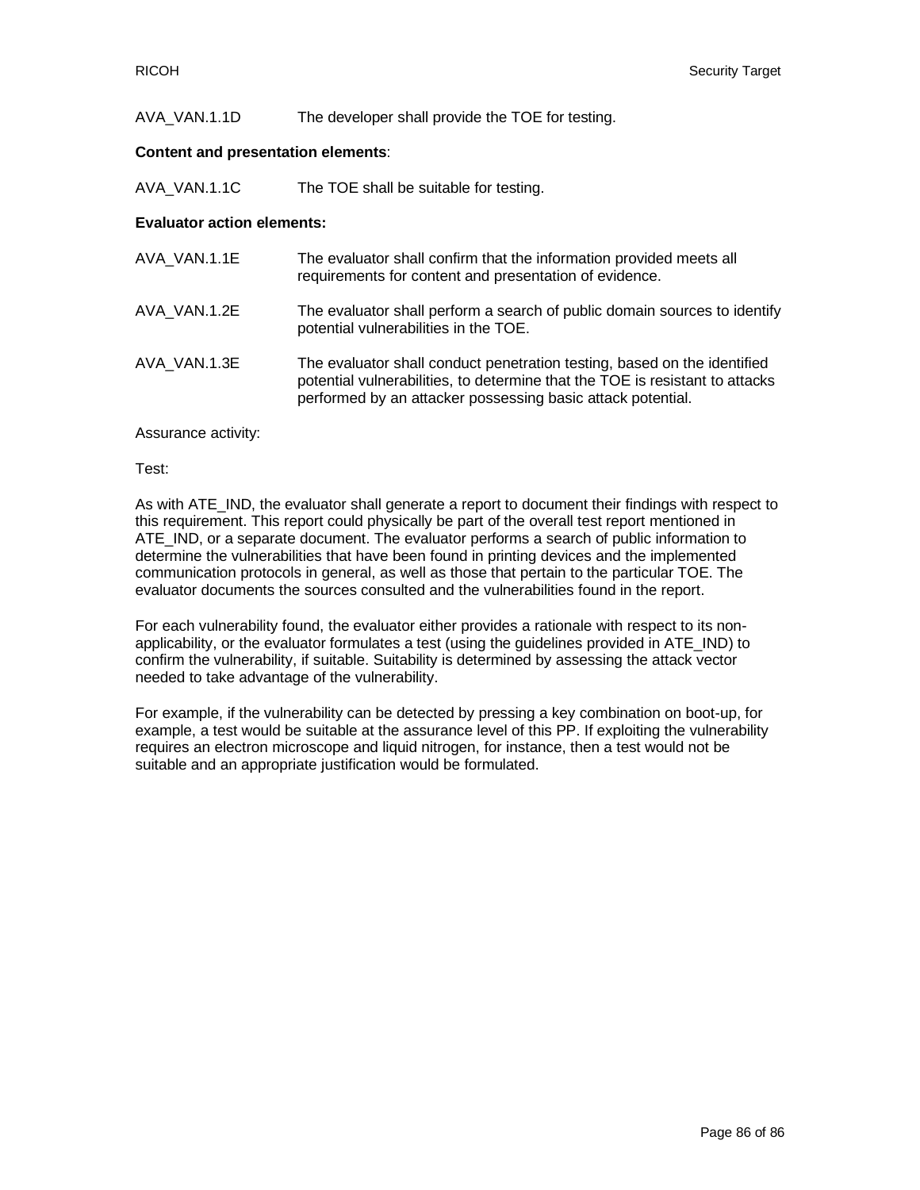AVA_VAN.1.1D The developer shall provide the TOE for testing.

**Content and presentation elements**:

AVA_VAN.1.1C The TOE shall be suitable for testing.

**Evaluator action elements:**

AVA_VAN.1.1E The evaluator shall confirm that the information provided meets all requirements for content and presentation of evidence.

AVA_VAN.1.2E The evaluator shall perform a search of public domain sources to identify potential vulnerabilities in the TOE.

AVA_VAN.1.3E The evaluator shall conduct penetration testing, based on the identified potential vulnerabilities, to determine that the TOE is resistant to attacks performed by an attacker possessing basic attack potential.

Assurance activity:

Test:

As with ATE_IND, the evaluator shall generate a report to document their findings with respect to this requirement. This report could physically be part of the overall test report mentioned in ATE_IND, or a separate document. The evaluator performs a search of public information to determine the vulnerabilities that have been found in printing devices and the implemented communication protocols in general, as well as those that pertain to the particular TOE. The evaluator documents the sources consulted and the vulnerabilities found in the report.

For each vulnerability found, the evaluator either provides a rationale with respect to its non-applicability, or the evaluator formulates a test (using the guidelines provided in ATE_IND) to confirm the vulnerability, if suitable. Suitability is determined by assessing the attack vector needed to take advantage of the vulnerability.

For example, if the vulnerability can be detected by pressing a key combination on boot-up, for example, a test would be suitable at the assurance level of this PP. If exploiting the vulnerability requires an electron microscope and liquid nitrogen, for instance, then a test would not be suitable and an appropriate justification would be formulated.